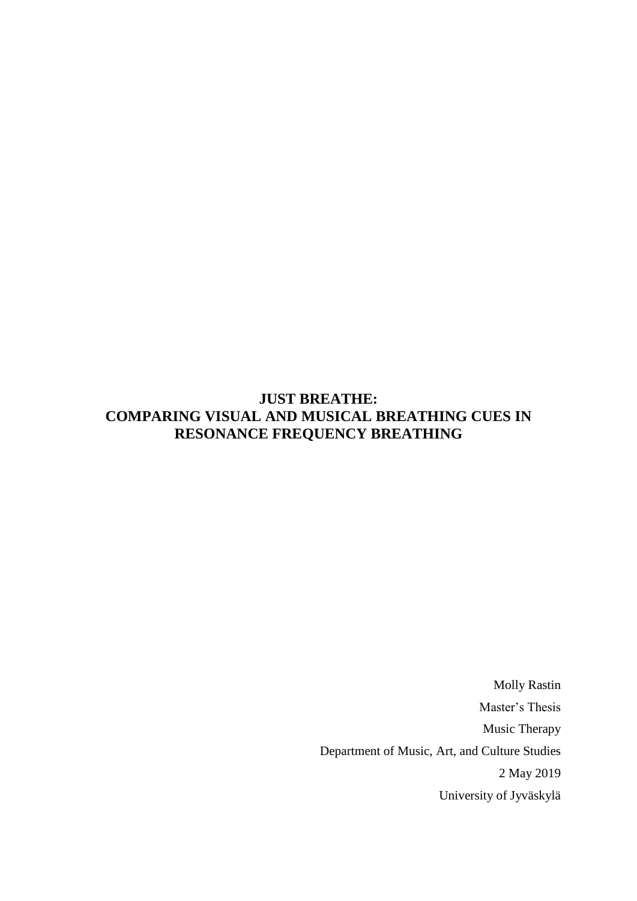# JUST BREATHE: COMPARING VISUAL AND MUSICAL BREATHING CUES IN RESONANCE FREQUENCY BREATHING

Molly Rastin

Master's Thesis

Music Therapy

Department of Music, Art, and Culture Studies

2 May 2019

University of Jyväskylä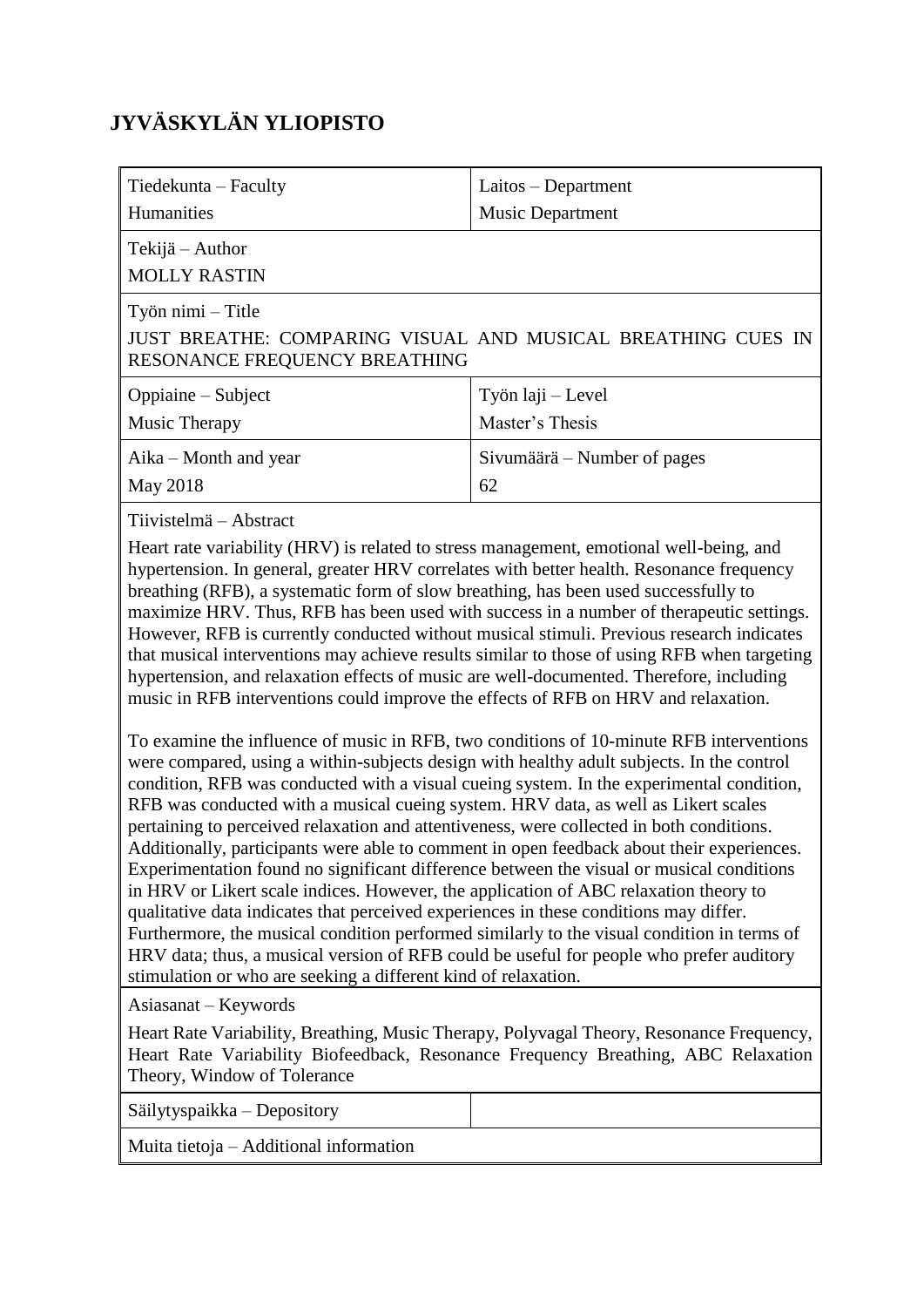# JYVÄSKYLÄN YLIOPISTO

| Tiedekunta – Faculty<br>Humanities | Laitos – Department<br>Music Department |
|---|---|
| Tekijä – Author<br>MOLLY RASTIN | |
| Työn nimi – Title<br>JUST BREATHE: COMPARING VISUAL AND MUSICAL BREATHING CUES IN RESONANCE FREQUENCY BREATHING | |
| Oppiaine – Subject<br>Music Therapy | Työn laji – Level<br>Master's Thesis |
| Aika – Month and year<br>May 2018 | Sivumäärä – Number of pages<br>62 |

Tiivistelmä – Abstract

Heart rate variability (HRV) is related to stress management, emotional well-being, and hypertension. In general, greater HRV correlates with better health. Resonance frequency breathing (RFB), a systematic form of slow breathing, has been used successfully to maximize HRV. Thus, RFB has been used with success in a number of therapeutic settings. However, RFB is currently conducted without musical stimuli. Previous research indicates that musical interventions may achieve results similar to those of using RFB when targeting hypertension, and relaxation effects of music are well-documented. Therefore, including music in RFB interventions could improve the effects of RFB on HRV and relaxation.

To examine the influence of music in RFB, two conditions of 10-minute RFB interventions were compared, using a within-subjects design with healthy adult subjects. In the control condition, RFB was conducted with a visual cueing system. In the experimental condition, RFB was conducted with a musical cueing system. HRV data, as well as Likert scales pertaining to perceived relaxation and attentiveness, were collected in both conditions. Additionally, participants were able to comment in open feedback about their experiences. Experimentation found no significant difference between the visual or musical conditions in HRV or Likert scale indices. However, the application of ABC relaxation theory to qualitative data indicates that perceived experiences in these conditions may differ. Furthermore, the musical condition performed similarly to the visual condition in terms of HRV data; thus, a musical version of RFB could be useful for people who prefer auditory stimulation or who are seeking a different kind of relaxation.

Asiasanat – Keywords

Heart Rate Variability, Breathing, Music Therapy, Polyvagal Theory, Resonance Frequency, Heart Rate Variability Biofeedback, Resonance Frequency Breathing, ABC Relaxation Theory, Window of Tolerance

| Säilytyspaikka – Depository | |
|---|---|
| Muita tietoja – Additional information | |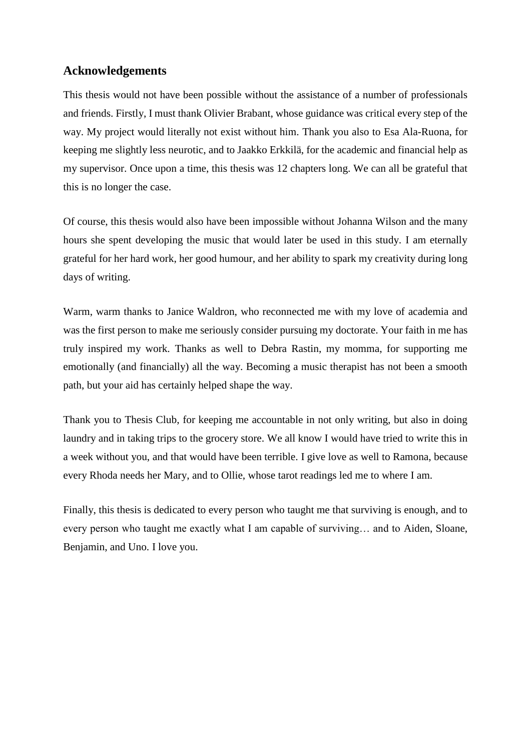## Acknowledgements

This thesis would not have been possible without the assistance of a number of professionals and friends. Firstly, I must thank Olivier Brabant, whose guidance was critical every step of the way. My project would literally not exist without him. Thank you also to Esa Ala-Ruona, for keeping me slightly less neurotic, and to Jaakko Erkkilä, for the academic and financial help as my supervisor. Once upon a time, this thesis was 12 chapters long. We can all be grateful that this is no longer the case.

Of course, this thesis would also have been impossible without Johanna Wilson and the many hours she spent developing the music that would later be used in this study. I am eternally grateful for her hard work, her good humour, and her ability to spark my creativity during long days of writing.

Warm, warm thanks to Janice Waldron, who reconnected me with my love of academia and was the first person to make me seriously consider pursuing my doctorate. Your faith in me has truly inspired my work. Thanks as well to Debra Rastin, my momma, for supporting me emotionally (and financially) all the way. Becoming a music therapist has not been a smooth path, but your aid has certainly helped shape the way.

Thank you to Thesis Club, for keeping me accountable in not only writing, but also in doing laundry and in taking trips to the grocery store. We all know I would have tried to write this in a week without you, and that would have been terrible. I give love as well to Ramona, because every Rhoda needs her Mary, and to Ollie, whose tarot readings led me to where I am.

Finally, this thesis is dedicated to every person who taught me that surviving is enough, and to every person who taught me exactly what I am capable of surviving… and to Aiden, Sloane, Benjamin, and Uno. I love you.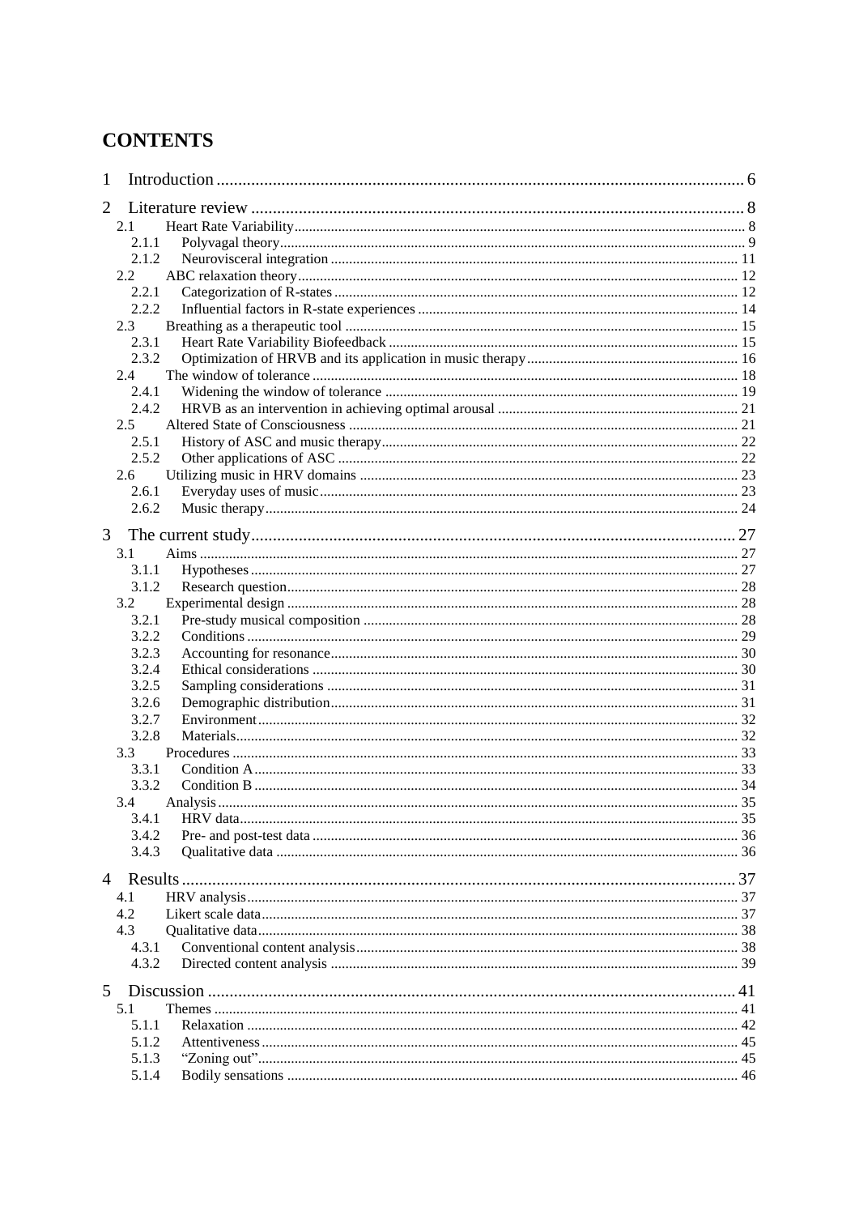# CONTENTS

- 1 Introduction ..... 6
- 2 Literature review ..... 8
  - 2.1 Heart Rate Variability ..... 8
    - 2.1.1 Polyvagal theory ..... 9
    - 2.1.2 Neurovisceral integration ..... 11
  - 2.2 ABC relaxation theory ..... 12
    - 2.2.1 Categorization of R-states ..... 12
    - 2.2.2 Influential factors in R-state experiences ..... 14
  - 2.3 Breathing as a therapeutic tool ..... 15
    - 2.3.1 Heart Rate Variability Biofeedback ..... 15
    - 2.3.2 Optimization of HRVB and its application in music therapy ..... 16
  - 2.4 The window of tolerance ..... 18
    - 2.4.1 Widening the window of tolerance ..... 19
    - 2.4.2 HRVB as an intervention in achieving optimal arousal ..... 21
  - 2.5 Altered State of Consciousness ..... 21
    - 2.5.1 History of ASC and music therapy ..... 22
    - 2.5.2 Other applications of ASC ..... 22
  - 2.6 Utilizing music in HRV domains ..... 23
    - 2.6.1 Everyday uses of music ..... 23
    - 2.6.2 Music therapy ..... 24
- 3 The current study ..... 27
  - 3.1 Aims ..... 27
    - 3.1.1 Hypotheses ..... 27
    - 3.1.2 Research question ..... 28
  - 3.2 Experimental design ..... 28
    - 3.2.1 Pre-study musical composition ..... 28
    - 3.2.2 Conditions ..... 29
    - 3.2.3 Accounting for resonance ..... 30
    - 3.2.4 Ethical considerations ..... 30
    - 3.2.5 Sampling considerations ..... 31
    - 3.2.6 Demographic distribution ..... 31
    - 3.2.7 Environment ..... 32
    - 3.2.8 Materials ..... 32
  - 3.3 Procedures ..... 33
    - 3.3.1 Condition A ..... 33
    - 3.3.2 Condition B ..... 34
  - 3.4 Analysis ..... 35
    - 3.4.1 HRV data ..... 35
    - 3.4.2 Pre- and post-test data ..... 36
    - 3.4.3 Qualitative data ..... 36
- 4 Results ..... 37
  - 4.1 HRV analysis ..... 37
  - 4.2 Likert scale data ..... 37
  - 4.3 Qualitative data ..... 38
    - 4.3.1 Conventional content analysis ..... 38
    - 4.3.2 Directed content analysis ..... 39
- 5 Discussion ..... 41
  - 5.1 Themes ..... 41
    - 5.1.1 Relaxation ..... 42
    - 5.1.2 Attentiveness ..... 45
    - 5.1.3 "Zoning out" ..... 45
    - 5.1.4 Bodily sensations ..... 46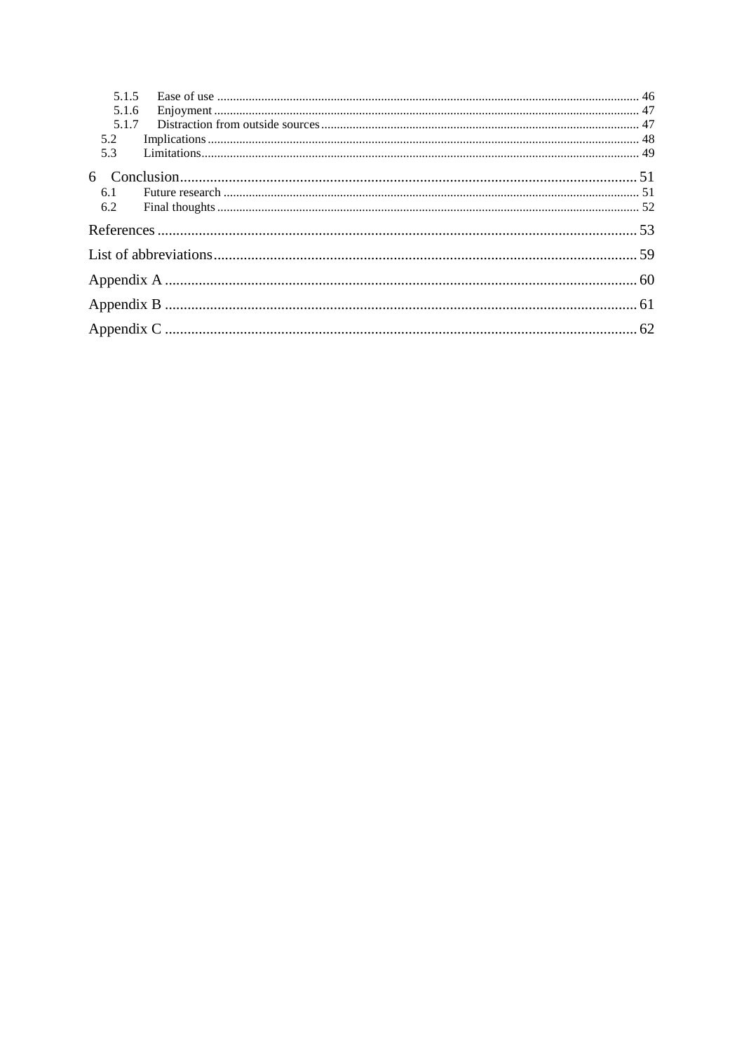5.1.5 Ease of use ..... 46
5.1.6 Enjoyment ..... 47
5.1.7 Distraction from outside sources ..... 47
5.2 Implications ..... 48
5.3 Limitations ..... 49

6 Conclusion ..... 51
6.1 Future research ..... 51
6.2 Final thoughts ..... 52

References ..... 53

List of abbreviations ..... 59

Appendix A ..... 60

Appendix B ..... 61

Appendix C ..... 62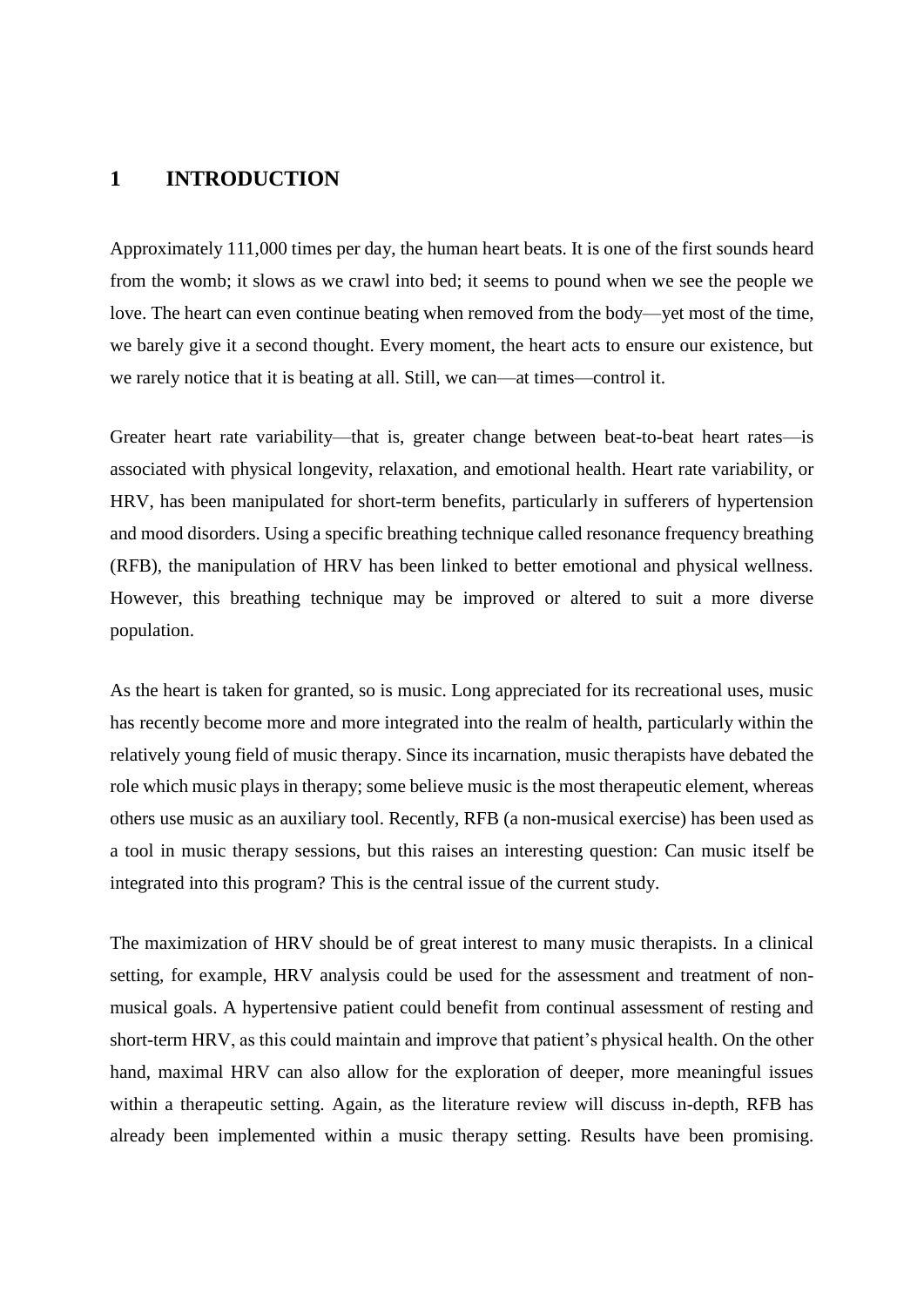# 1 INTRODUCTION

Approximately 111,000 times per day, the human heart beats. It is one of the first sounds heard from the womb; it slows as we crawl into bed; it seems to pound when we see the people we love. The heart can even continue beating when removed from the body—yet most of the time, we barely give it a second thought. Every moment, the heart acts to ensure our existence, but we rarely notice that it is beating at all. Still, we can—at times—control it.

Greater heart rate variability—that is, greater change between beat-to-beat heart rates—is associated with physical longevity, relaxation, and emotional health. Heart rate variability, or HRV, has been manipulated for short-term benefits, particularly in sufferers of hypertension and mood disorders. Using a specific breathing technique called resonance frequency breathing (RFB), the manipulation of HRV has been linked to better emotional and physical wellness. However, this breathing technique may be improved or altered to suit a more diverse population.

As the heart is taken for granted, so is music. Long appreciated for its recreational uses, music has recently become more and more integrated into the realm of health, particularly within the relatively young field of music therapy. Since its incarnation, music therapists have debated the role which music plays in therapy; some believe music is the most therapeutic element, whereas others use music as an auxiliary tool. Recently, RFB (a non-musical exercise) has been used as a tool in music therapy sessions, but this raises an interesting question: Can music itself be integrated into this program? This is the central issue of the current study.

The maximization of HRV should be of great interest to many music therapists. In a clinical setting, for example, HRV analysis could be used for the assessment and treatment of non-musical goals. A hypertensive patient could benefit from continual assessment of resting and short-term HRV, as this could maintain and improve that patient's physical health. On the other hand, maximal HRV can also allow for the exploration of deeper, more meaningful issues within a therapeutic setting. Again, as the literature review will discuss in-depth, RFB has already been implemented within a music therapy setting. Results have been promising.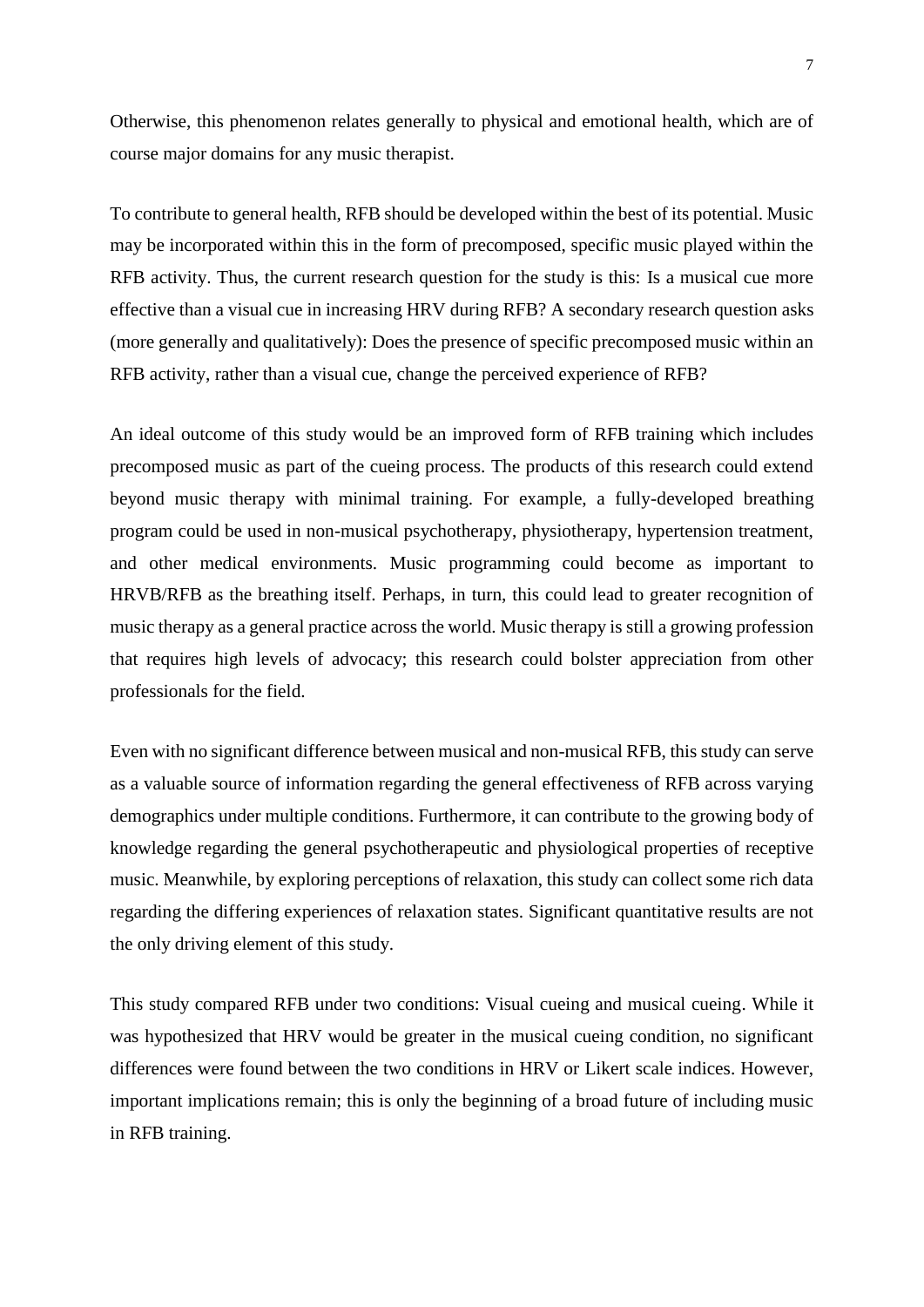Otherwise, this phenomenon relates generally to physical and emotional health, which are of course major domains for any music therapist.

To contribute to general health, RFB should be developed within the best of its potential. Music may be incorporated within this in the form of precomposed, specific music played within the RFB activity. Thus, the current research question for the study is this: Is a musical cue more effective than a visual cue in increasing HRV during RFB? A secondary research question asks (more generally and qualitatively): Does the presence of specific precomposed music within an RFB activity, rather than a visual cue, change the perceived experience of RFB?

An ideal outcome of this study would be an improved form of RFB training which includes precomposed music as part of the cueing process. The products of this research could extend beyond music therapy with minimal training. For example, a fully-developed breathing program could be used in non-musical psychotherapy, physiotherapy, hypertension treatment, and other medical environments. Music programming could become as important to HRVB/RFB as the breathing itself. Perhaps, in turn, this could lead to greater recognition of music therapy as a general practice across the world. Music therapy is still a growing profession that requires high levels of advocacy; this research could bolster appreciation from other professionals for the field.

Even with no significant difference between musical and non-musical RFB, this study can serve as a valuable source of information regarding the general effectiveness of RFB across varying demographics under multiple conditions. Furthermore, it can contribute to the growing body of knowledge regarding the general psychotherapeutic and physiological properties of receptive music. Meanwhile, by exploring perceptions of relaxation, this study can collect some rich data regarding the differing experiences of relaxation states. Significant quantitative results are not the only driving element of this study.

This study compared RFB under two conditions: Visual cueing and musical cueing. While it was hypothesized that HRV would be greater in the musical cueing condition, no significant differences were found between the two conditions in HRV or Likert scale indices. However, important implications remain; this is only the beginning of a broad future of including music in RFB training.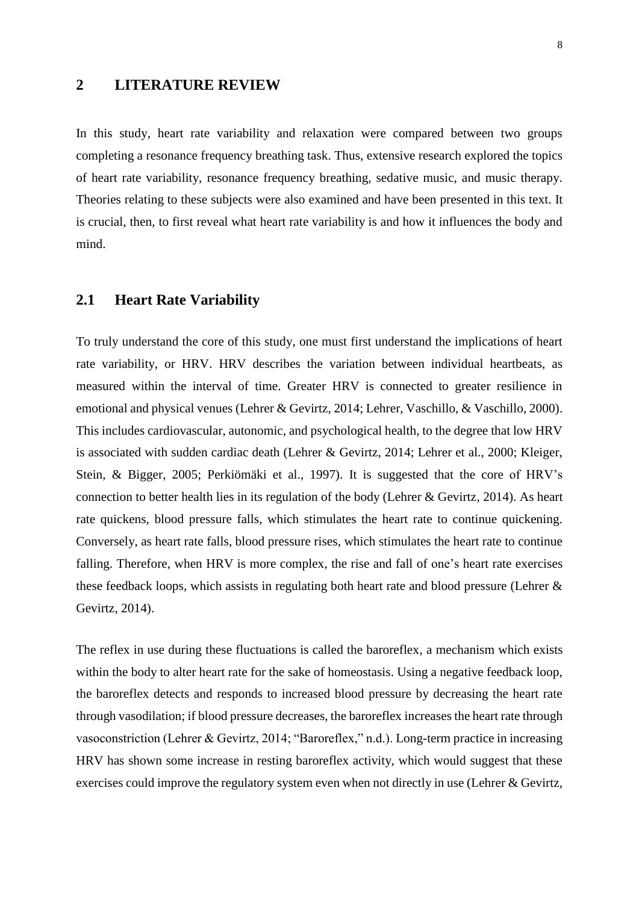# 2 LITERATURE REVIEW

In this study, heart rate variability and relaxation were compared between two groups completing a resonance frequency breathing task. Thus, extensive research explored the topics of heart rate variability, resonance frequency breathing, sedative music, and music therapy. Theories relating to these subjects were also examined and have been presented in this text. It is crucial, then, to first reveal what heart rate variability is and how it influences the body and mind.

## 2.1 Heart Rate Variability

To truly understand the core of this study, one must first understand the implications of heart rate variability, or HRV. HRV describes the variation between individual heartbeats, as measured within the interval of time. Greater HRV is connected to greater resilience in emotional and physical venues (Lehrer & Gevirtz, 2014; Lehrer, Vaschillo, & Vaschillo, 2000). This includes cardiovascular, autonomic, and psychological health, to the degree that low HRV is associated with sudden cardiac death (Lehrer & Gevirtz, 2014; Lehrer et al., 2000; Kleiger, Stein, & Bigger, 2005; Perkiömäki et al., 1997). It is suggested that the core of HRV's connection to better health lies in its regulation of the body (Lehrer & Gevirtz, 2014). As heart rate quickens, blood pressure falls, which stimulates the heart rate to continue quickening. Conversely, as heart rate falls, blood pressure rises, which stimulates the heart rate to continue falling. Therefore, when HRV is more complex, the rise and fall of one's heart rate exercises these feedback loops, which assists in regulating both heart rate and blood pressure (Lehrer & Gevirtz, 2014).

The reflex in use during these fluctuations is called the baroreflex, a mechanism which exists within the body to alter heart rate for the sake of homeostasis. Using a negative feedback loop, the baroreflex detects and responds to increased blood pressure by decreasing the heart rate through vasodilation; if blood pressure decreases, the baroreflex increases the heart rate through vasoconstriction (Lehrer & Gevirtz, 2014; "Baroreflex," n.d.). Long-term practice in increasing HRV has shown some increase in resting baroreflex activity, which would suggest that these exercises could improve the regulatory system even when not directly in use (Lehrer & Gevirtz,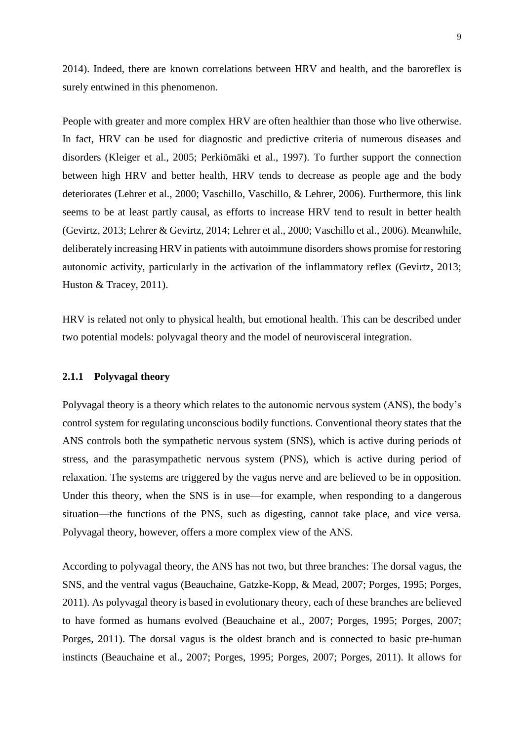2014). Indeed, there are known correlations between HRV and health, and the baroreflex is surely entwined in this phenomenon.

People with greater and more complex HRV are often healthier than those who live otherwise. In fact, HRV can be used for diagnostic and predictive criteria of numerous diseases and disorders (Kleiger et al., 2005; Perkiömäki et al., 1997). To further support the connection between high HRV and better health, HRV tends to decrease as people age and the body deteriorates (Lehrer et al., 2000; Vaschillo, Vaschillo, & Lehrer, 2006). Furthermore, this link seems to be at least partly causal, as efforts to increase HRV tend to result in better health (Gevirtz, 2013; Lehrer & Gevirtz, 2014; Lehrer et al., 2000; Vaschillo et al., 2006). Meanwhile, deliberately increasing HRV in patients with autoimmune disorders shows promise for restoring autonomic activity, particularly in the activation of the inflammatory reflex (Gevirtz, 2013; Huston & Tracey, 2011).

HRV is related not only to physical health, but emotional health. This can be described under two potential models: polyvagal theory and the model of neurovisceral integration.

### 2.1.1 Polyvagal theory

Polyvagal theory is a theory which relates to the autonomic nervous system (ANS), the body's control system for regulating unconscious bodily functions. Conventional theory states that the ANS controls both the sympathetic nervous system (SNS), which is active during periods of stress, and the parasympathetic nervous system (PNS), which is active during period of relaxation. The systems are triggered by the vagus nerve and are believed to be in opposition. Under this theory, when the SNS is in use—for example, when responding to a dangerous situation—the functions of the PNS, such as digesting, cannot take place, and vice versa. Polyvagal theory, however, offers a more complex view of the ANS.

According to polyvagal theory, the ANS has not two, but three branches: The dorsal vagus, the SNS, and the ventral vagus (Beauchaine, Gatzke-Kopp, & Mead, 2007; Porges, 1995; Porges, 2011). As polyvagal theory is based in evolutionary theory, each of these branches are believed to have formed as humans evolved (Beauchaine et al., 2007; Porges, 1995; Porges, 2007; Porges, 2011). The dorsal vagus is the oldest branch and is connected to basic pre-human instincts (Beauchaine et al., 2007; Porges, 1995; Porges, 2007; Porges, 2011). It allows for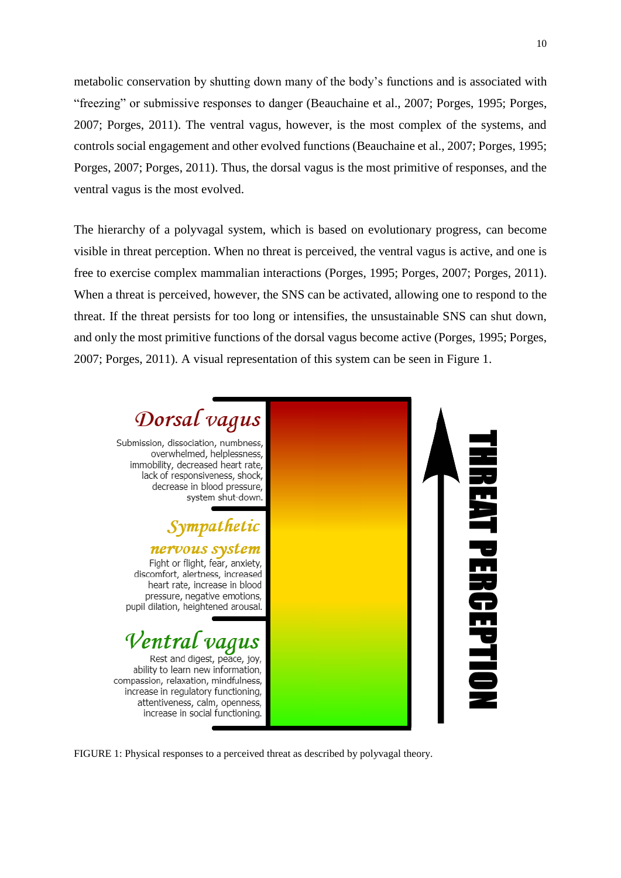metabolic conservation by shutting down many of the body's functions and is associated with "freezing" or submissive responses to danger (Beauchaine et al., 2007; Porges, 1995; Porges, 2007; Porges, 2011). The ventral vagus, however, is the most complex of the systems, and controls social engagement and other evolved functions (Beauchaine et al., 2007; Porges, 1995; Porges, 2007; Porges, 2011). Thus, the dorsal vagus is the most primitive of responses, and the ventral vagus is the most evolved.

The hierarchy of a polyvagal system, which is based on evolutionary progress, can become visible in threat perception. When no threat is perceived, the ventral vagus is active, and one is free to exercise complex mammalian interactions (Porges, 1995; Porges, 2007; Porges, 2011). When a threat is perceived, however, the SNS can be activated, allowing one to respond to the threat. If the threat persists for too long or intensifies, the unsustainable SNS can shut down, and only the most primitive functions of the dorsal vagus become active (Porges, 1995; Porges, 2007; Porges, 2011). A visual representation of this system can be seen in Figure 1.

*Dorsal vagus*
Submission, dissociation, numbness, overwhelmed, helplessness, immobility, decreased heart rate, lack of responsiveness, shock, decrease in blood pressure, system shut-down.

*Sympathetic nervous system*
Fight or flight, fear, anxiety, discomfort, alertness, increased heart rate, increase in blood pressure, negative emotions, pupil dilation, heightened arousal.

*Ventral vagus*
Rest and digest, peace, joy, ability to learn new information, compassion, relaxation, mindfulness, increase in regulatory functioning, attentiveness, calm, openness, increase in social functioning.

THREAT PERCEPTION

FIGURE 1: Physical responses to a perceived threat as described by polyvagal theory.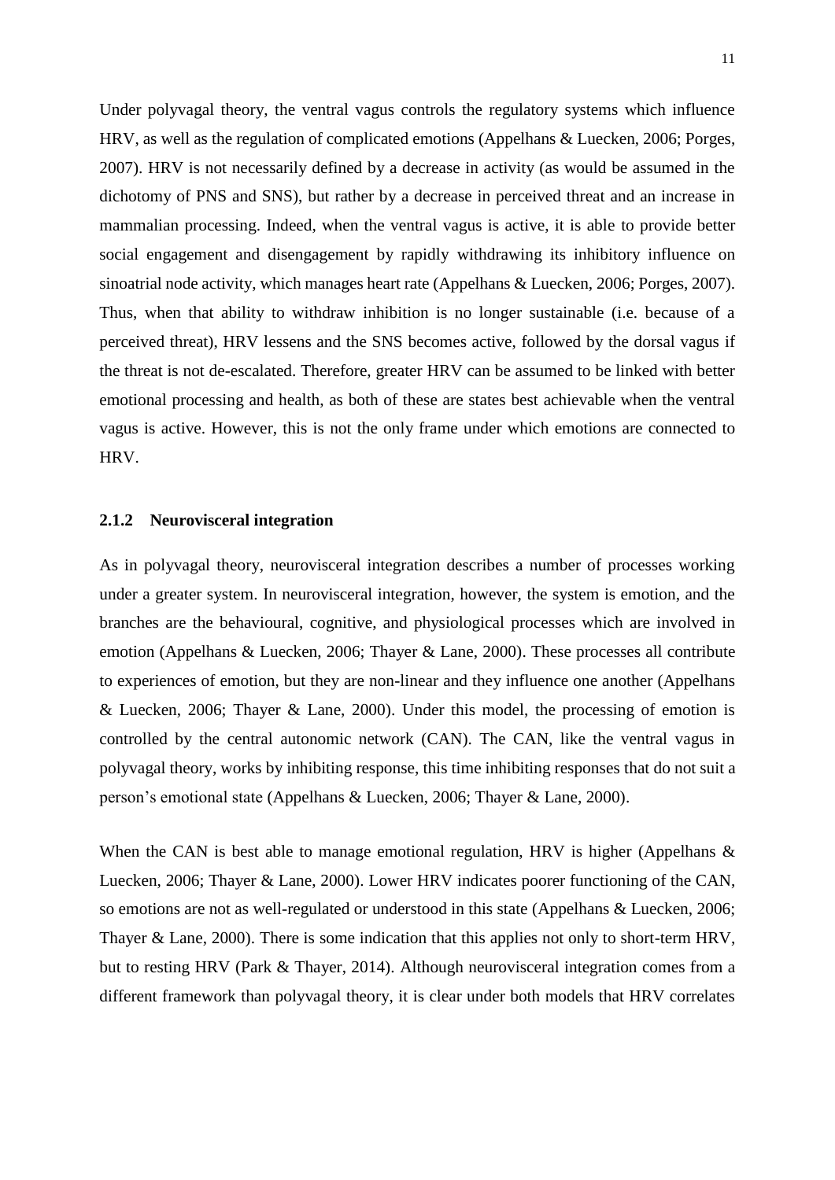Under polyvagal theory, the ventral vagus controls the regulatory systems which influence HRV, as well as the regulation of complicated emotions (Appelhans & Luecken, 2006; Porges, 2007). HRV is not necessarily defined by a decrease in activity (as would be assumed in the dichotomy of PNS and SNS), but rather by a decrease in perceived threat and an increase in mammalian processing. Indeed, when the ventral vagus is active, it is able to provide better social engagement and disengagement by rapidly withdrawing its inhibitory influence on sinoatrial node activity, which manages heart rate (Appelhans & Luecken, 2006; Porges, 2007). Thus, when that ability to withdraw inhibition is no longer sustainable (i.e. because of a perceived threat), HRV lessens and the SNS becomes active, followed by the dorsal vagus if the threat is not de-escalated. Therefore, greater HRV can be assumed to be linked with better emotional processing and health, as both of these are states best achievable when the ventral vagus is active. However, this is not the only frame under which emotions are connected to HRV.

### 2.1.2 Neurovisceral integration

As in polyvagal theory, neurovisceral integration describes a number of processes working under a greater system. In neurovisceral integration, however, the system is emotion, and the branches are the behavioural, cognitive, and physiological processes which are involved in emotion (Appelhans & Luecken, 2006; Thayer & Lane, 2000). These processes all contribute to experiences of emotion, but they are non-linear and they influence one another (Appelhans & Luecken, 2006; Thayer & Lane, 2000). Under this model, the processing of emotion is controlled by the central autonomic network (CAN). The CAN, like the ventral vagus in polyvagal theory, works by inhibiting response, this time inhibiting responses that do not suit a person's emotional state (Appelhans & Luecken, 2006; Thayer & Lane, 2000).

When the CAN is best able to manage emotional regulation, HRV is higher (Appelhans & Luecken, 2006; Thayer & Lane, 2000). Lower HRV indicates poorer functioning of the CAN, so emotions are not as well-regulated or understood in this state (Appelhans & Luecken, 2006; Thayer & Lane, 2000). There is some indication that this applies not only to short-term HRV, but to resting HRV (Park & Thayer, 2014). Although neurovisceral integration comes from a different framework than polyvagal theory, it is clear under both models that HRV correlates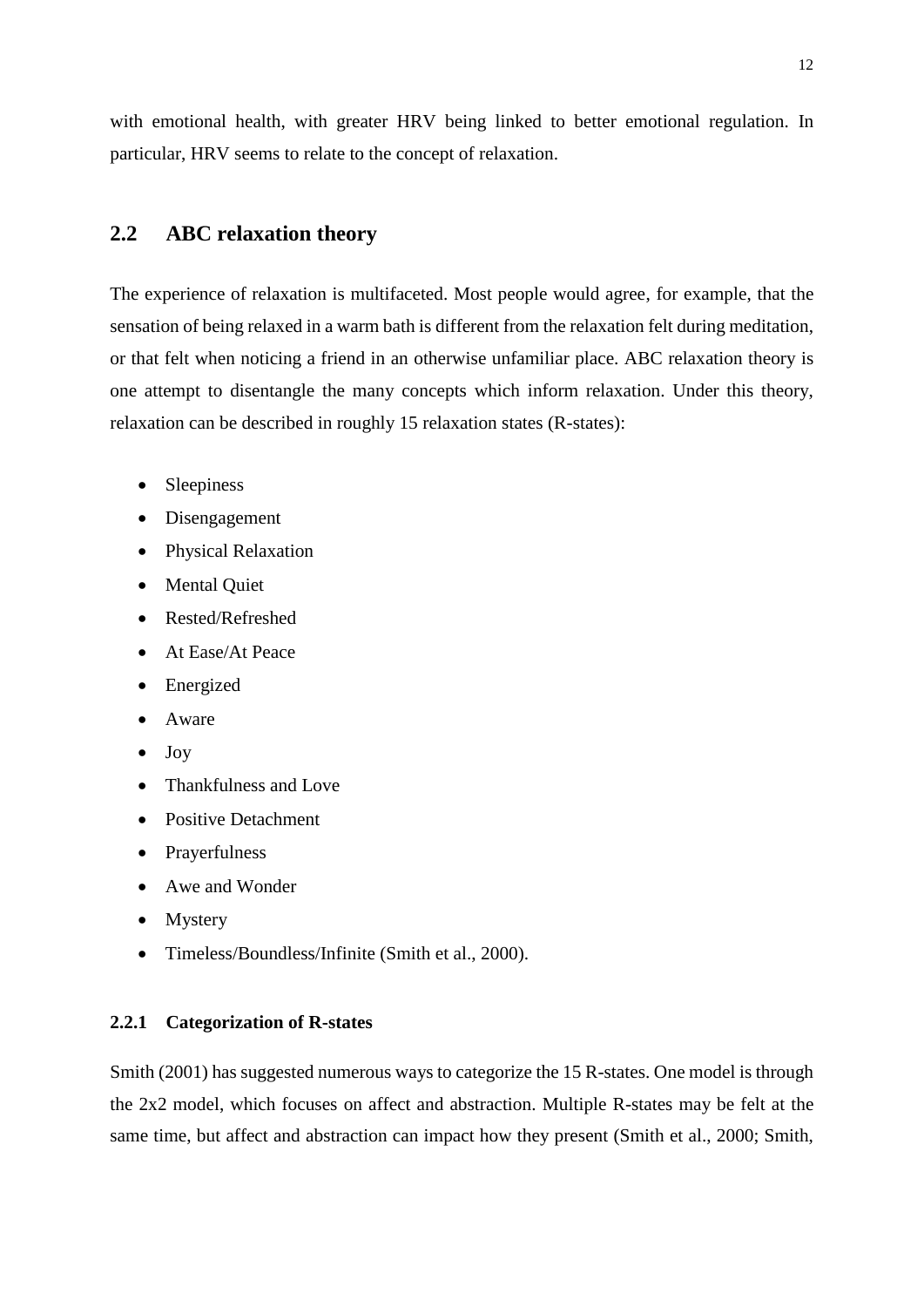with emotional health, with greater HRV being linked to better emotional regulation. In particular, HRV seems to relate to the concept of relaxation.

## 2.2 ABC relaxation theory

The experience of relaxation is multifaceted. Most people would agree, for example, that the sensation of being relaxed in a warm bath is different from the relaxation felt during meditation, or that felt when noticing a friend in an otherwise unfamiliar place. ABC relaxation theory is one attempt to disentangle the many concepts which inform relaxation. Under this theory, relaxation can be described in roughly 15 relaxation states (R-states):

- Sleepiness
- Disengagement
- Physical Relaxation
- Mental Quiet
- Rested/Refreshed
- At Ease/At Peace
- Energized
- Aware
- Joy
- Thankfulness and Love
- Positive Detachment
- Prayerfulness
- Awe and Wonder
- Mystery
- Timeless/Boundless/Infinite (Smith et al., 2000).

### 2.2.1 Categorization of R-states

Smith (2001) has suggested numerous ways to categorize the 15 R-states. One model is through the 2x2 model, which focuses on affect and abstraction. Multiple R-states may be felt at the same time, but affect and abstraction can impact how they present (Smith et al., 2000; Smith,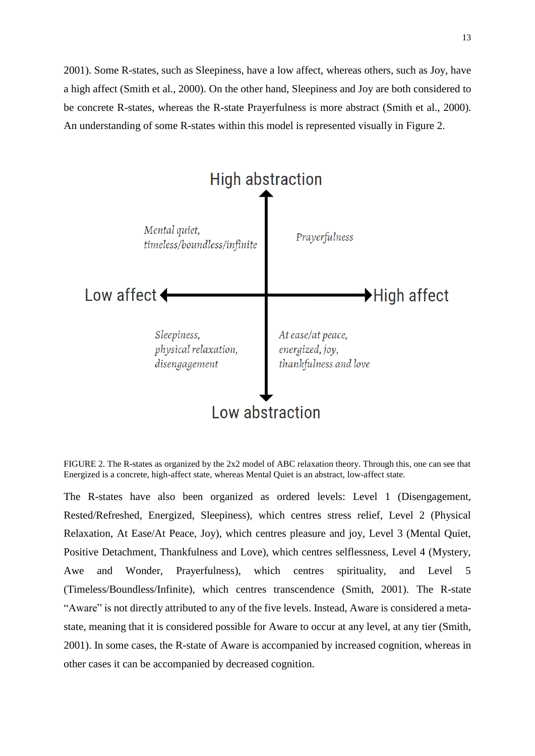2001). Some R-states, such as Sleepiness, have a low affect, whereas others, such as Joy, have a high affect (Smith et al., 2000). On the other hand, Sleepiness and Joy are both considered to be concrete R-states, whereas the R-state Prayerfulness is more abstract (Smith et al., 2000). An understanding of some R-states within this model is represented visually in Figure 2.

High abstraction

*Mental quiet, timeless/boundless/infinite*

*Prayerfulness*

Low affect

High affect

*Sleepiness, physical relaxation, disengagement*

*At ease/at peace, energized, joy, thankfulness and love*

Low abstraction

FIGURE 2. The R-states as organized by the 2x2 model of ABC relaxation theory. Through this, one can see that Energized is a concrete, high-affect state, whereas Mental Quiet is an abstract, low-affect state.

The R-states have also been organized as ordered levels: Level 1 (Disengagement, Rested/Refreshed, Energized, Sleepiness), which centres stress relief, Level 2 (Physical Relaxation, At Ease/At Peace, Joy), which centres pleasure and joy, Level 3 (Mental Quiet, Positive Detachment, Thankfulness and Love), which centres selflessness, Level 4 (Mystery, Awe and Wonder, Prayerfulness), which centres spirituality, and Level 5 (Timeless/Boundless/Infinite), which centres transcendence (Smith, 2001). The R-state "Aware" is not directly attributed to any of the five levels. Instead, Aware is considered a meta-state, meaning that it is considered possible for Aware to occur at any level, at any tier (Smith, 2001). In some cases, the R-state of Aware is accompanied by increased cognition, whereas in other cases it can be accompanied by decreased cognition.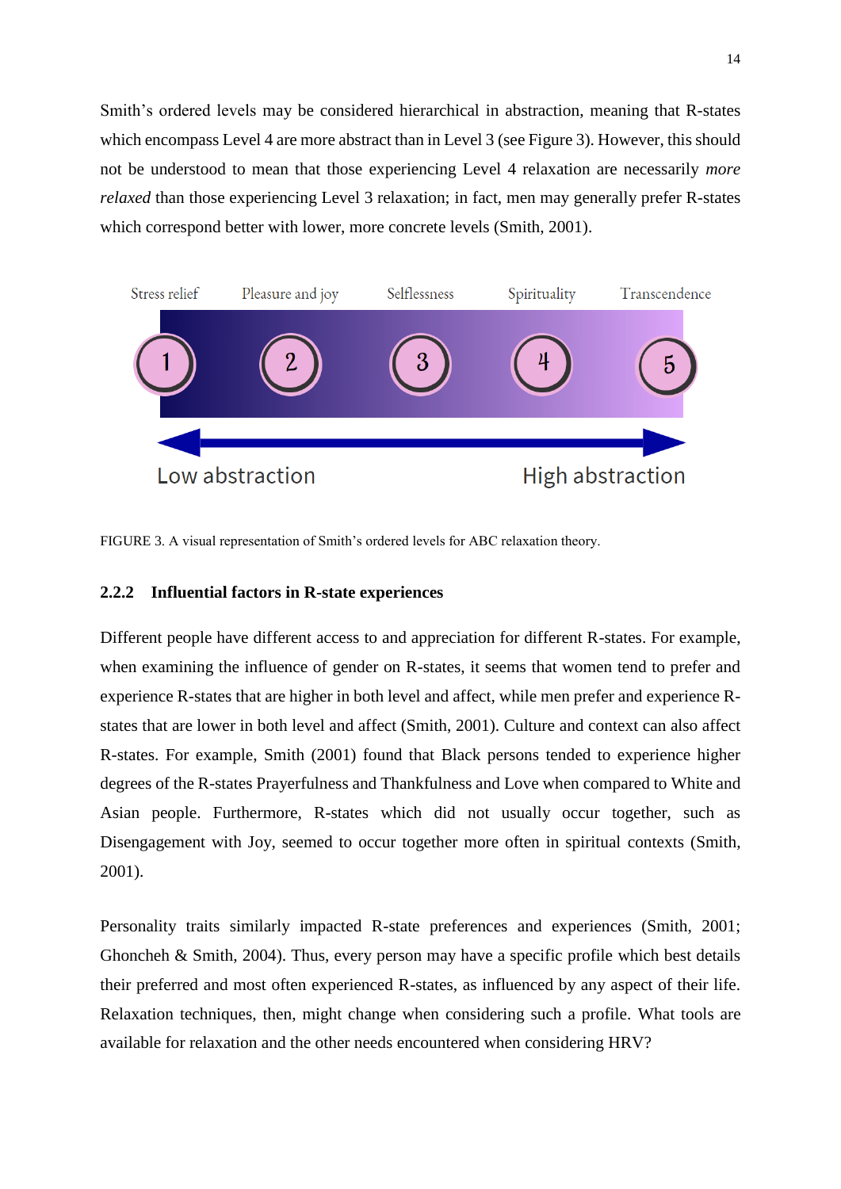Smith's ordered levels may be considered hierarchical in abstraction, meaning that R-states which encompass Level 4 are more abstract than in Level 3 (see Figure 3). However, this should not be understood to mean that those experiencing Level 4 relaxation are necessarily *more relaxed* than those experiencing Level 3 relaxation; in fact, men may generally prefer R-states which correspond better with lower, more concrete levels (Smith, 2001).

Stress relief | Pleasure and joy | Selflessness | Spirituality | Transcendence

1 | 2 | 3 | 4 | 5

Low abstraction ⟷ High abstraction

FIGURE 3. A visual representation of Smith's ordered levels for ABC relaxation theory.

### 2.2.2 Influential factors in R-state experiences

Different people have different access to and appreciation for different R-states. For example, when examining the influence of gender on R-states, it seems that women tend to prefer and experience R-states that are higher in both level and affect, while men prefer and experience R-states that are lower in both level and affect (Smith, 2001). Culture and context can also affect R-states. For example, Smith (2001) found that Black persons tended to experience higher degrees of the R-states Prayerfulness and Thankfulness and Love when compared to White and Asian people. Furthermore, R-states which did not usually occur together, such as Disengagement with Joy, seemed to occur together more often in spiritual contexts (Smith, 2001).

Personality traits similarly impacted R-state preferences and experiences (Smith, 2001; Ghoncheh & Smith, 2004). Thus, every person may have a specific profile which best details their preferred and most often experienced R-states, as influenced by any aspect of their life. Relaxation techniques, then, might change when considering such a profile. What tools are available for relaxation and the other needs encountered when considering HRV?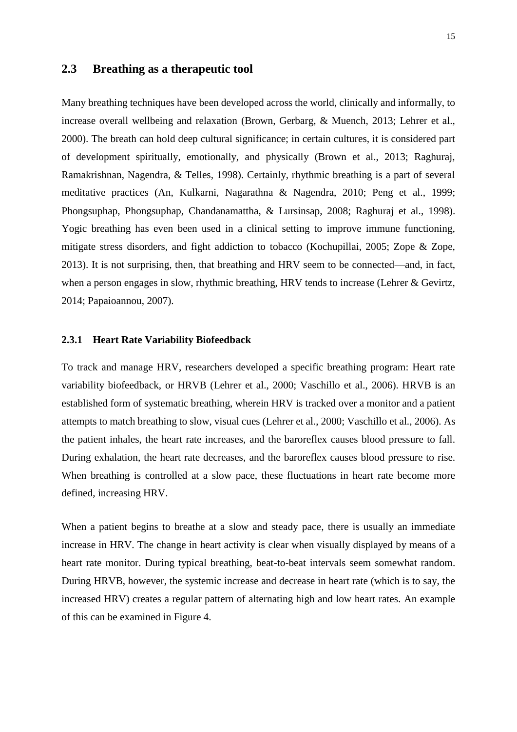## 2.3 Breathing as a therapeutic tool

Many breathing techniques have been developed across the world, clinically and informally, to increase overall wellbeing and relaxation (Brown, Gerbarg, & Muench, 2013; Lehrer et al., 2000). The breath can hold deep cultural significance; in certain cultures, it is considered part of development spiritually, emotionally, and physically (Brown et al., 2013; Raghuraj, Ramakrishnan, Nagendra, & Telles, 1998). Certainly, rhythmic breathing is a part of several meditative practices (An, Kulkarni, Nagarathna & Nagendra, 2010; Peng et al., 1999; Phongsuphap, Phongsuphap, Chandanamattha, & Lursinsap, 2008; Raghuraj et al., 1998). Yogic breathing has even been used in a clinical setting to improve immune functioning, mitigate stress disorders, and fight addiction to tobacco (Kochupillai, 2005; Zope & Zope, 2013). It is not surprising, then, that breathing and HRV seem to be connected—and, in fact, when a person engages in slow, rhythmic breathing, HRV tends to increase (Lehrer & Gevirtz, 2014; Papaioannou, 2007).

### 2.3.1 Heart Rate Variability Biofeedback

To track and manage HRV, researchers developed a specific breathing program: Heart rate variability biofeedback, or HRVB (Lehrer et al., 2000; Vaschillo et al., 2006). HRVB is an established form of systematic breathing, wherein HRV is tracked over a monitor and a patient attempts to match breathing to slow, visual cues (Lehrer et al., 2000; Vaschillo et al., 2006). As the patient inhales, the heart rate increases, and the baroreflex causes blood pressure to fall. During exhalation, the heart rate decreases, and the baroreflex causes blood pressure to rise. When breathing is controlled at a slow pace, these fluctuations in heart rate become more defined, increasing HRV.

When a patient begins to breathe at a slow and steady pace, there is usually an immediate increase in HRV. The change in heart activity is clear when visually displayed by means of a heart rate monitor. During typical breathing, beat-to-beat intervals seem somewhat random. During HRVB, however, the systemic increase and decrease in heart rate (which is to say, the increased HRV) creates a regular pattern of alternating high and low heart rates. An example of this can be examined in Figure 4.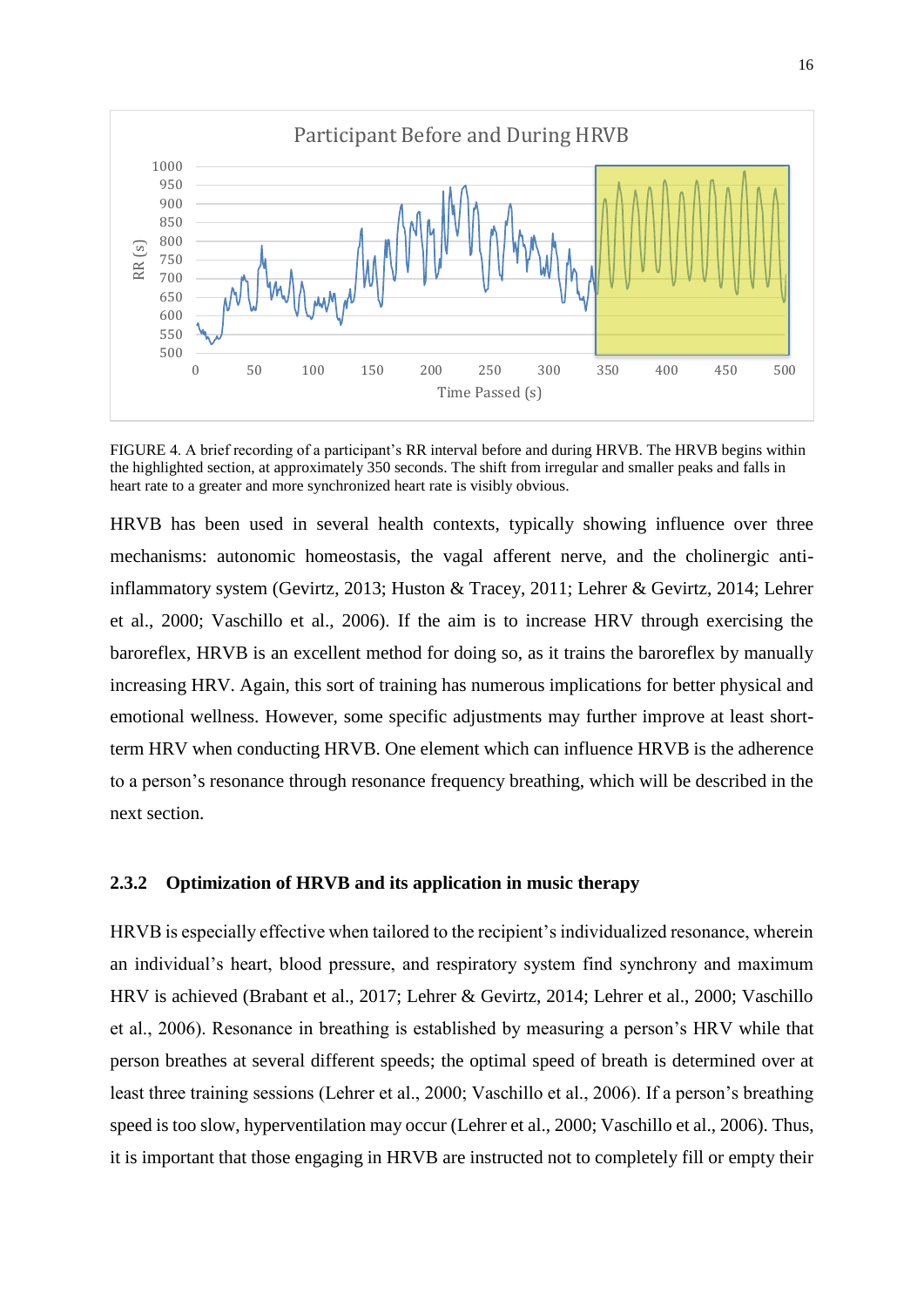FIGURE 4. A brief recording of a participant's RR interval before and during HRVB. The HRVB begins within the highlighted section, at approximately 350 seconds. The shift from irregular and smaller peaks and falls in heart rate to a greater and more synchronized heart rate is visibly obvious.

HRVB has been used in several health contexts, typically showing influence over three mechanisms: autonomic homeostasis, the vagal afferent nerve, and the cholinergic anti-inflammatory system (Gevirtz, 2013; Huston & Tracey, 2011; Lehrer & Gevirtz, 2014; Lehrer et al., 2000; Vaschillo et al., 2006). If the aim is to increase HRV through exercising the baroreflex, HRVB is an excellent method for doing so, as it trains the baroreflex by manually increasing HRV. Again, this sort of training has numerous implications for better physical and emotional wellness. However, some specific adjustments may further improve at least short-term HRV when conducting HRVB. One element which can influence HRVB is the adherence to a person's resonance through resonance frequency breathing, which will be described in the next section.

### 2.3.2 Optimization of HRVB and its application in music therapy

HRVB is especially effective when tailored to the recipient's individualized resonance, wherein an individual's heart, blood pressure, and respiratory system find synchrony and maximum HRV is achieved (Brabant et al., 2017; Lehrer & Gevirtz, 2014; Lehrer et al., 2000; Vaschillo et al., 2006). Resonance in breathing is established by measuring a person's HRV while that person breathes at several different speeds; the optimal speed of breath is determined over at least three training sessions (Lehrer et al., 2000; Vaschillo et al., 2006). If a person's breathing speed is too slow, hyperventilation may occur (Lehrer et al., 2000; Vaschillo et al., 2006). Thus, it is important that those engaging in HRVB are instructed not to completely fill or empty their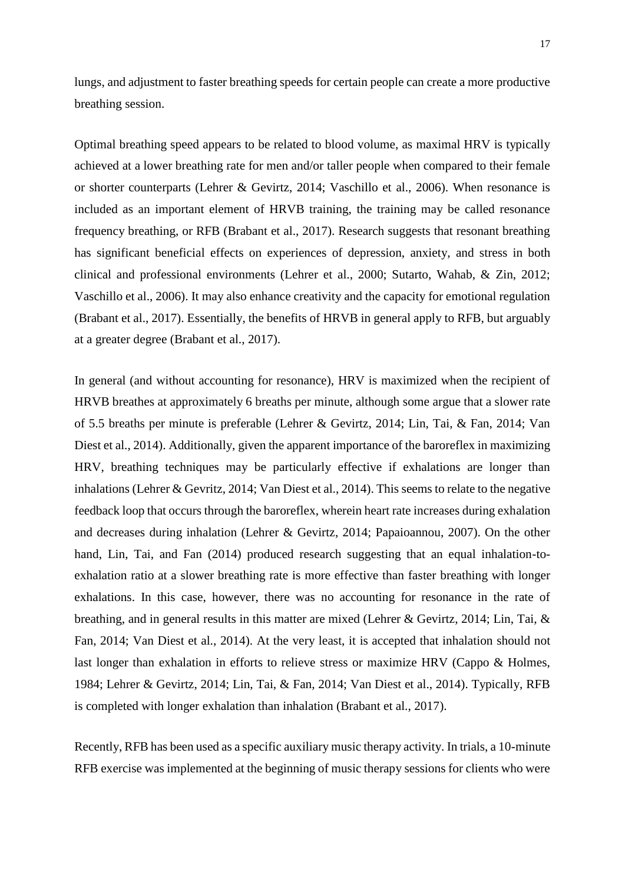lungs, and adjustment to faster breathing speeds for certain people can create a more productive breathing session.

Optimal breathing speed appears to be related to blood volume, as maximal HRV is typically achieved at a lower breathing rate for men and/or taller people when compared to their female or shorter counterparts (Lehrer & Gevirtz, 2014; Vaschillo et al., 2006). When resonance is included as an important element of HRVB training, the training may be called resonance frequency breathing, or RFB (Brabant et al., 2017). Research suggests that resonant breathing has significant beneficial effects on experiences of depression, anxiety, and stress in both clinical and professional environments (Lehrer et al., 2000; Sutarto, Wahab, & Zin, 2012; Vaschillo et al., 2006). It may also enhance creativity and the capacity for emotional regulation (Brabant et al., 2017). Essentially, the benefits of HRVB in general apply to RFB, but arguably at a greater degree (Brabant et al., 2017).

In general (and without accounting for resonance), HRV is maximized when the recipient of HRVB breathes at approximately 6 breaths per minute, although some argue that a slower rate of 5.5 breaths per minute is preferable (Lehrer & Gevirtz, 2014; Lin, Tai, & Fan, 2014; Van Diest et al., 2014). Additionally, given the apparent importance of the baroreflex in maximizing HRV, breathing techniques may be particularly effective if exhalations are longer than inhalations (Lehrer & Gevritz, 2014; Van Diest et al., 2014). This seems to relate to the negative feedback loop that occurs through the baroreflex, wherein heart rate increases during exhalation and decreases during inhalation (Lehrer & Gevirtz, 2014; Papaioannou, 2007). On the other hand, Lin, Tai, and Fan (2014) produced research suggesting that an equal inhalation-to-exhalation ratio at a slower breathing rate is more effective than faster breathing with longer exhalations. In this case, however, there was no accounting for resonance in the rate of breathing, and in general results in this matter are mixed (Lehrer & Gevirtz, 2014; Lin, Tai, & Fan, 2014; Van Diest et al., 2014). At the very least, it is accepted that inhalation should not last longer than exhalation in efforts to relieve stress or maximize HRV (Cappo & Holmes, 1984; Lehrer & Gevirtz, 2014; Lin, Tai, & Fan, 2014; Van Diest et al., 2014). Typically, RFB is completed with longer exhalation than inhalation (Brabant et al., 2017).

Recently, RFB has been used as a specific auxiliary music therapy activity. In trials, a 10-minute RFB exercise was implemented at the beginning of music therapy sessions for clients who were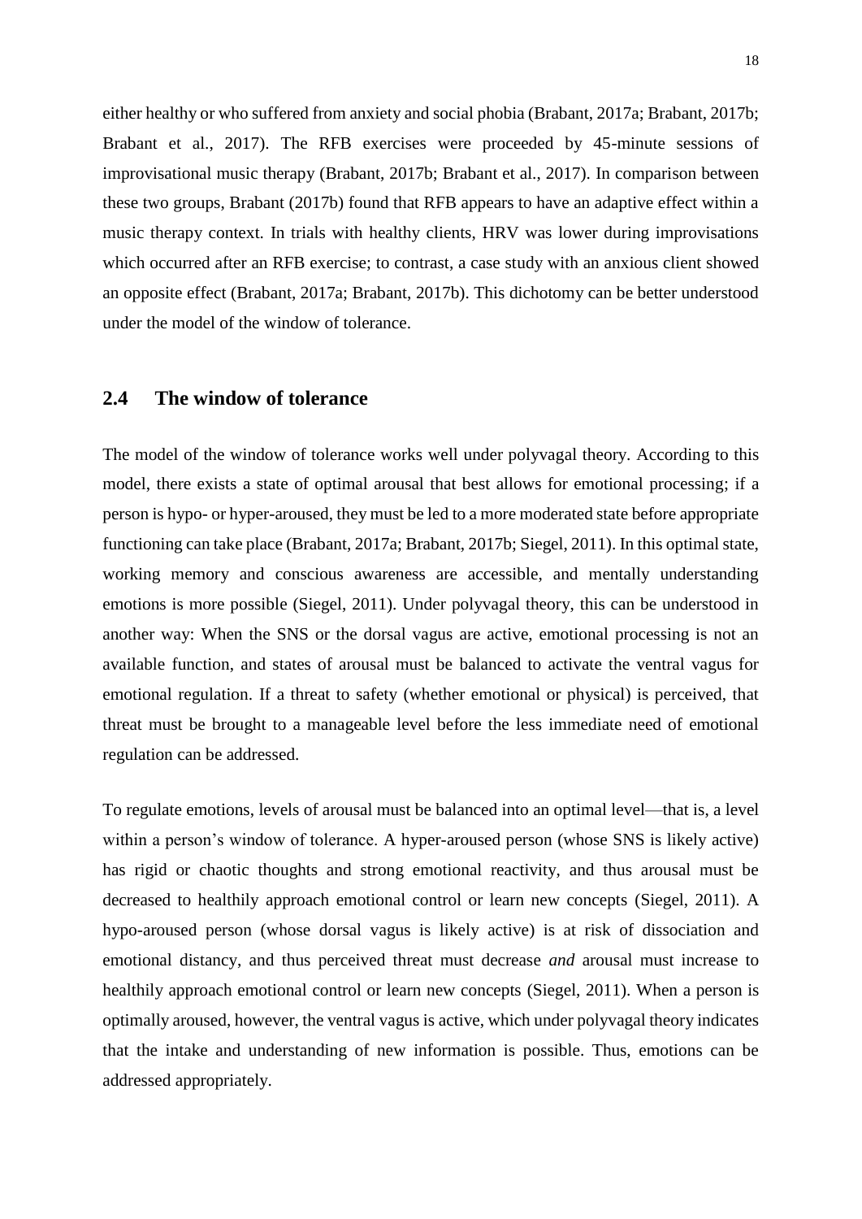either healthy or who suffered from anxiety and social phobia (Brabant, 2017a; Brabant, 2017b; Brabant et al., 2017). The RFB exercises were proceeded by 45-minute sessions of improvisational music therapy (Brabant, 2017b; Brabant et al., 2017). In comparison between these two groups, Brabant (2017b) found that RFB appears to have an adaptive effect within a music therapy context. In trials with healthy clients, HRV was lower during improvisations which occurred after an RFB exercise; to contrast, a case study with an anxious client showed an opposite effect (Brabant, 2017a; Brabant, 2017b). This dichotomy can be better understood under the model of the window of tolerance.

## 2.4 The window of tolerance

The model of the window of tolerance works well under polyvagal theory. According to this model, there exists a state of optimal arousal that best allows for emotional processing; if a person is hypo- or hyper-aroused, they must be led to a more moderated state before appropriate functioning can take place (Brabant, 2017a; Brabant, 2017b; Siegel, 2011). In this optimal state, working memory and conscious awareness are accessible, and mentally understanding emotions is more possible (Siegel, 2011). Under polyvagal theory, this can be understood in another way: When the SNS or the dorsal vagus are active, emotional processing is not an available function, and states of arousal must be balanced to activate the ventral vagus for emotional regulation. If a threat to safety (whether emotional or physical) is perceived, that threat must be brought to a manageable level before the less immediate need of emotional regulation can be addressed.

To regulate emotions, levels of arousal must be balanced into an optimal level—that is, a level within a person's window of tolerance. A hyper-aroused person (whose SNS is likely active) has rigid or chaotic thoughts and strong emotional reactivity, and thus arousal must be decreased to healthily approach emotional control or learn new concepts (Siegel, 2011). A hypo-aroused person (whose dorsal vagus is likely active) is at risk of dissociation and emotional distancy, and thus perceived threat must decrease *and* arousal must increase to healthily approach emotional control or learn new concepts (Siegel, 2011). When a person is optimally aroused, however, the ventral vagus is active, which under polyvagal theory indicates that the intake and understanding of new information is possible. Thus, emotions can be addressed appropriately.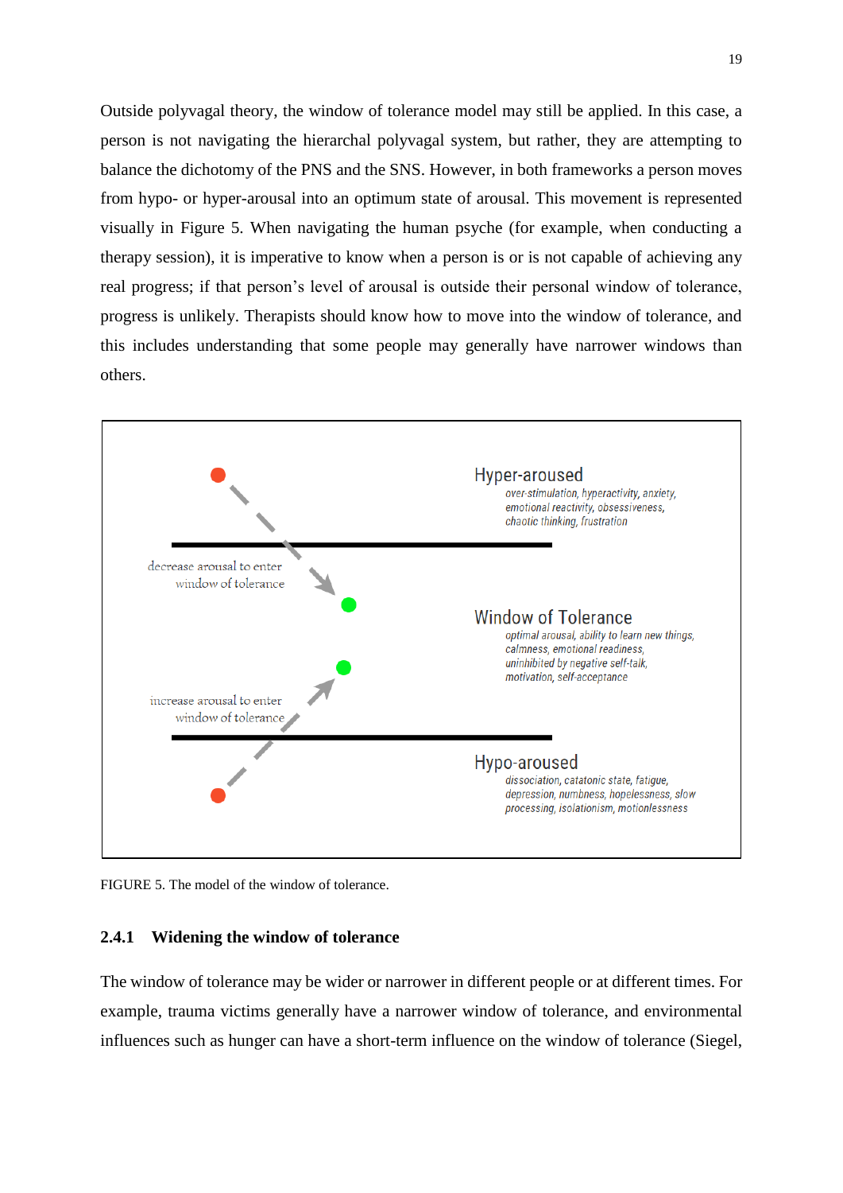Outside polyvagal theory, the window of tolerance model may still be applied. In this case, a person is not navigating the hierarchal polyvagal system, but rather, they are attempting to balance the dichotomy of the PNS and the SNS. However, in both frameworks a person moves from hypo- or hyper-arousal into an optimum state of arousal. This movement is represented visually in Figure 5. When navigating the human psyche (for example, when conducting a therapy session), it is imperative to know when a person is or is not capable of achieving any real progress; if that person's level of arousal is outside their personal window of tolerance, progress is unlikely. Therapists should know how to move into the window of tolerance, and this includes understanding that some people may generally have narrower windows than others.

Hyper-aroused
*over-stimulation, hyperactivity, anxiety, emotional reactivity, obsessiveness, chaotic thinking, frustration*

decrease arousal to enter window of tolerance

Window of Tolerance
*optimal arousal, ability to learn new things, calmness, emotional readiness, uninhibited by negative self-talk, motivation, self-acceptance*

increase arousal to enter window of tolerance

Hypo-aroused
*dissociation, catatonic state, fatigue, depression, numbness, hopelessness, slow processing, isolationism, motionlessness*

FIGURE 5. The model of the window of tolerance.

### 2.4.1 Widening the window of tolerance

The window of tolerance may be wider or narrower in different people or at different times. For example, trauma victims generally have a narrower window of tolerance, and environmental influences such as hunger can have a short-term influence on the window of tolerance (Siegel,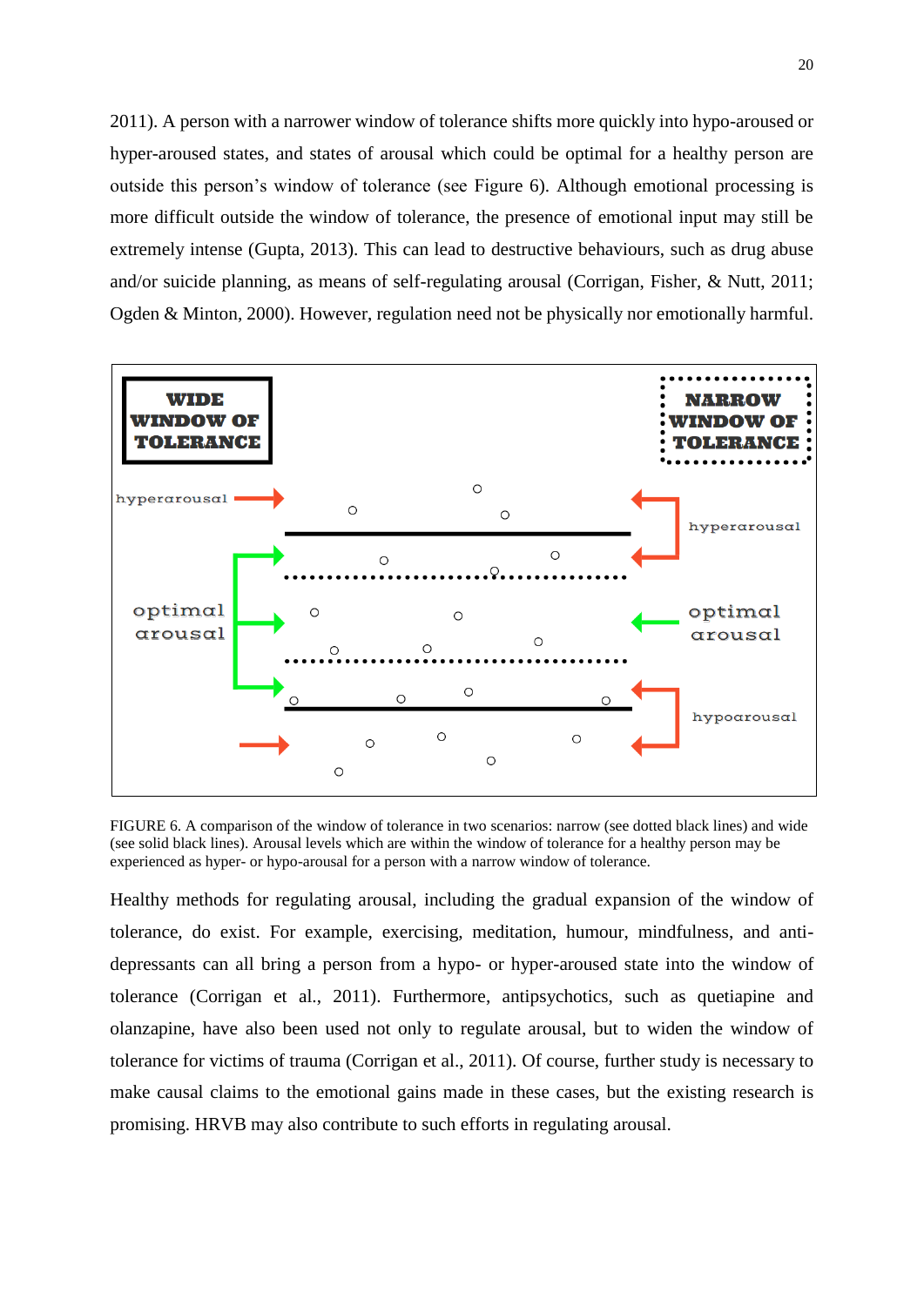2011). A person with a narrower window of tolerance shifts more quickly into hypo-aroused or hyper-aroused states, and states of arousal which could be optimal for a healthy person are outside this person's window of tolerance (see Figure 6). Although emotional processing is more difficult outside the window of tolerance, the presence of emotional input may still be extremely intense (Gupta, 2013). This can lead to destructive behaviours, such as drug abuse and/or suicide planning, as means of self-regulating arousal (Corrigan, Fisher, & Nutt, 2011; Ogden & Minton, 2000). However, regulation need not be physically nor emotionally harmful.

FIGURE 6. A comparison of the window of tolerance in two scenarios: narrow (see dotted black lines) and wide (see solid black lines). Arousal levels which are within the window of tolerance for a healthy person may be experienced as hyper- or hypo-arousal for a person with a narrow window of tolerance.

Healthy methods for regulating arousal, including the gradual expansion of the window of tolerance, do exist. For example, exercising, meditation, humour, mindfulness, and anti-depressants can all bring a person from a hypo- or hyper-aroused state into the window of tolerance (Corrigan et al., 2011). Furthermore, antipsychotics, such as quetiapine and olanzapine, have also been used not only to regulate arousal, but to widen the window of tolerance for victims of trauma (Corrigan et al., 2011). Of course, further study is necessary to make causal claims to the emotional gains made in these cases, but the existing research is promising. HRVB may also contribute to such efforts in regulating arousal.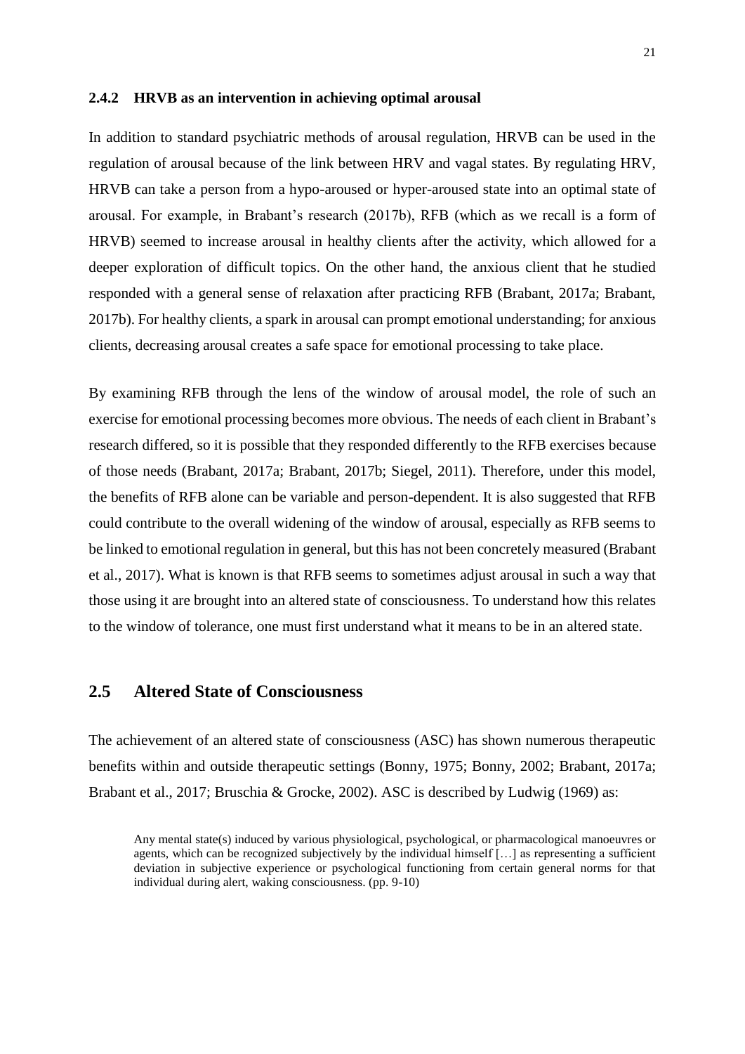### 2.4.2 HRVB as an intervention in achieving optimal arousal

In addition to standard psychiatric methods of arousal regulation, HRVB can be used in the regulation of arousal because of the link between HRV and vagal states. By regulating HRV, HRVB can take a person from a hypo-aroused or hyper-aroused state into an optimal state of arousal. For example, in Brabant's research (2017b), RFB (which as we recall is a form of HRVB) seemed to increase arousal in healthy clients after the activity, which allowed for a deeper exploration of difficult topics. On the other hand, the anxious client that he studied responded with a general sense of relaxation after practicing RFB (Brabant, 2017a; Brabant, 2017b). For healthy clients, a spark in arousal can prompt emotional understanding; for anxious clients, decreasing arousal creates a safe space for emotional processing to take place.

By examining RFB through the lens of the window of arousal model, the role of such an exercise for emotional processing becomes more obvious. The needs of each client in Brabant's research differed, so it is possible that they responded differently to the RFB exercises because of those needs (Brabant, 2017a; Brabant, 2017b; Siegel, 2011). Therefore, under this model, the benefits of RFB alone can be variable and person-dependent. It is also suggested that RFB could contribute to the overall widening of the window of arousal, especially as RFB seems to be linked to emotional regulation in general, but this has not been concretely measured (Brabant et al., 2017). What is known is that RFB seems to sometimes adjust arousal in such a way that those using it are brought into an altered state of consciousness. To understand how this relates to the window of tolerance, one must first understand what it means to be in an altered state.

## 2.5 Altered State of Consciousness

The achievement of an altered state of consciousness (ASC) has shown numerous therapeutic benefits within and outside therapeutic settings (Bonny, 1975; Bonny, 2002; Brabant, 2017a; Brabant et al., 2017; Bruschia & Grocke, 2002). ASC is described by Ludwig (1969) as:

> Any mental state(s) induced by various physiological, psychological, or pharmacological manoeuvres or agents, which can be recognized subjectively by the individual himself […] as representing a sufficient deviation in subjective experience or psychological functioning from certain general norms for that individual during alert, waking consciousness. (pp. 9-10)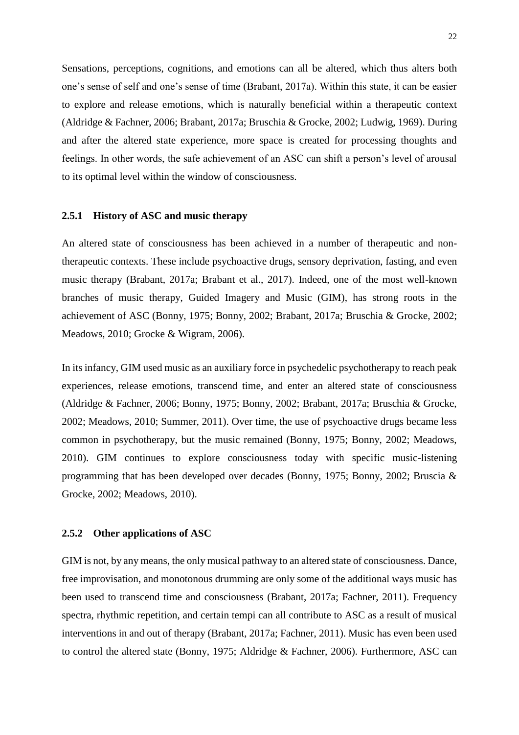Sensations, perceptions, cognitions, and emotions can all be altered, which thus alters both one's sense of self and one's sense of time (Brabant, 2017a). Within this state, it can be easier to explore and release emotions, which is naturally beneficial within a therapeutic context (Aldridge & Fachner, 2006; Brabant, 2017a; Bruschia & Grocke, 2002; Ludwig, 1969). During and after the altered state experience, more space is created for processing thoughts and feelings. In other words, the safe achievement of an ASC can shift a person's level of arousal to its optimal level within the window of consciousness.

### 2.5.1 History of ASC and music therapy

An altered state of consciousness has been achieved in a number of therapeutic and non-therapeutic contexts. These include psychoactive drugs, sensory deprivation, fasting, and even music therapy (Brabant, 2017a; Brabant et al., 2017). Indeed, one of the most well-known branches of music therapy, Guided Imagery and Music (GIM), has strong roots in the achievement of ASC (Bonny, 1975; Bonny, 2002; Brabant, 2017a; Bruschia & Grocke, 2002; Meadows, 2010; Grocke & Wigram, 2006).

In its infancy, GIM used music as an auxiliary force in psychedelic psychotherapy to reach peak experiences, release emotions, transcend time, and enter an altered state of consciousness (Aldridge & Fachner, 2006; Bonny, 1975; Bonny, 2002; Brabant, 2017a; Bruschia & Grocke, 2002; Meadows, 2010; Summer, 2011). Over time, the use of psychoactive drugs became less common in psychotherapy, but the music remained (Bonny, 1975; Bonny, 2002; Meadows, 2010). GIM continues to explore consciousness today with specific music-listening programming that has been developed over decades (Bonny, 1975; Bonny, 2002; Bruscia & Grocke, 2002; Meadows, 2010).

### 2.5.2 Other applications of ASC

GIM is not, by any means, the only musical pathway to an altered state of consciousness. Dance, free improvisation, and monotonous drumming are only some of the additional ways music has been used to transcend time and consciousness (Brabant, 2017a; Fachner, 2011). Frequency spectra, rhythmic repetition, and certain tempi can all contribute to ASC as a result of musical interventions in and out of therapy (Brabant, 2017a; Fachner, 2011). Music has even been used to control the altered state (Bonny, 1975; Aldridge & Fachner, 2006). Furthermore, ASC can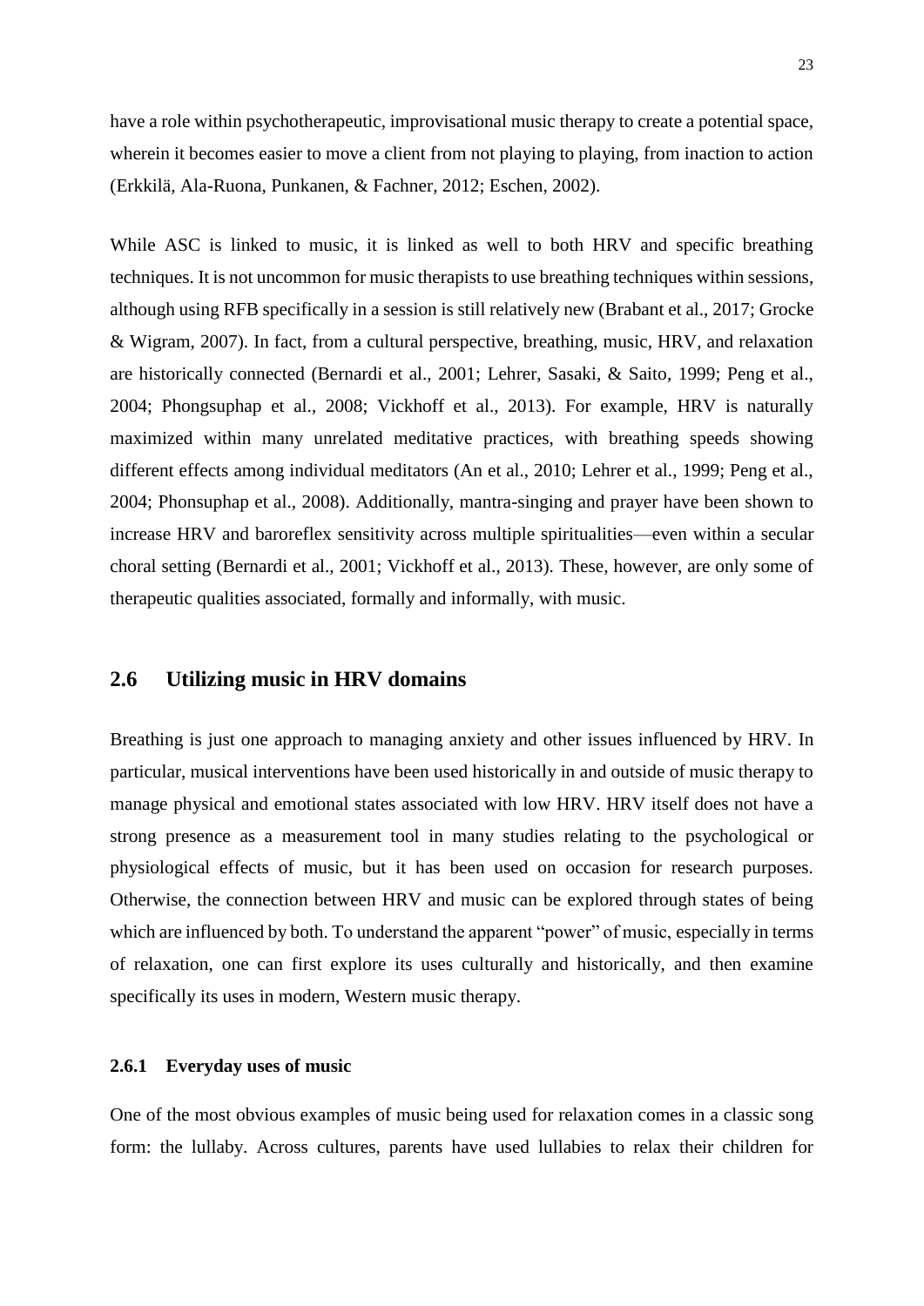have a role within psychotherapeutic, improvisational music therapy to create a potential space, wherein it becomes easier to move a client from not playing to playing, from inaction to action (Erkkilä, Ala-Ruona, Punkanen, & Fachner, 2012; Eschen, 2002).

While ASC is linked to music, it is linked as well to both HRV and specific breathing techniques. It is not uncommon for music therapists to use breathing techniques within sessions, although using RFB specifically in a session is still relatively new (Brabant et al., 2017; Grocke & Wigram, 2007). In fact, from a cultural perspective, breathing, music, HRV, and relaxation are historically connected (Bernardi et al., 2001; Lehrer, Sasaki, & Saito, 1999; Peng et al., 2004; Phongsuphap et al., 2008; Vickhoff et al., 2013). For example, HRV is naturally maximized within many unrelated meditative practices, with breathing speeds showing different effects among individual meditators (An et al., 2010; Lehrer et al., 1999; Peng et al., 2004; Phonsuphap et al., 2008). Additionally, mantra-singing and prayer have been shown to increase HRV and baroreflex sensitivity across multiple spiritualities—even within a secular choral setting (Bernardi et al., 2001; Vickhoff et al., 2013). These, however, are only some of therapeutic qualities associated, formally and informally, with music.

## 2.6 Utilizing music in HRV domains

Breathing is just one approach to managing anxiety and other issues influenced by HRV. In particular, musical interventions have been used historically in and outside of music therapy to manage physical and emotional states associated with low HRV. HRV itself does not have a strong presence as a measurement tool in many studies relating to the psychological or physiological effects of music, but it has been used on occasion for research purposes. Otherwise, the connection between HRV and music can be explored through states of being which are influenced by both. To understand the apparent "power" of music, especially in terms of relaxation, one can first explore its uses culturally and historically, and then examine specifically its uses in modern, Western music therapy.

### 2.6.1 Everyday uses of music

One of the most obvious examples of music being used for relaxation comes in a classic song form: the lullaby. Across cultures, parents have used lullabies to relax their children for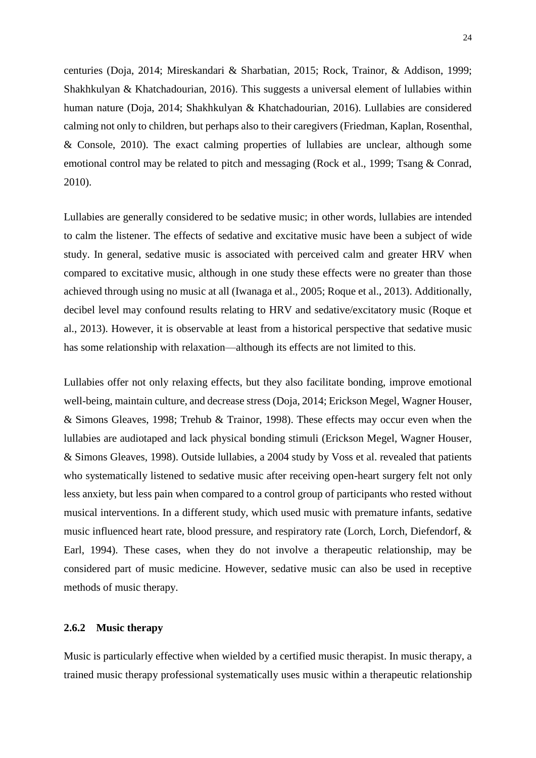centuries (Doja, 2014; Mireskandari & Sharbatian, 2015; Rock, Trainor, & Addison, 1999; Shakhkulyan & Khatchadourian, 2016). This suggests a universal element of lullabies within human nature (Doja, 2014; Shakhkulyan & Khatchadourian, 2016). Lullabies are considered calming not only to children, but perhaps also to their caregivers (Friedman, Kaplan, Rosenthal, & Console, 2010). The exact calming properties of lullabies are unclear, although some emotional control may be related to pitch and messaging (Rock et al., 1999; Tsang & Conrad, 2010).

Lullabies are generally considered to be sedative music; in other words, lullabies are intended to calm the listener. The effects of sedative and excitative music have been a subject of wide study. In general, sedative music is associated with perceived calm and greater HRV when compared to excitative music, although in one study these effects were no greater than those achieved through using no music at all (Iwanaga et al., 2005; Roque et al., 2013). Additionally, decibel level may confound results relating to HRV and sedative/excitatory music (Roque et al., 2013). However, it is observable at least from a historical perspective that sedative music has some relationship with relaxation—although its effects are not limited to this.

Lullabies offer not only relaxing effects, but they also facilitate bonding, improve emotional well-being, maintain culture, and decrease stress (Doja, 2014; Erickson Megel, Wagner Houser, & Simons Gleaves, 1998; Trehub & Trainor, 1998). These effects may occur even when the lullabies are audiotaped and lack physical bonding stimuli (Erickson Megel, Wagner Houser, & Simons Gleaves, 1998). Outside lullabies, a 2004 study by Voss et al. revealed that patients who systematically listened to sedative music after receiving open-heart surgery felt not only less anxiety, but less pain when compared to a control group of participants who rested without musical interventions. In a different study, which used music with premature infants, sedative music influenced heart rate, blood pressure, and respiratory rate (Lorch, Lorch, Diefendorf, & Earl, 1994). These cases, when they do not involve a therapeutic relationship, may be considered part of music medicine. However, sedative music can also be used in receptive methods of music therapy.

### 2.6.2 Music therapy

Music is particularly effective when wielded by a certified music therapist. In music therapy, a trained music therapy professional systematically uses music within a therapeutic relationship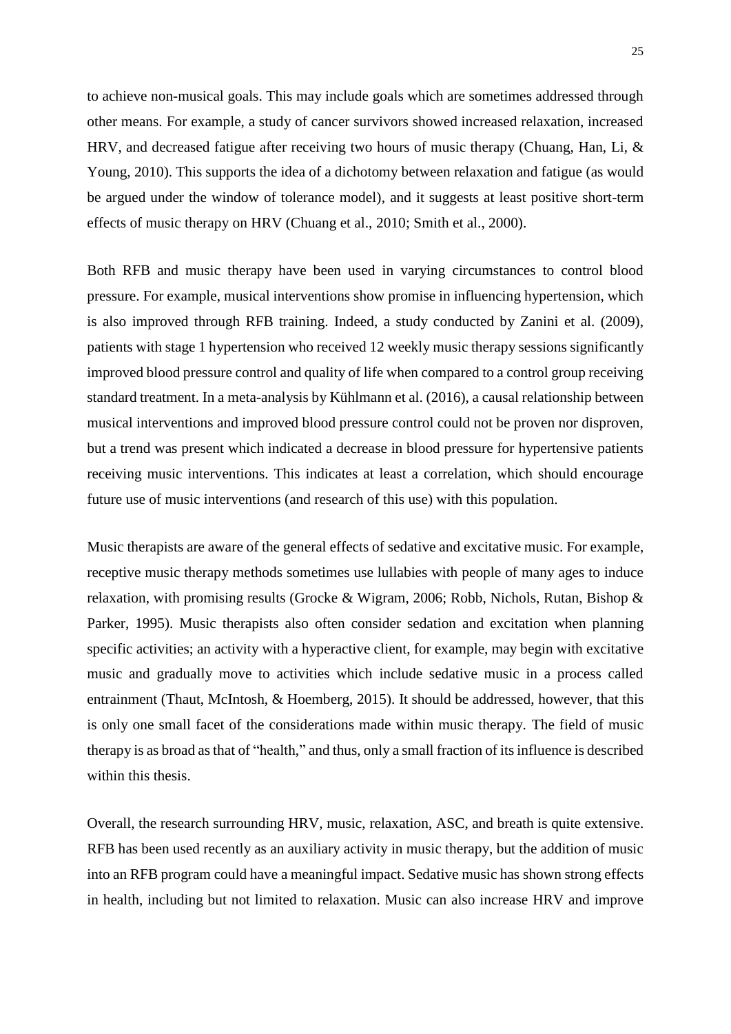to achieve non-musical goals. This may include goals which are sometimes addressed through other means. For example, a study of cancer survivors showed increased relaxation, increased HRV, and decreased fatigue after receiving two hours of music therapy (Chuang, Han, Li, & Young, 2010). This supports the idea of a dichotomy between relaxation and fatigue (as would be argued under the window of tolerance model), and it suggests at least positive short-term effects of music therapy on HRV (Chuang et al., 2010; Smith et al., 2000).

Both RFB and music therapy have been used in varying circumstances to control blood pressure. For example, musical interventions show promise in influencing hypertension, which is also improved through RFB training. Indeed, a study conducted by Zanini et al. (2009), patients with stage 1 hypertension who received 12 weekly music therapy sessions significantly improved blood pressure control and quality of life when compared to a control group receiving standard treatment. In a meta-analysis by Kühlmann et al. (2016), a causal relationship between musical interventions and improved blood pressure control could not be proven nor disproven, but a trend was present which indicated a decrease in blood pressure for hypertensive patients receiving music interventions. This indicates at least a correlation, which should encourage future use of music interventions (and research of this use) with this population.

Music therapists are aware of the general effects of sedative and excitative music. For example, receptive music therapy methods sometimes use lullabies with people of many ages to induce relaxation, with promising results (Grocke & Wigram, 2006; Robb, Nichols, Rutan, Bishop & Parker, 1995). Music therapists also often consider sedation and excitation when planning specific activities; an activity with a hyperactive client, for example, may begin with excitative music and gradually move to activities which include sedative music in a process called entrainment (Thaut, McIntosh, & Hoemberg, 2015). It should be addressed, however, that this is only one small facet of the considerations made within music therapy. The field of music therapy is as broad as that of "health," and thus, only a small fraction of its influence is described within this thesis.

Overall, the research surrounding HRV, music, relaxation, ASC, and breath is quite extensive. RFB has been used recently as an auxiliary activity in music therapy, but the addition of music into an RFB program could have a meaningful impact. Sedative music has shown strong effects in health, including but not limited to relaxation. Music can also increase HRV and improve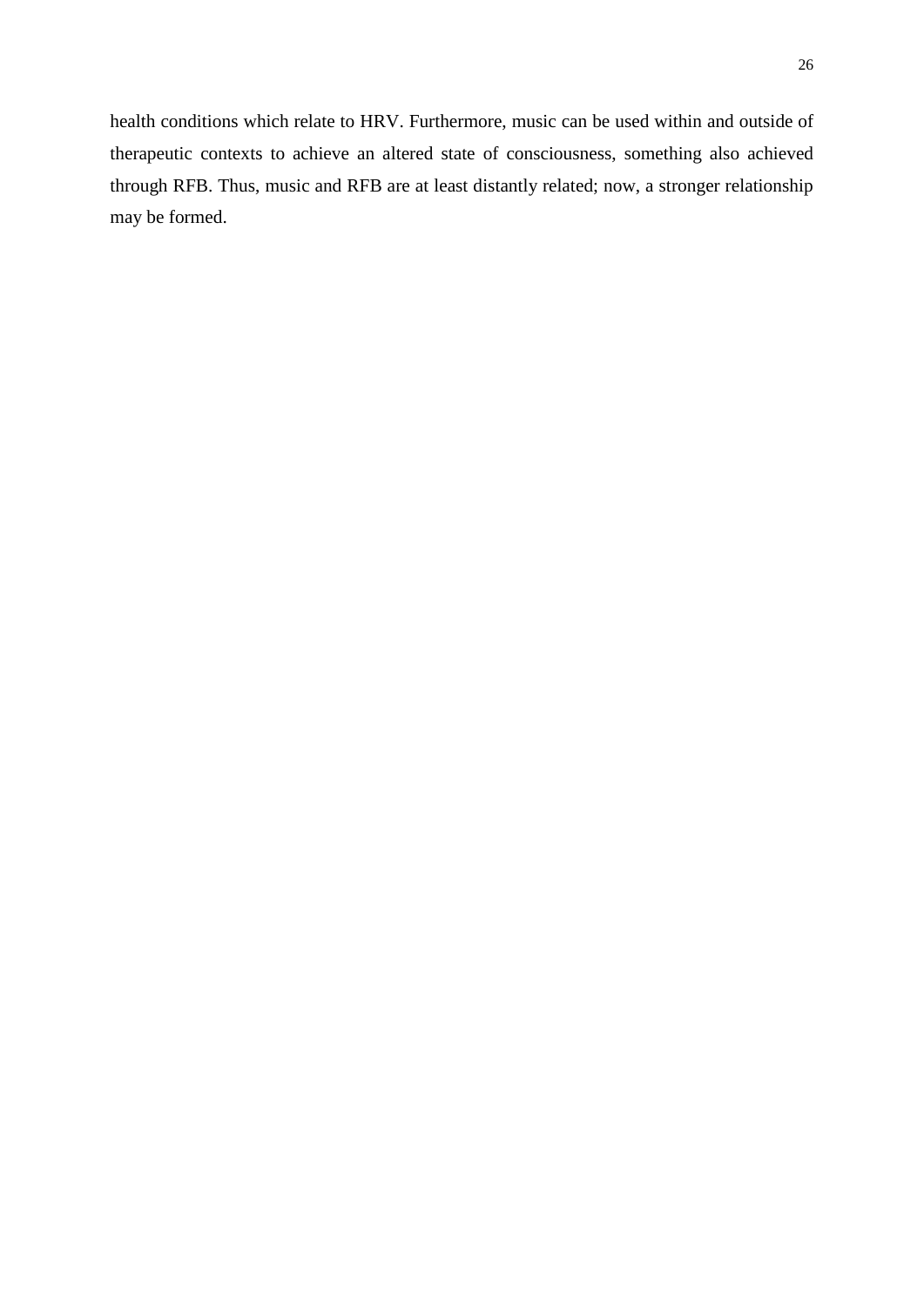health conditions which relate to HRV. Furthermore, music can be used within and outside of therapeutic contexts to achieve an altered state of consciousness, something also achieved through RFB. Thus, music and RFB are at least distantly related; now, a stronger relationship may be formed.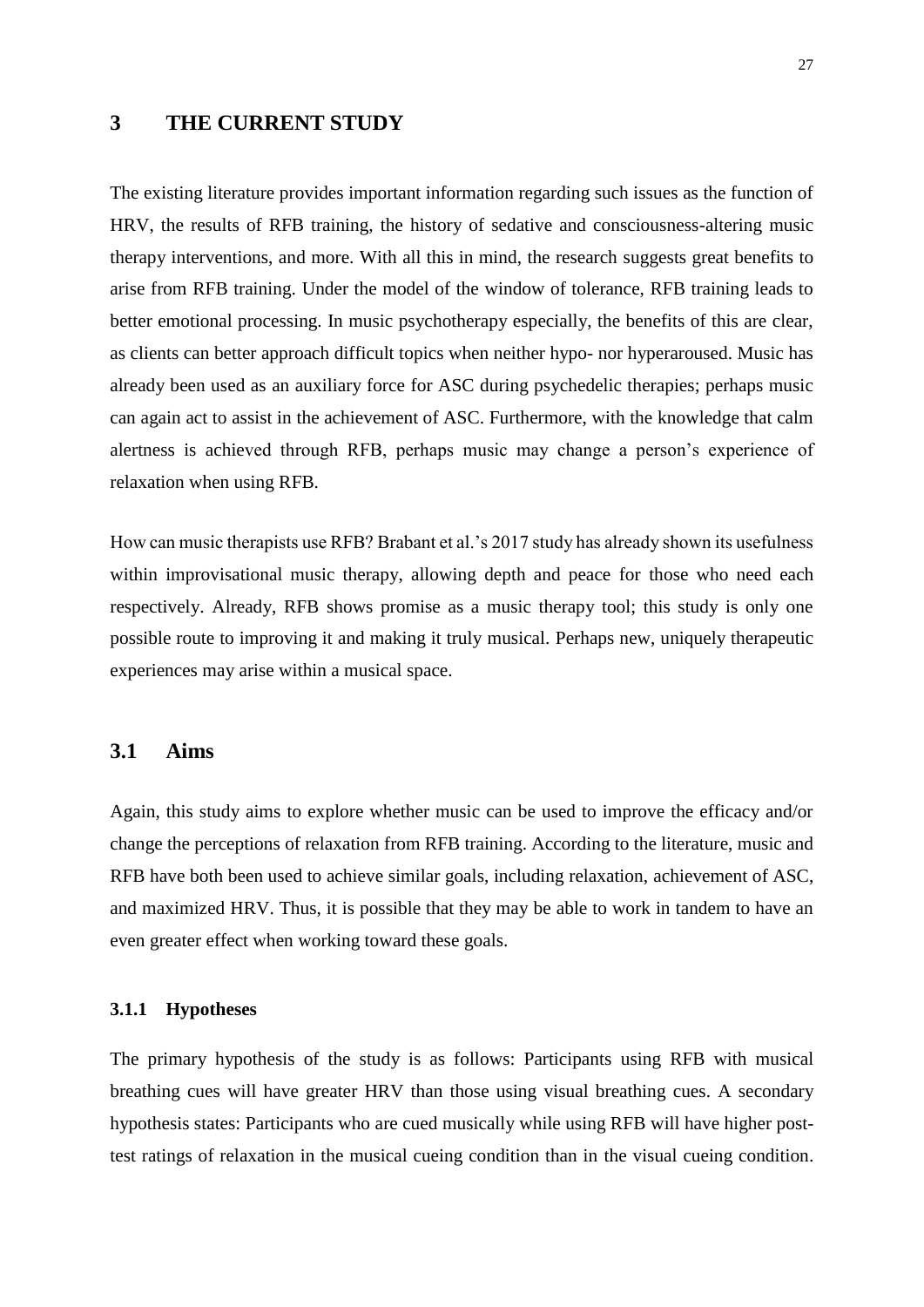# 3 THE CURRENT STUDY

The existing literature provides important information regarding such issues as the function of HRV, the results of RFB training, the history of sedative and consciousness-altering music therapy interventions, and more. With all this in mind, the research suggests great benefits to arise from RFB training. Under the model of the window of tolerance, RFB training leads to better emotional processing. In music psychotherapy especially, the benefits of this are clear, as clients can better approach difficult topics when neither hypo- nor hyperaroused. Music has already been used as an auxiliary force for ASC during psychedelic therapies; perhaps music can again act to assist in the achievement of ASC. Furthermore, with the knowledge that calm alertness is achieved through RFB, perhaps music may change a person's experience of relaxation when using RFB.

How can music therapists use RFB? Brabant et al.'s 2017 study has already shown its usefulness within improvisational music therapy, allowing depth and peace for those who need each respectively. Already, RFB shows promise as a music therapy tool; this study is only one possible route to improving it and making it truly musical. Perhaps new, uniquely therapeutic experiences may arise within a musical space.

## 3.1 Aims

Again, this study aims to explore whether music can be used to improve the efficacy and/or change the perceptions of relaxation from RFB training. According to the literature, music and RFB have both been used to achieve similar goals, including relaxation, achievement of ASC, and maximized HRV. Thus, it is possible that they may be able to work in tandem to have an even greater effect when working toward these goals.

### 3.1.1 Hypotheses

The primary hypothesis of the study is as follows: Participants using RFB with musical breathing cues will have greater HRV than those using visual breathing cues. A secondary hypothesis states: Participants who are cued musically while using RFB will have higher post-test ratings of relaxation in the musical cueing condition than in the visual cueing condition.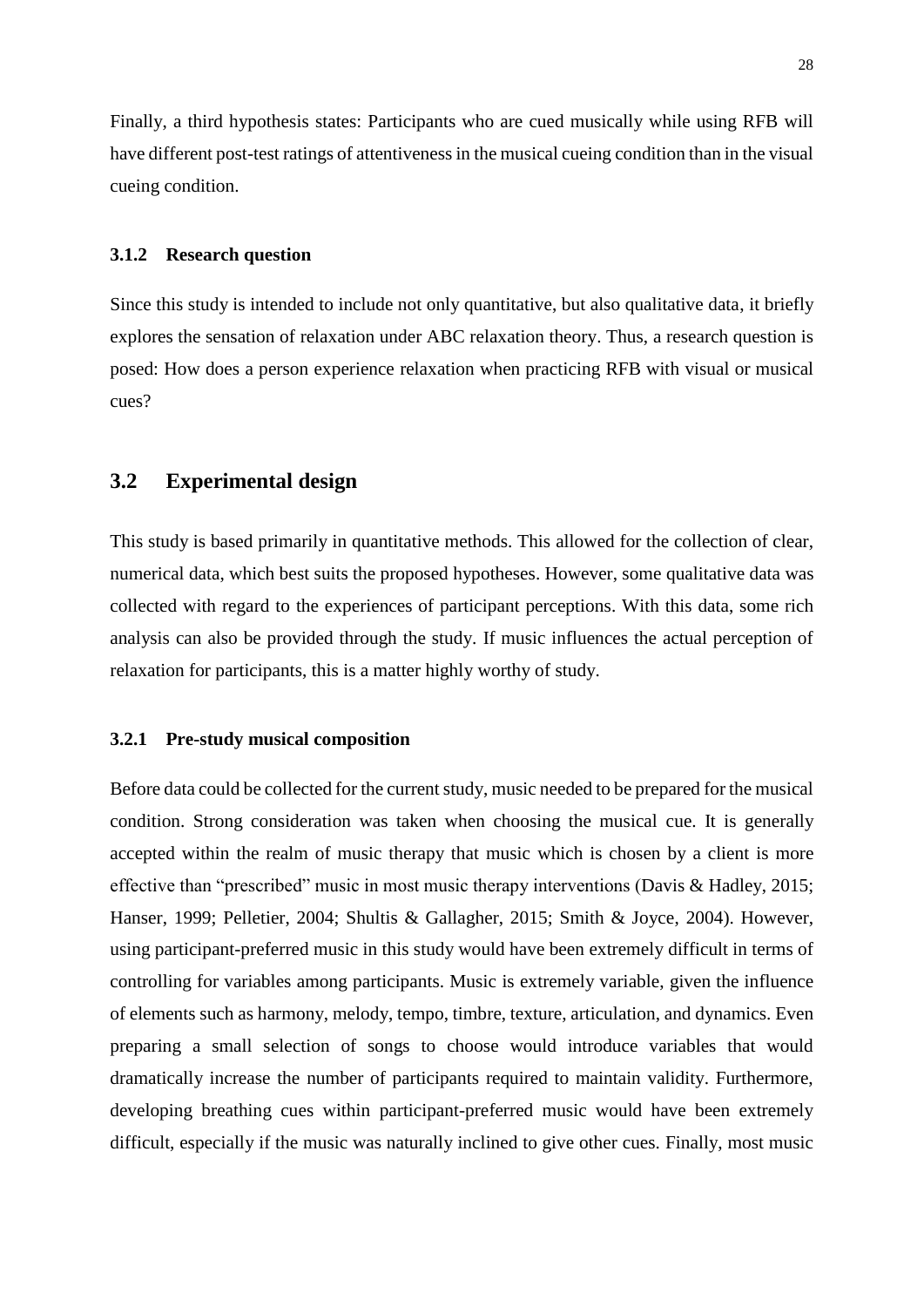Finally, a third hypothesis states: Participants who are cued musically while using RFB will have different post-test ratings of attentiveness in the musical cueing condition than in the visual cueing condition.

### 3.1.2 Research question

Since this study is intended to include not only quantitative, but also qualitative data, it briefly explores the sensation of relaxation under ABC relaxation theory. Thus, a research question is posed: How does a person experience relaxation when practicing RFB with visual or musical cues?

## 3.2 Experimental design

This study is based primarily in quantitative methods. This allowed for the collection of clear, numerical data, which best suits the proposed hypotheses. However, some qualitative data was collected with regard to the experiences of participant perceptions. With this data, some rich analysis can also be provided through the study. If music influences the actual perception of relaxation for participants, this is a matter highly worthy of study.

### 3.2.1 Pre-study musical composition

Before data could be collected for the current study, music needed to be prepared for the musical condition. Strong consideration was taken when choosing the musical cue. It is generally accepted within the realm of music therapy that music which is chosen by a client is more effective than "prescribed" music in most music therapy interventions (Davis & Hadley, 2015; Hanser, 1999; Pelletier, 2004; Shultis & Gallagher, 2015; Smith & Joyce, 2004). However, using participant-preferred music in this study would have been extremely difficult in terms of controlling for variables among participants. Music is extremely variable, given the influence of elements such as harmony, melody, tempo, timbre, texture, articulation, and dynamics. Even preparing a small selection of songs to choose would introduce variables that would dramatically increase the number of participants required to maintain validity. Furthermore, developing breathing cues within participant-preferred music would have been extremely difficult, especially if the music was naturally inclined to give other cues. Finally, most music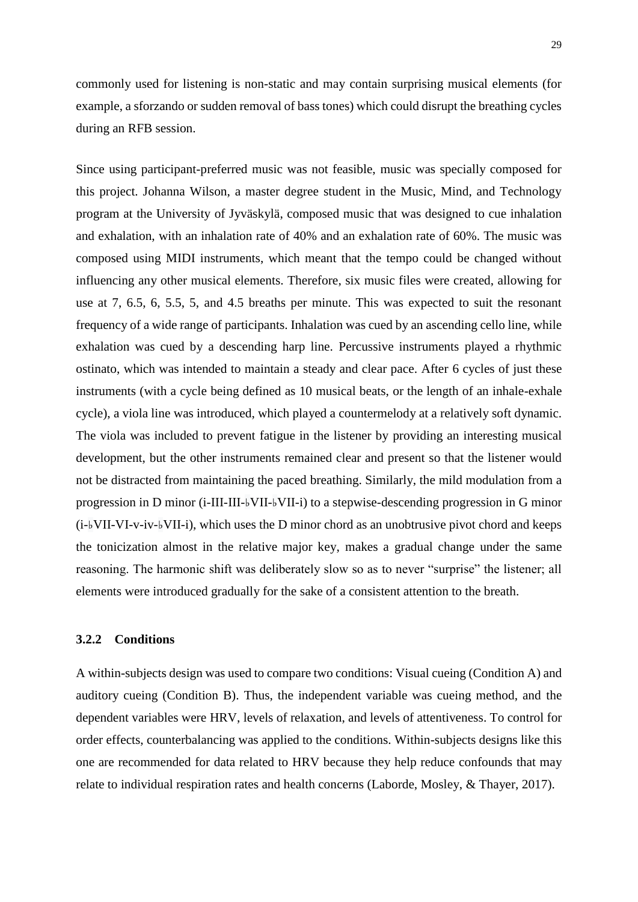commonly used for listening is non-static and may contain surprising musical elements (for example, a sforzando or sudden removal of bass tones) which could disrupt the breathing cycles during an RFB session.

Since using participant-preferred music was not feasible, music was specially composed for this project. Johanna Wilson, a master degree student in the Music, Mind, and Technology program at the University of Jyväskylä, composed music that was designed to cue inhalation and exhalation, with an inhalation rate of 40% and an exhalation rate of 60%. The music was composed using MIDI instruments, which meant that the tempo could be changed without influencing any other musical elements. Therefore, six music files were created, allowing for use at 7, 6.5, 6, 5.5, 5, and 4.5 breaths per minute. This was expected to suit the resonant frequency of a wide range of participants. Inhalation was cued by an ascending cello line, while exhalation was cued by a descending harp line. Percussive instruments played a rhythmic ostinato, which was intended to maintain a steady and clear pace. After 6 cycles of just these instruments (with a cycle being defined as 10 musical beats, or the length of an inhale-exhale cycle), a viola line was introduced, which played a countermelody at a relatively soft dynamic. The viola was included to prevent fatigue in the listener by providing an interesting musical development, but the other instruments remained clear and present so that the listener would not be distracted from maintaining the paced breathing. Similarly, the mild modulation from a progression in D minor (i-III-III-♭VII-♭VII-i) to a stepwise-descending progression in G minor (i-♭VII-VI-v-iv-♭VII-i), which uses the D minor chord as an unobtrusive pivot chord and keeps the tonicization almost in the relative major key, makes a gradual change under the same reasoning. The harmonic shift was deliberately slow so as to never "surprise" the listener; all elements were introduced gradually for the sake of a consistent attention to the breath.

### 3.2.2 Conditions

A within-subjects design was used to compare two conditions: Visual cueing (Condition A) and auditory cueing (Condition B). Thus, the independent variable was cueing method, and the dependent variables were HRV, levels of relaxation, and levels of attentiveness. To control for order effects, counterbalancing was applied to the conditions. Within-subjects designs like this one are recommended for data related to HRV because they help reduce confounds that may relate to individual respiration rates and health concerns (Laborde, Mosley, & Thayer, 2017).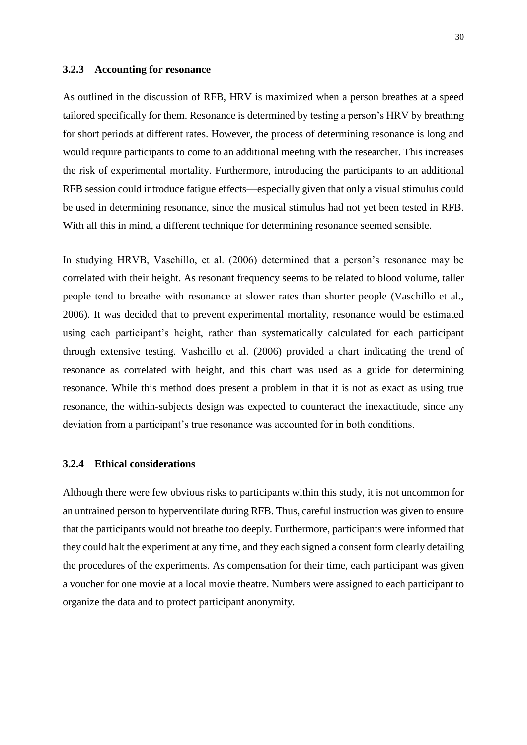### 3.2.3 Accounting for resonance

As outlined in the discussion of RFB, HRV is maximized when a person breathes at a speed tailored specifically for them. Resonance is determined by testing a person's HRV by breathing for short periods at different rates. However, the process of determining resonance is long and would require participants to come to an additional meeting with the researcher. This increases the risk of experimental mortality. Furthermore, introducing the participants to an additional RFB session could introduce fatigue effects—especially given that only a visual stimulus could be used in determining resonance, since the musical stimulus had not yet been tested in RFB. With all this in mind, a different technique for determining resonance seemed sensible.

In studying HRVB, Vaschillo, et al. (2006) determined that a person's resonance may be correlated with their height. As resonant frequency seems to be related to blood volume, taller people tend to breathe with resonance at slower rates than shorter people (Vaschillo et al., 2006). It was decided that to prevent experimental mortality, resonance would be estimated using each participant's height, rather than systematically calculated for each participant through extensive testing. Vashcillo et al. (2006) provided a chart indicating the trend of resonance as correlated with height, and this chart was used as a guide for determining resonance. While this method does present a problem in that it is not as exact as using true resonance, the within-subjects design was expected to counteract the inexactitude, since any deviation from a participant's true resonance was accounted for in both conditions.

### 3.2.4 Ethical considerations

Although there were few obvious risks to participants within this study, it is not uncommon for an untrained person to hyperventilate during RFB. Thus, careful instruction was given to ensure that the participants would not breathe too deeply. Furthermore, participants were informed that they could halt the experiment at any time, and they each signed a consent form clearly detailing the procedures of the experiments. As compensation for their time, each participant was given a voucher for one movie at a local movie theatre. Numbers were assigned to each participant to organize the data and to protect participant anonymity.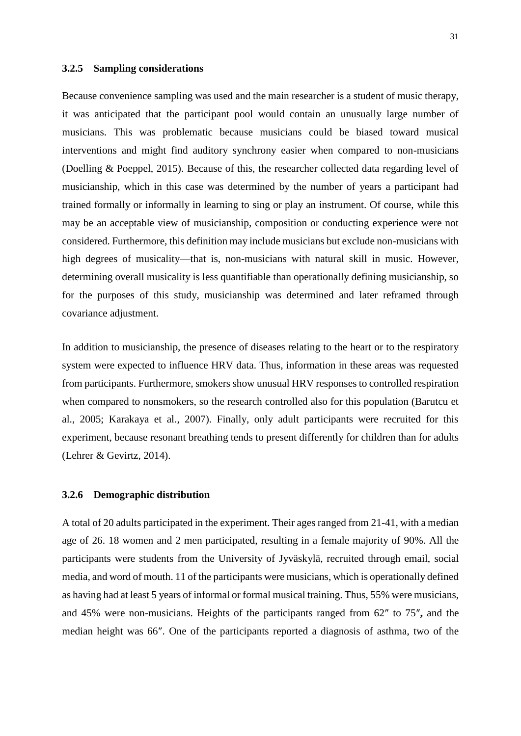### 3.2.5 Sampling considerations

Because convenience sampling was used and the main researcher is a student of music therapy, it was anticipated that the participant pool would contain an unusually large number of musicians. This was problematic because musicians could be biased toward musical interventions and might find auditory synchrony easier when compared to non-musicians (Doelling & Poeppel, 2015). Because of this, the researcher collected data regarding level of musicianship, which in this case was determined by the number of years a participant had trained formally or informally in learning to sing or play an instrument. Of course, while this may be an acceptable view of musicianship, composition or conducting experience were not considered. Furthermore, this definition may include musicians but exclude non-musicians with high degrees of musicality—that is, non-musicians with natural skill in music. However, determining overall musicality is less quantifiable than operationally defining musicianship, so for the purposes of this study, musicianship was determined and later reframed through covariance adjustment.

In addition to musicianship, the presence of diseases relating to the heart or to the respiratory system were expected to influence HRV data. Thus, information in these areas was requested from participants. Furthermore, smokers show unusual HRV responses to controlled respiration when compared to nonsmokers, so the research controlled also for this population (Barutcu et al., 2005; Karakaya et al., 2007). Finally, only adult participants were recruited for this experiment, because resonant breathing tends to present differently for children than for adults (Lehrer & Gevirtz, 2014).

### 3.2.6 Demographic distribution

A total of 20 adults participated in the experiment. Their ages ranged from 21-41, with a median age of 26. 18 women and 2 men participated, resulting in a female majority of 90%. All the participants were students from the University of Jyväskylä, recruited through email, social media, and word of mouth. 11 of the participants were musicians, which is operationally defined as having had at least 5 years of informal or formal musical training. Thus, 55% were musicians, and 45% were non-musicians. Heights of the participants ranged from 62″ to 75″**,** and the median height was 66″. One of the participants reported a diagnosis of asthma, two of the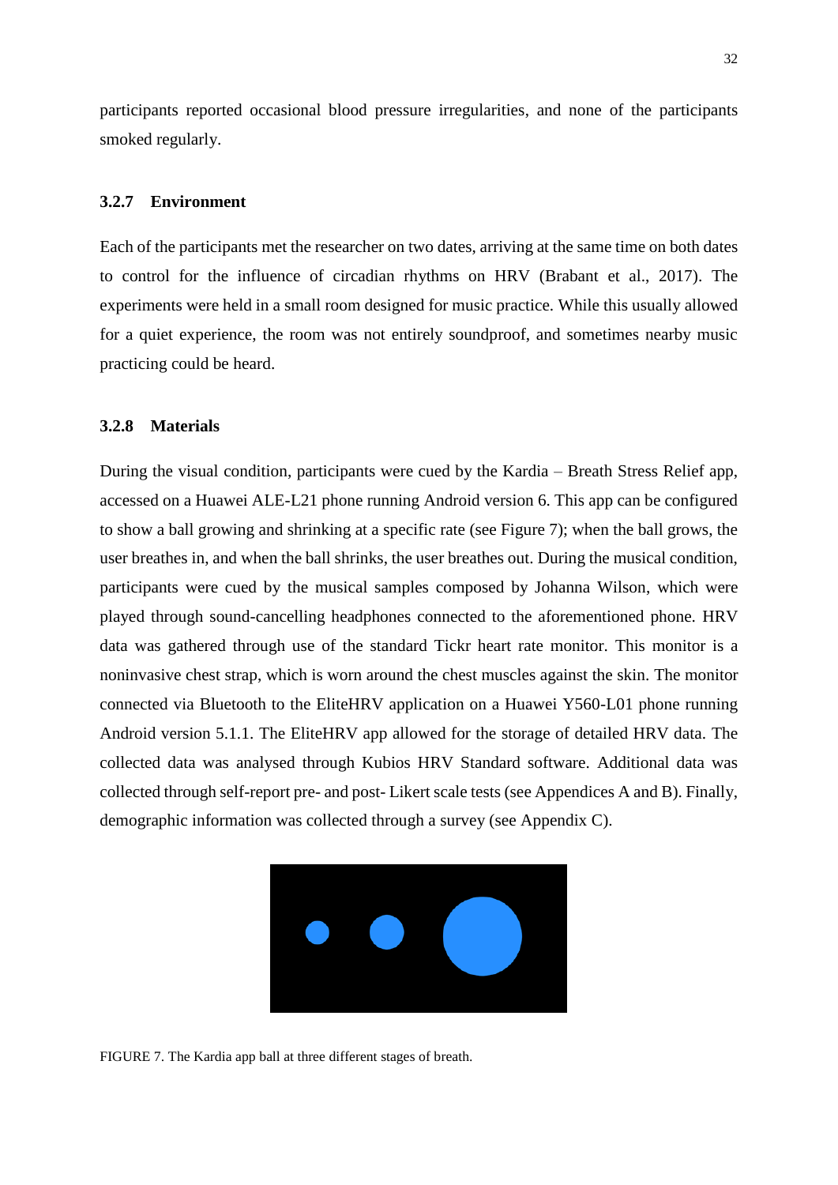participants reported occasional blood pressure irregularities, and none of the participants smoked regularly.

### 3.2.7 Environment

Each of the participants met the researcher on two dates, arriving at the same time on both dates to control for the influence of circadian rhythms on HRV (Brabant et al., 2017). The experiments were held in a small room designed for music practice. While this usually allowed for a quiet experience, the room was not entirely soundproof, and sometimes nearby music practicing could be heard.

### 3.2.8 Materials

During the visual condition, participants were cued by the Kardia – Breath Stress Relief app, accessed on a Huawei ALE-L21 phone running Android version 6. This app can be configured to show a ball growing and shrinking at a specific rate (see Figure 7); when the ball grows, the user breathes in, and when the ball shrinks, the user breathes out. During the musical condition, participants were cued by the musical samples composed by Johanna Wilson, which were played through sound-cancelling headphones connected to the aforementioned phone. HRV data was gathered through use of the standard Tickr heart rate monitor. This monitor is a noninvasive chest strap, which is worn around the chest muscles against the skin. The monitor connected via Bluetooth to the EliteHRV application on a Huawei Y560-L01 phone running Android version 5.1.1. The EliteHRV app allowed for the storage of detailed HRV data. The collected data was analysed through Kubios HRV Standard software. Additional data was collected through self-report pre- and post- Likert scale tests (see Appendices A and B). Finally, demographic information was collected through a survey (see Appendix C).

FIGURE 7. The Kardia app ball at three different stages of breath.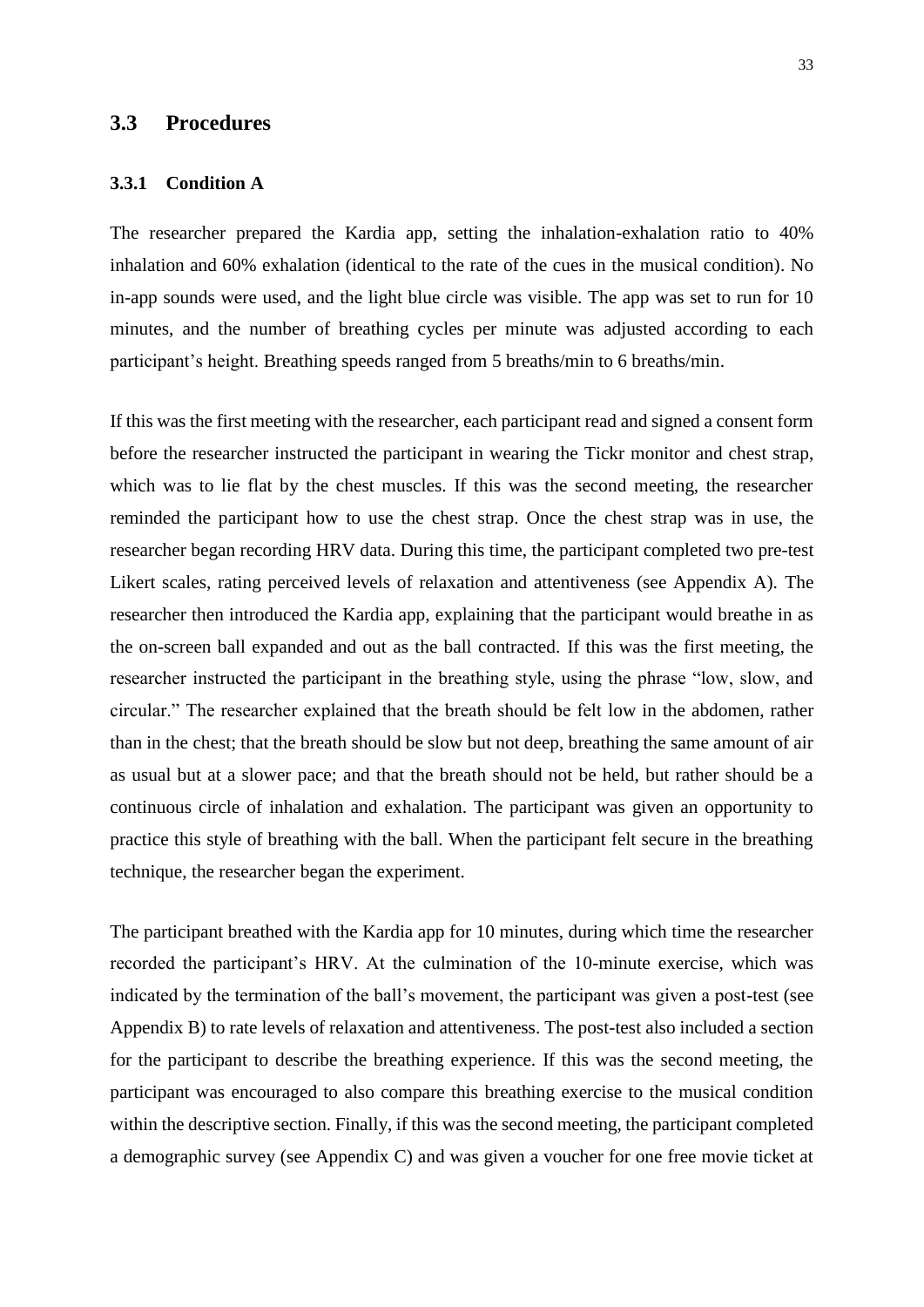## 3.3 Procedures

### 3.3.1 Condition A

The researcher prepared the Kardia app, setting the inhalation-exhalation ratio to 40% inhalation and 60% exhalation (identical to the rate of the cues in the musical condition). No in-app sounds were used, and the light blue circle was visible. The app was set to run for 10 minutes, and the number of breathing cycles per minute was adjusted according to each participant's height. Breathing speeds ranged from 5 breaths/min to 6 breaths/min.

If this was the first meeting with the researcher, each participant read and signed a consent form before the researcher instructed the participant in wearing the Tickr monitor and chest strap, which was to lie flat by the chest muscles. If this was the second meeting, the researcher reminded the participant how to use the chest strap. Once the chest strap was in use, the researcher began recording HRV data. During this time, the participant completed two pre-test Likert scales, rating perceived levels of relaxation and attentiveness (see Appendix A). The researcher then introduced the Kardia app, explaining that the participant would breathe in as the on-screen ball expanded and out as the ball contracted. If this was the first meeting, the researcher instructed the participant in the breathing style, using the phrase "low, slow, and circular." The researcher explained that the breath should be felt low in the abdomen, rather than in the chest; that the breath should be slow but not deep, breathing the same amount of air as usual but at a slower pace; and that the breath should not be held, but rather should be a continuous circle of inhalation and exhalation. The participant was given an opportunity to practice this style of breathing with the ball. When the participant felt secure in the breathing technique, the researcher began the experiment.

The participant breathed with the Kardia app for 10 minutes, during which time the researcher recorded the participant's HRV. At the culmination of the 10-minute exercise, which was indicated by the termination of the ball's movement, the participant was given a post-test (see Appendix B) to rate levels of relaxation and attentiveness. The post-test also included a section for the participant to describe the breathing experience. If this was the second meeting, the participant was encouraged to also compare this breathing exercise to the musical condition within the descriptive section. Finally, if this was the second meeting, the participant completed a demographic survey (see Appendix C) and was given a voucher for one free movie ticket at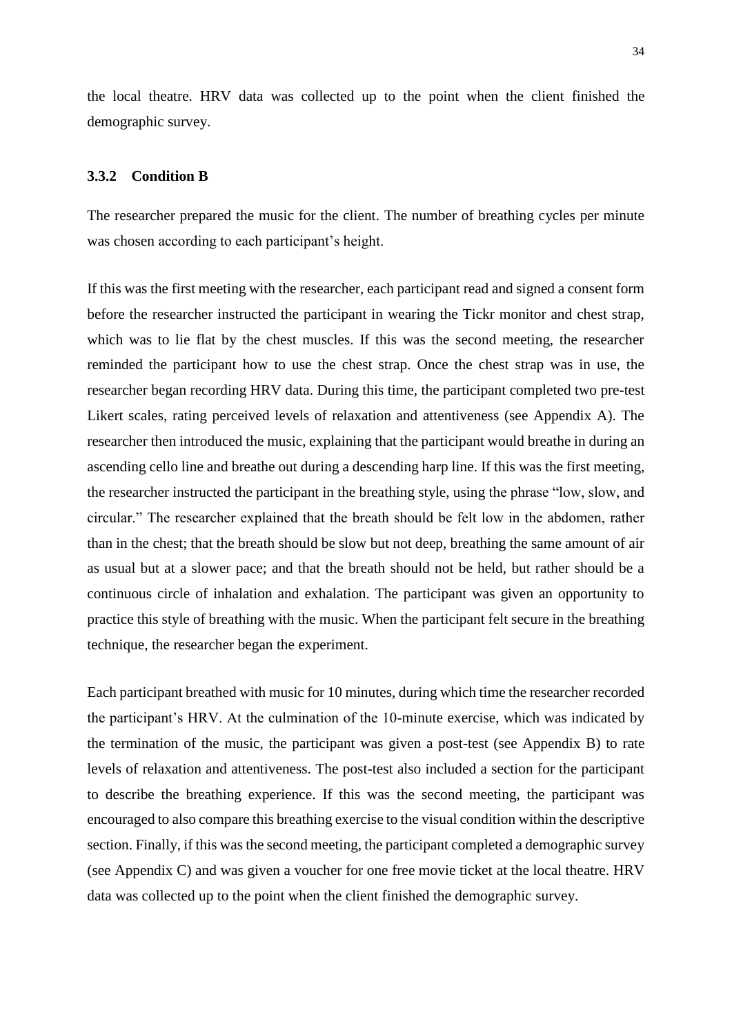the local theatre. HRV data was collected up to the point when the client finished the demographic survey.

### 3.3.2 Condition B

The researcher prepared the music for the client. The number of breathing cycles per minute was chosen according to each participant's height.

If this was the first meeting with the researcher, each participant read and signed a consent form before the researcher instructed the participant in wearing the Tickr monitor and chest strap, which was to lie flat by the chest muscles. If this was the second meeting, the researcher reminded the participant how to use the chest strap. Once the chest strap was in use, the researcher began recording HRV data. During this time, the participant completed two pre-test Likert scales, rating perceived levels of relaxation and attentiveness (see Appendix A). The researcher then introduced the music, explaining that the participant would breathe in during an ascending cello line and breathe out during a descending harp line. If this was the first meeting, the researcher instructed the participant in the breathing style, using the phrase "low, slow, and circular." The researcher explained that the breath should be felt low in the abdomen, rather than in the chest; that the breath should be slow but not deep, breathing the same amount of air as usual but at a slower pace; and that the breath should not be held, but rather should be a continuous circle of inhalation and exhalation. The participant was given an opportunity to practice this style of breathing with the music. When the participant felt secure in the breathing technique, the researcher began the experiment.

Each participant breathed with music for 10 minutes, during which time the researcher recorded the participant's HRV. At the culmination of the 10-minute exercise, which was indicated by the termination of the music, the participant was given a post-test (see Appendix B) to rate levels of relaxation and attentiveness. The post-test also included a section for the participant to describe the breathing experience. If this was the second meeting, the participant was encouraged to also compare this breathing exercise to the visual condition within the descriptive section. Finally, if this was the second meeting, the participant completed a demographic survey (see Appendix C) and was given a voucher for one free movie ticket at the local theatre. HRV data was collected up to the point when the client finished the demographic survey.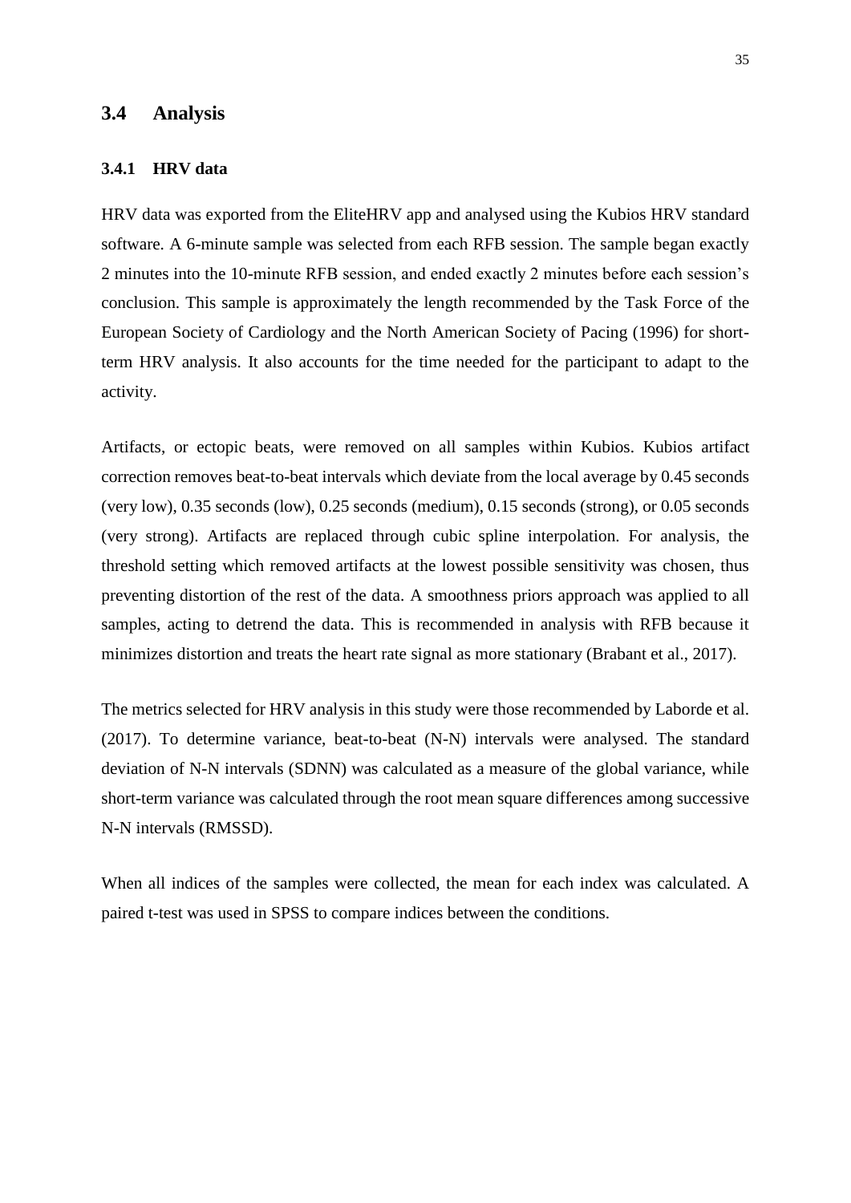## 3.4 Analysis

### 3.4.1 HRV data

HRV data was exported from the EliteHRV app and analysed using the Kubios HRV standard software. A 6-minute sample was selected from each RFB session. The sample began exactly 2 minutes into the 10-minute RFB session, and ended exactly 2 minutes before each session's conclusion. This sample is approximately the length recommended by the Task Force of the European Society of Cardiology and the North American Society of Pacing (1996) for short-term HRV analysis. It also accounts for the time needed for the participant to adapt to the activity.

Artifacts, or ectopic beats, were removed on all samples within Kubios. Kubios artifact correction removes beat-to-beat intervals which deviate from the local average by 0.45 seconds (very low), 0.35 seconds (low), 0.25 seconds (medium), 0.15 seconds (strong), or 0.05 seconds (very strong). Artifacts are replaced through cubic spline interpolation. For analysis, the threshold setting which removed artifacts at the lowest possible sensitivity was chosen, thus preventing distortion of the rest of the data. A smoothness priors approach was applied to all samples, acting to detrend the data. This is recommended in analysis with RFB because it minimizes distortion and treats the heart rate signal as more stationary (Brabant et al., 2017).

The metrics selected for HRV analysis in this study were those recommended by Laborde et al. (2017). To determine variance, beat-to-beat (N-N) intervals were analysed. The standard deviation of N-N intervals (SDNN) was calculated as a measure of the global variance, while short-term variance was calculated through the root mean square differences among successive N-N intervals (RMSSD).

When all indices of the samples were collected, the mean for each index was calculated. A paired t-test was used in SPSS to compare indices between the conditions.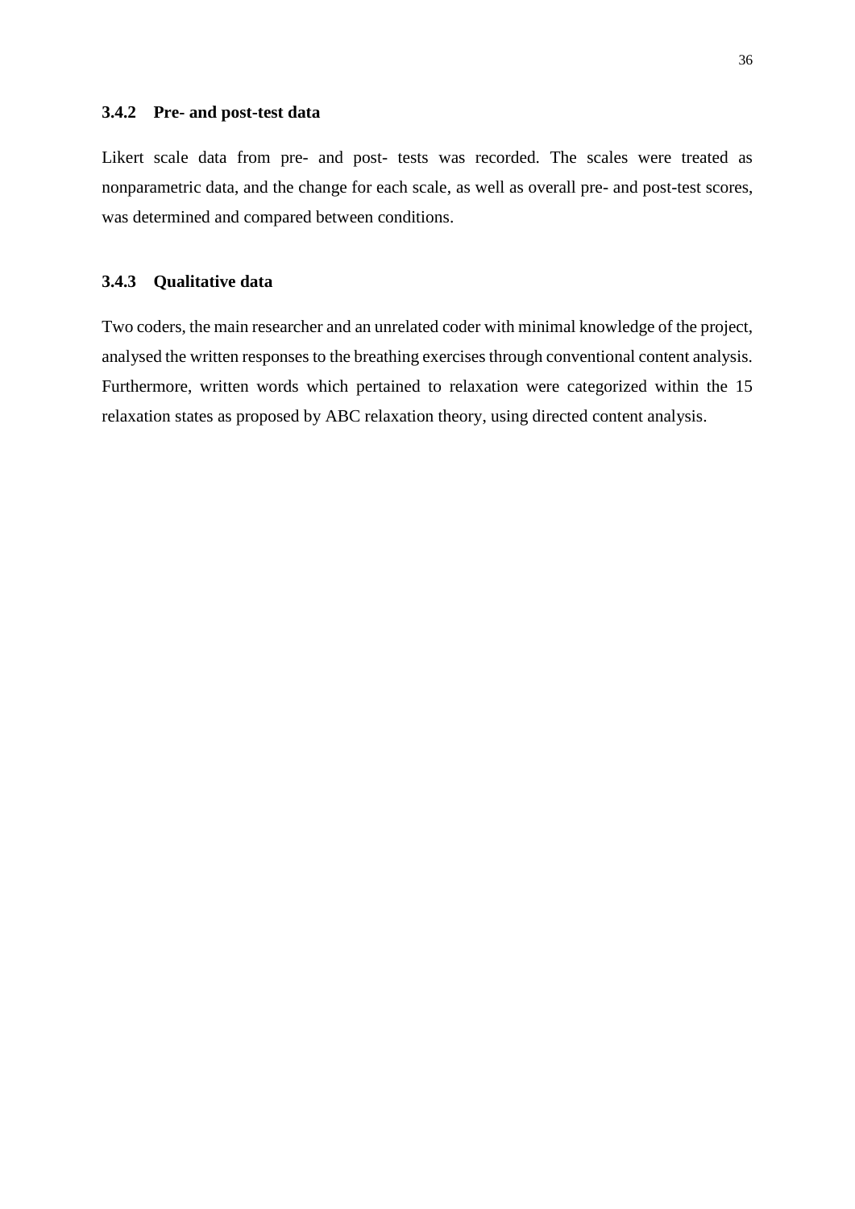### 3.4.2 Pre- and post-test data

Likert scale data from pre- and post- tests was recorded. The scales were treated as nonparametric data, and the change for each scale, as well as overall pre- and post-test scores, was determined and compared between conditions.

### 3.4.3 Qualitative data

Two coders, the main researcher and an unrelated coder with minimal knowledge of the project, analysed the written responses to the breathing exercises through conventional content analysis. Furthermore, written words which pertained to relaxation were categorized within the 15 relaxation states as proposed by ABC relaxation theory, using directed content analysis.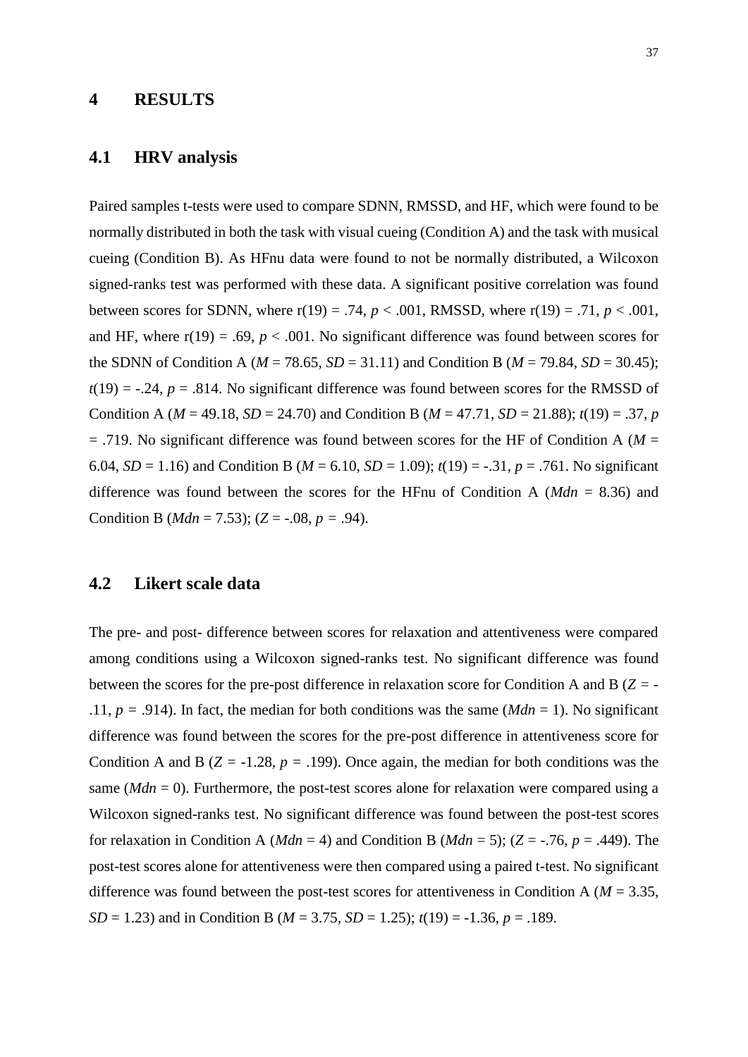# 4 RESULTS

## 4.1 HRV analysis

Paired samples t-tests were used to compare SDNN, RMSSD, and HF, which were found to be normally distributed in both the task with visual cueing (Condition A) and the task with musical cueing (Condition B). As HFnu data were found to not be normally distributed, a Wilcoxon signed-ranks test was performed with these data. A significant positive correlation was found between scores for SDNN, where $r(19) = .74$, $p < .001$, RMSSD, where $r(19) = .71$, $p < .001$, and HF, where $r(19) = .69$, $p < .001$. No significant difference was found between scores for the SDNN of Condition A ($M = 78.65$, $SD = 31.11$) and Condition B ($M = 79.84$, $SD = 30.45$); $t(19) = -.24$, $p = .814$. No significant difference was found between scores for the RMSSD of Condition A ($M = 49.18$, $SD = 24.70$) and Condition B ($M = 47.71$, $SD = 21.88$); $t(19) = .37$, $p = .719$. No significant difference was found between scores for the HF of Condition A ($M = 6.04$, $SD = 1.16$) and Condition B ($M = 6.10$, $SD = 1.09$); $t(19) = -.31$, $p = .761$. No significant difference was found between the scores for the HFnu of Condition A ($Mdn = 8.36$) and Condition B ($Mdn = 7.53$); ($Z = -.08$, $p = .94$).

## 4.2 Likert scale data

The pre- and post- difference between scores for relaxation and attentiveness were compared among conditions using a Wilcoxon signed-ranks test. No significant difference was found between the scores for the pre-post difference in relaxation score for Condition A and B ($Z = -.11$, $p = .914$). In fact, the median for both conditions was the same ($Mdn = 1$). No significant difference was found between the scores for the pre-post difference in attentiveness score for Condition A and B ($Z = -1.28$, $p = .199$). Once again, the median for both conditions was the same ($Mdn = 0$). Furthermore, the post-test scores alone for relaxation were compared using a Wilcoxon signed-ranks test. No significant difference was found between the post-test scores for relaxation in Condition A ($Mdn = 4$) and Condition B ($Mdn = 5$); ($Z = -.76$, $p = .449$). The post-test scores alone for attentiveness were then compared using a paired t-test. No significant difference was found between the post-test scores for attentiveness in Condition A ($M = 3.35$, $SD = 1.23$) and in Condition B ($M = 3.75$, $SD = 1.25$); $t(19) = -1.36$, $p = .189$.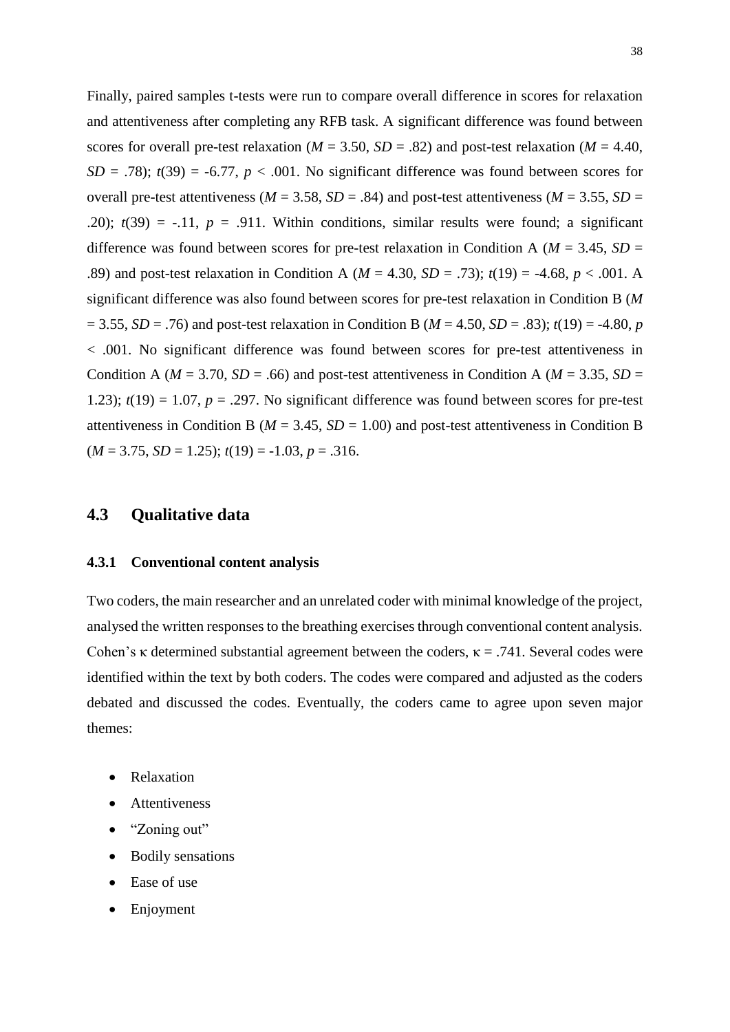Finally, paired samples t-tests were run to compare overall difference in scores for relaxation and attentiveness after completing any RFB task. A significant difference was found between scores for overall pre-test relaxation ($M$ = 3.50, $SD$ = .82) and post-test relaxation ($M$ = 4.40, $SD$ = .78); $t(39) = -6.77$, $p < .001$. No significant difference was found between scores for overall pre-test attentiveness ($M$ = 3.58, $SD$ = .84) and post-test attentiveness ($M$ = 3.55, $SD$ = .20); $t(39) = -.11$, $p = .911$. Within conditions, similar results were found; a significant difference was found between scores for pre-test relaxation in Condition A ($M$ = 3.45, $SD$ = .89) and post-test relaxation in Condition A ($M$ = 4.30, $SD$ = .73); $t(19) = -4.68$, $p < .001$. A significant difference was also found between scores for pre-test relaxation in Condition B ($M$ = 3.55, $SD$ = .76) and post-test relaxation in Condition B ($M$ = 4.50, $SD$ = .83); $t(19) = -4.80$, $p < .001$. No significant difference was found between scores for pre-test attentiveness in Condition A ($M$ = 3.70, $SD$ = .66) and post-test attentiveness in Condition A ($M$ = 3.35, $SD$ = 1.23); $t(19) = 1.07$, $p = .297$. No significant difference was found between scores for pre-test attentiveness in Condition B ($M$ = 3.45, $SD$ = 1.00) and post-test attentiveness in Condition B ($M$ = 3.75, $SD$ = 1.25); $t(19) = -1.03$, $p = .316$.

## 4.3 Qualitative data

### 4.3.1 Conventional content analysis

Two coders, the main researcher and an unrelated coder with minimal knowledge of the project, analysed the written responses to the breathing exercises through conventional content analysis. Cohen's $\kappa$ determined substantial agreement between the coders, $\kappa = .741$. Several codes were identified within the text by both coders. The codes were compared and adjusted as the coders debated and discussed the codes. Eventually, the coders came to agree upon seven major themes:

- Relaxation
- Attentiveness
- "Zoning out"
- Bodily sensations
- Ease of use
- Enjoyment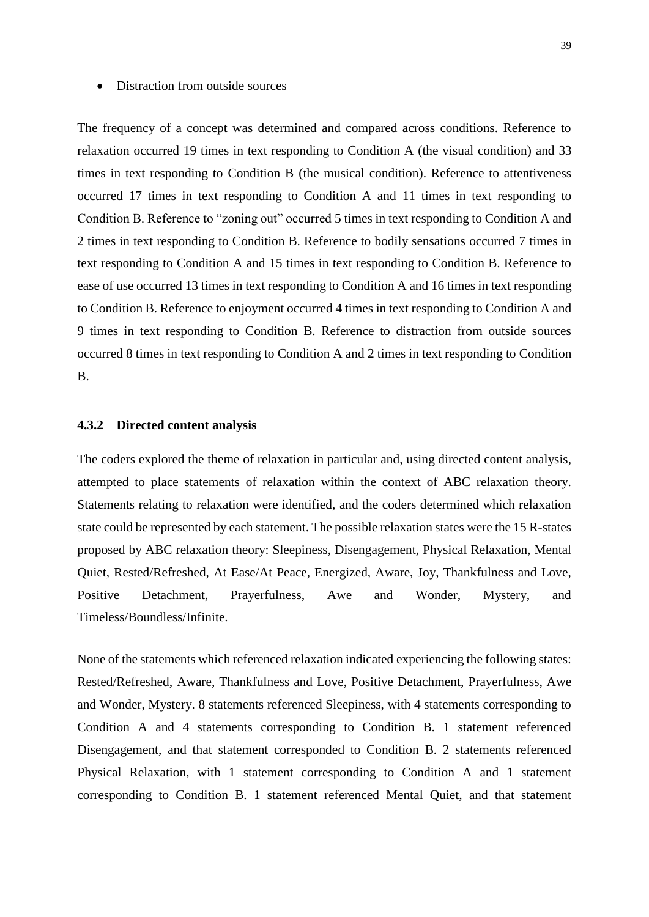- Distraction from outside sources

The frequency of a concept was determined and compared across conditions. Reference to relaxation occurred 19 times in text responding to Condition A (the visual condition) and 33 times in text responding to Condition B (the musical condition). Reference to attentiveness occurred 17 times in text responding to Condition A and 11 times in text responding to Condition B. Reference to "zoning out" occurred 5 times in text responding to Condition A and 2 times in text responding to Condition B. Reference to bodily sensations occurred 7 times in text responding to Condition A and 15 times in text responding to Condition B. Reference to ease of use occurred 13 times in text responding to Condition A and 16 times in text responding to Condition B. Reference to enjoyment occurred 4 times in text responding to Condition A and 9 times in text responding to Condition B. Reference to distraction from outside sources occurred 8 times in text responding to Condition A and 2 times in text responding to Condition B.

### 4.3.2 Directed content analysis

The coders explored the theme of relaxation in particular and, using directed content analysis, attempted to place statements of relaxation within the context of ABC relaxation theory. Statements relating to relaxation were identified, and the coders determined which relaxation state could be represented by each statement. The possible relaxation states were the 15 R-states proposed by ABC relaxation theory: Sleepiness, Disengagement, Physical Relaxation, Mental Quiet, Rested/Refreshed, At Ease/At Peace, Energized, Aware, Joy, Thankfulness and Love, Positive Detachment, Prayerfulness, Awe and Wonder, Mystery, and Timeless/Boundless/Infinite.

None of the statements which referenced relaxation indicated experiencing the following states: Rested/Refreshed, Aware, Thankfulness and Love, Positive Detachment, Prayerfulness, Awe and Wonder, Mystery. 8 statements referenced Sleepiness, with 4 statements corresponding to Condition A and 4 statements corresponding to Condition B. 1 statement referenced Disengagement, and that statement corresponded to Condition B. 2 statements referenced Physical Relaxation, with 1 statement corresponding to Condition A and 1 statement corresponding to Condition B. 1 statement referenced Mental Quiet, and that statement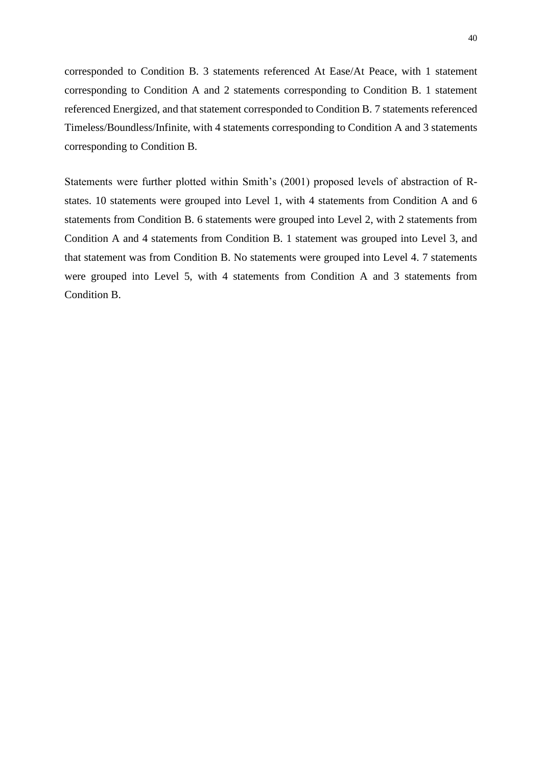corresponded to Condition B. 3 statements referenced At Ease/At Peace, with 1 statement corresponding to Condition A and 2 statements corresponding to Condition B. 1 statement referenced Energized, and that statement corresponded to Condition B. 7 statements referenced Timeless/Boundless/Infinite, with 4 statements corresponding to Condition A and 3 statements corresponding to Condition B.

Statements were further plotted within Smith's (2001) proposed levels of abstraction of R-states. 10 statements were grouped into Level 1, with 4 statements from Condition A and 6 statements from Condition B. 6 statements were grouped into Level 2, with 2 statements from Condition A and 4 statements from Condition B. 1 statement was grouped into Level 3, and that statement was from Condition B. No statements were grouped into Level 4. 7 statements were grouped into Level 5, with 4 statements from Condition A and 3 statements from Condition B.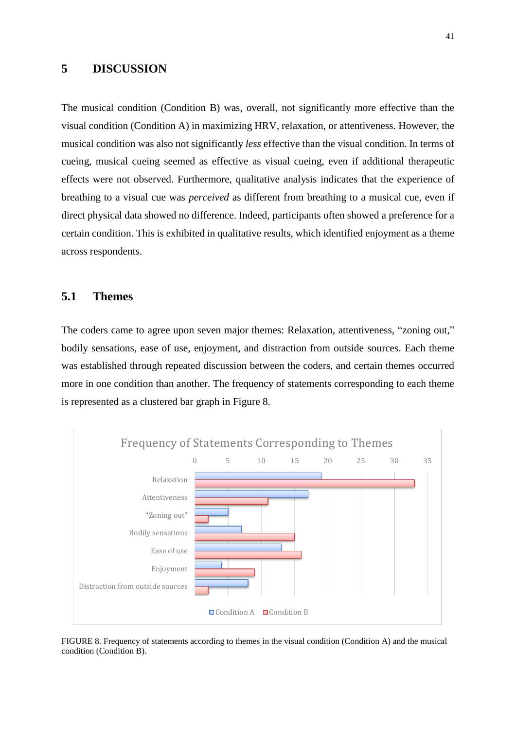# 5 DISCUSSION

The musical condition (Condition B) was, overall, not significantly more effective than the visual condition (Condition A) in maximizing HRV, relaxation, or attentiveness. However, the musical condition was also not significantly *less* effective than the visual condition. In terms of cueing, musical cueing seemed as effective as visual cueing, even if additional therapeutic effects were not observed. Furthermore, qualitative analysis indicates that the experience of breathing to a visual cue was *perceived* as different from breathing to a musical cue, even if direct physical data showed no difference. Indeed, participants often showed a preference for a certain condition. This is exhibited in qualitative results, which identified enjoyment as a theme across respondents.

## 5.1 Themes

The coders came to agree upon seven major themes: Relaxation, attentiveness, “zoning out,” bodily sensations, ease of use, enjoyment, and distraction from outside sources. Each theme was established through repeated discussion between the coders, and certain themes occurred more in one condition than another. The frequency of statements corresponding to each theme is represented as a clustered bar graph in Figure 8.

FIGURE 8. Frequency of statements according to themes in the visual condition (Condition A) and the musical condition (Condition B).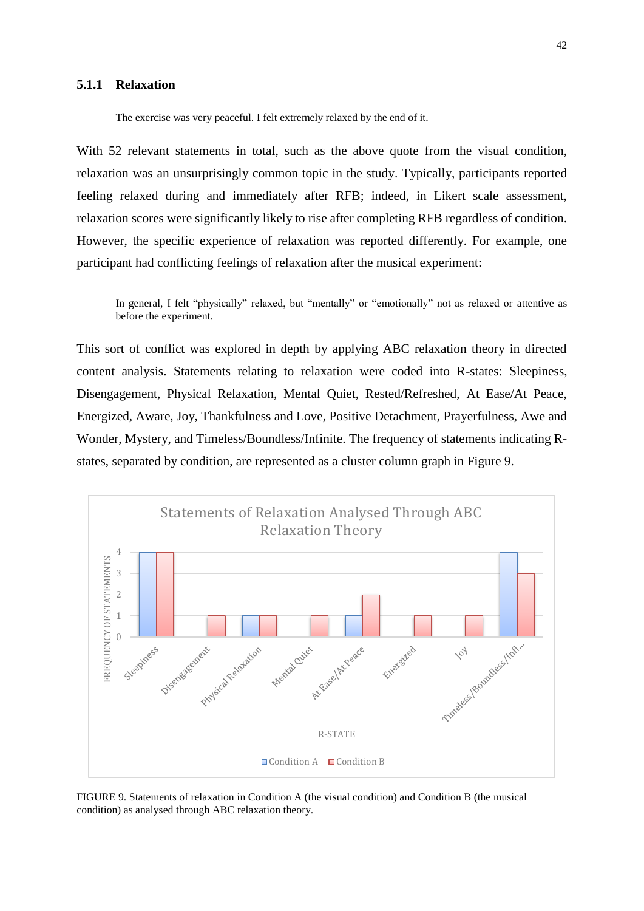### 5.1.1 Relaxation

> The exercise was very peaceful. I felt extremely relaxed by the end of it.

With 52 relevant statements in total, such as the above quote from the visual condition, relaxation was an unsurprisingly common topic in the study. Typically, participants reported feeling relaxed during and immediately after RFB; indeed, in Likert scale assessment, relaxation scores were significantly likely to rise after completing RFB regardless of condition. However, the specific experience of relaxation was reported differently. For example, one participant had conflicting feelings of relaxation after the musical experiment:

> In general, I felt "physically" relaxed, but "mentally" or "emotionally" not as relaxed or attentive as before the experiment.

This sort of conflict was explored in depth by applying ABC relaxation theory in directed content analysis. Statements relating to relaxation were coded into R-states: Sleepiness, Disengagement, Physical Relaxation, Mental Quiet, Rested/Refreshed, At Ease/At Peace, Energized, Aware, Joy, Thankfulness and Love, Positive Detachment, Prayerfulness, Awe and Wonder, Mystery, and Timeless/Boundless/Infinite. The frequency of statements indicating R-states, separated by condition, are represented as a cluster column graph in Figure 9.

Statements of Relaxation Analysed Through ABC Relaxation Theory

| R-STATE | Condition A | Condition B |
|---|---|---|
| Sleepiness | 4 | 4 |
| Disengagement | 0 | 1 |
| Physical Relaxation | 1 | 1 |
| Mental Quiet | 0 | 1 |
| At Ease/At Peace | 1 | 2 |
| Energized | 0 | 1 |
| Joy | 0 | 1 |
| Timeless/Boundless/Infi... | 4 | 3 |

FIGURE 9. Statements of relaxation in Condition A (the visual condition) and Condition B (the musical condition) as analysed through ABC relaxation theory.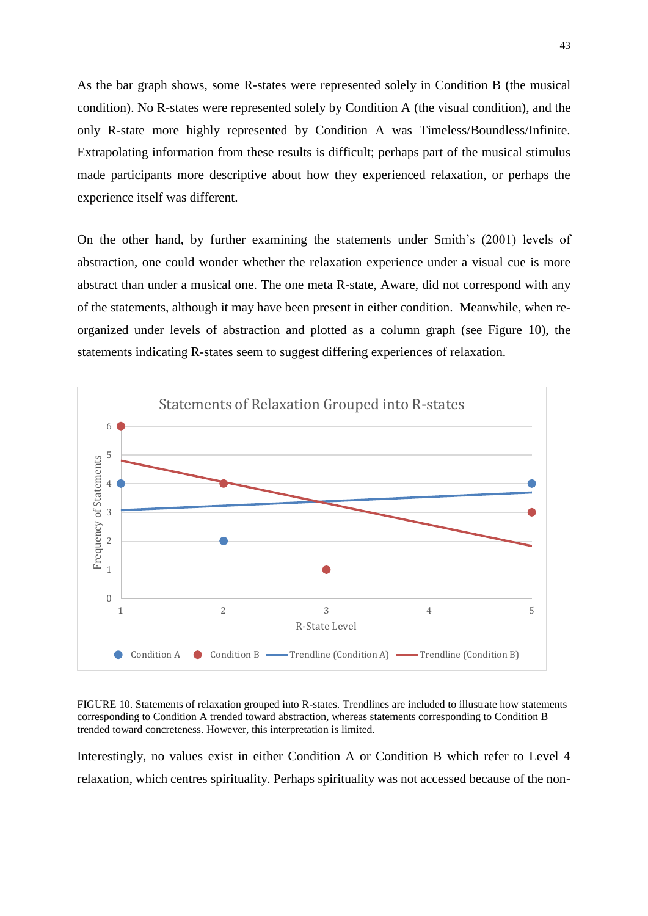As the bar graph shows, some R-states were represented solely in Condition B (the musical condition). No R-states were represented solely by Condition A (the visual condition), and the only R-state more highly represented by Condition A was Timeless/Boundless/Infinite. Extrapolating information from these results is difficult; perhaps part of the musical stimulus made participants more descriptive about how they experienced relaxation, or perhaps the experience itself was different.

On the other hand, by further examining the statements under Smith's (2001) levels of abstraction, one could wonder whether the relaxation experience under a visual cue is more abstract than under a musical one. The one meta R-state, Aware, did not correspond with any of the statements, although it may have been present in either condition. Meanwhile, when re-organized under levels of abstraction and plotted as a column graph (see Figure 10), the statements indicating R-states seem to suggest differing experiences of relaxation.

FIGURE 10. Statements of relaxation grouped into R-states. Trendlines are included to illustrate how statements corresponding to Condition A trended toward abstraction, whereas statements corresponding to Condition B trended toward concreteness. However, this interpretation is limited.

Interestingly, no values exist in either Condition A or Condition B which refer to Level 4 relaxation, which centres spirituality. Perhaps spirituality was not accessed because of the non-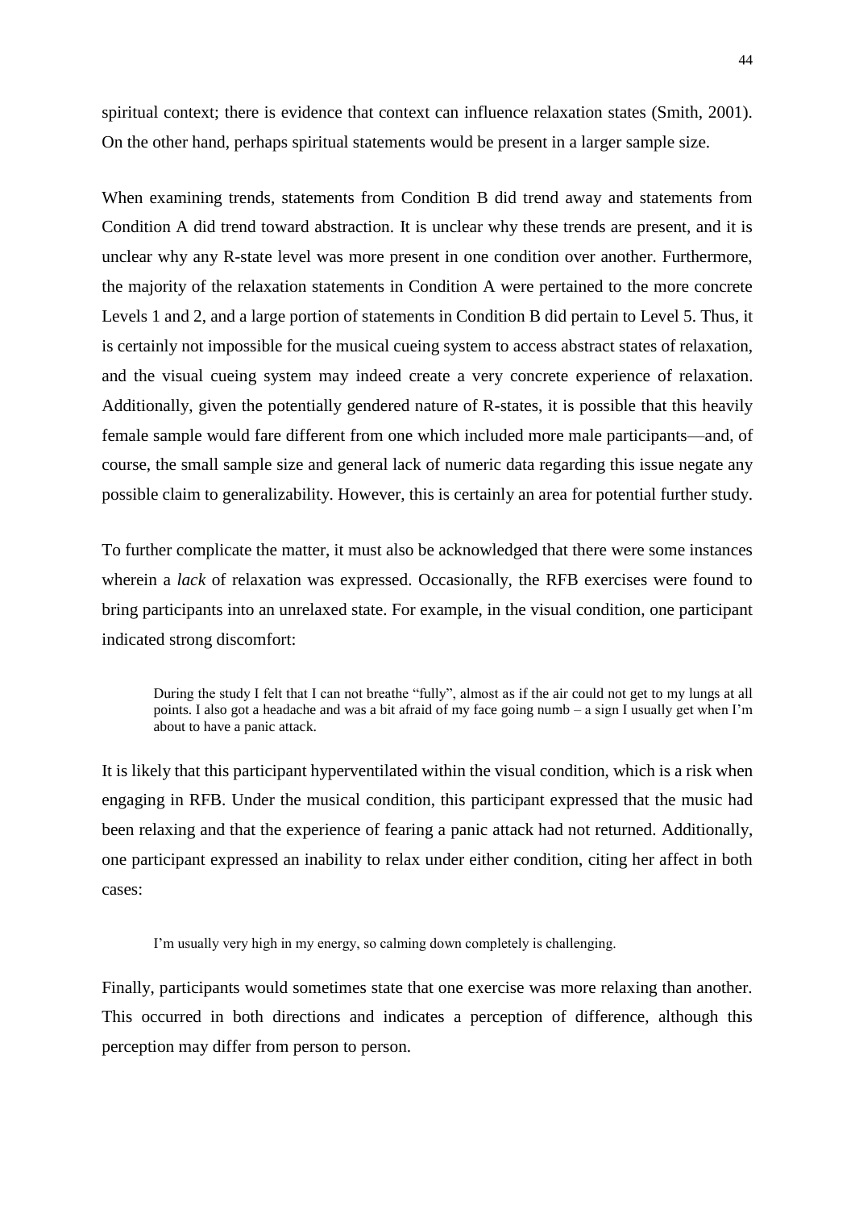spiritual context; there is evidence that context can influence relaxation states (Smith, 2001). On the other hand, perhaps spiritual statements would be present in a larger sample size.

When examining trends, statements from Condition B did trend away and statements from Condition A did trend toward abstraction. It is unclear why these trends are present, and it is unclear why any R-state level was more present in one condition over another. Furthermore, the majority of the relaxation statements in Condition A were pertained to the more concrete Levels 1 and 2, and a large portion of statements in Condition B did pertain to Level 5. Thus, it is certainly not impossible for the musical cueing system to access abstract states of relaxation, and the visual cueing system may indeed create a very concrete experience of relaxation. Additionally, given the potentially gendered nature of R-states, it is possible that this heavily female sample would fare different from one which included more male participants—and, of course, the small sample size and general lack of numeric data regarding this issue negate any possible claim to generalizability. However, this is certainly an area for potential further study.

To further complicate the matter, it must also be acknowledged that there were some instances wherein a *lack* of relaxation was expressed. Occasionally, the RFB exercises were found to bring participants into an unrelaxed state. For example, in the visual condition, one participant indicated strong discomfort:

> During the study I felt that I can not breathe "fully", almost as if the air could not get to my lungs at all points. I also got a headache and was a bit afraid of my face going numb – a sign I usually get when I'm about to have a panic attack.

It is likely that this participant hyperventilated within the visual condition, which is a risk when engaging in RFB. Under the musical condition, this participant expressed that the music had been relaxing and that the experience of fearing a panic attack had not returned. Additionally, one participant expressed an inability to relax under either condition, citing her affect in both cases:

> I'm usually very high in my energy, so calming down completely is challenging.

Finally, participants would sometimes state that one exercise was more relaxing than another. This occurred in both directions and indicates a perception of difference, although this perception may differ from person to person.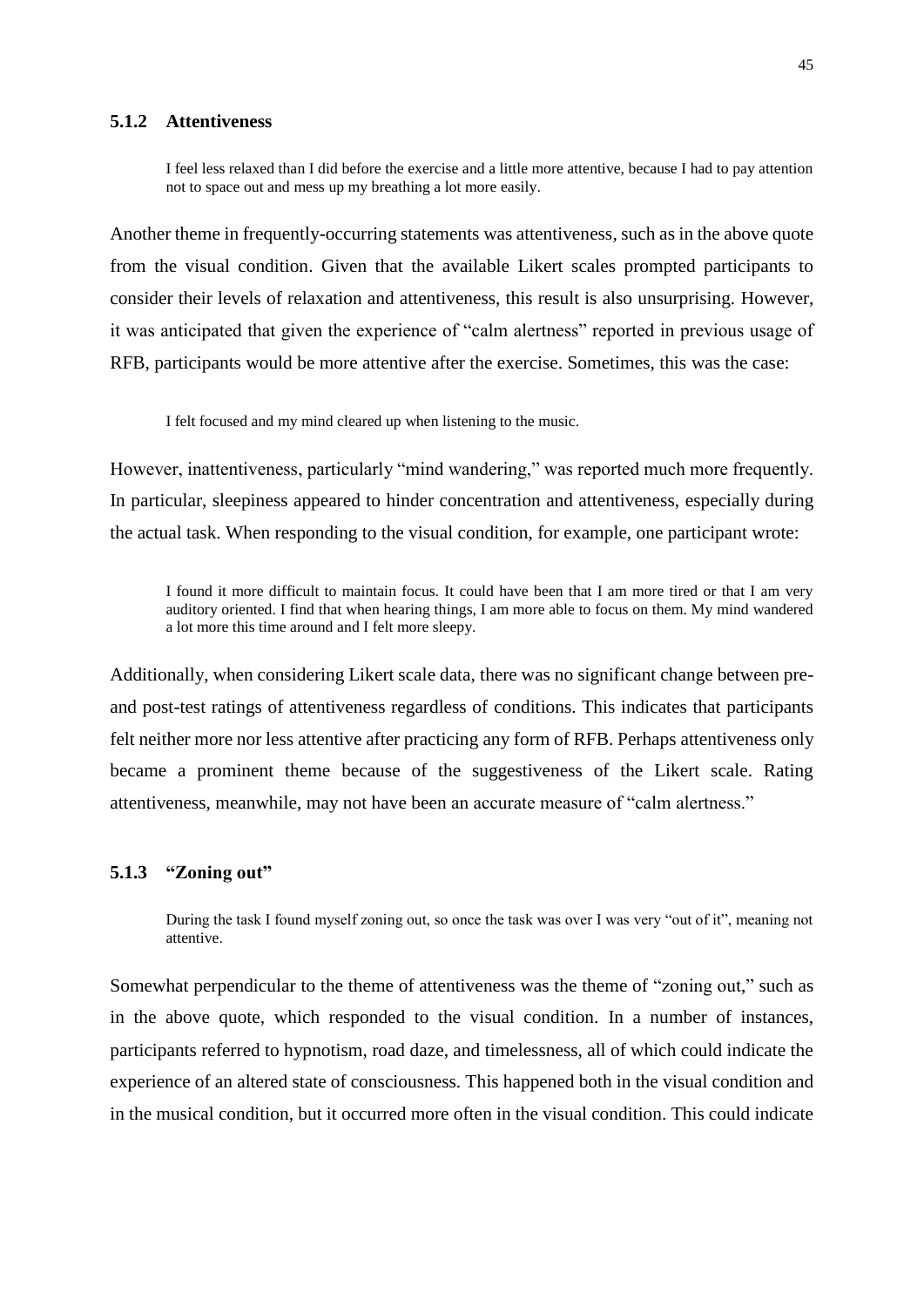### 5.1.2 Attentiveness

> I feel less relaxed than I did before the exercise and a little more attentive, because I had to pay attention not to space out and mess up my breathing a lot more easily.

Another theme in frequently-occurring statements was attentiveness, such as in the above quote from the visual condition. Given that the available Likert scales prompted participants to consider their levels of relaxation and attentiveness, this result is also unsurprising. However, it was anticipated that given the experience of "calm alertness" reported in previous usage of RFB, participants would be more attentive after the exercise. Sometimes, this was the case:

> I felt focused and my mind cleared up when listening to the music.

However, inattentiveness, particularly "mind wandering," was reported much more frequently. In particular, sleepiness appeared to hinder concentration and attentiveness, especially during the actual task. When responding to the visual condition, for example, one participant wrote:

> I found it more difficult to maintain focus. It could have been that I am more tired or that I am very auditory oriented. I find that when hearing things, I am more able to focus on them. My mind wandered a lot more this time around and I felt more sleepy.

Additionally, when considering Likert scale data, there was no significant change between pre- and post-test ratings of attentiveness regardless of conditions. This indicates that participants felt neither more nor less attentive after practicing any form of RFB. Perhaps attentiveness only became a prominent theme because of the suggestiveness of the Likert scale. Rating attentiveness, meanwhile, may not have been an accurate measure of "calm alertness."

### 5.1.3 "Zoning out"

> During the task I found myself zoning out, so once the task was over I was very "out of it", meaning not attentive.

Somewhat perpendicular to the theme of attentiveness was the theme of "zoning out," such as in the above quote, which responded to the visual condition. In a number of instances, participants referred to hypnotism, road daze, and timelessness, all of which could indicate the experience of an altered state of consciousness. This happened both in the visual condition and in the musical condition, but it occurred more often in the visual condition. This could indicate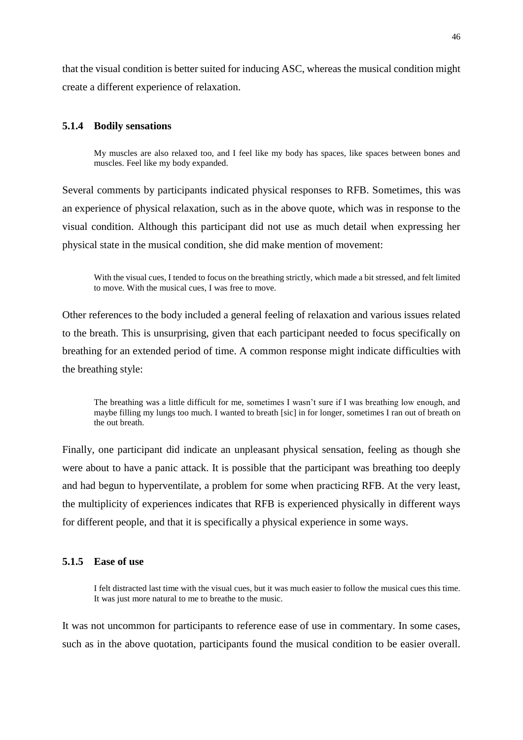that the visual condition is better suited for inducing ASC, whereas the musical condition might create a different experience of relaxation.

### 5.1.4 Bodily sensations

> My muscles are also relaxed too, and I feel like my body has spaces, like spaces between bones and muscles. Feel like my body expanded.

Several comments by participants indicated physical responses to RFB. Sometimes, this was an experience of physical relaxation, such as in the above quote, which was in response to the visual condition. Although this participant did not use as much detail when expressing her physical state in the musical condition, she did make mention of movement:

> With the visual cues, I tended to focus on the breathing strictly, which made a bit stressed, and felt limited to move. With the musical cues, I was free to move.

Other references to the body included a general feeling of relaxation and various issues related to the breath. This is unsurprising, given that each participant needed to focus specifically on breathing for an extended period of time. A common response might indicate difficulties with the breathing style:

> The breathing was a little difficult for me, sometimes I wasn't sure if I was breathing low enough, and maybe filling my lungs too much. I wanted to breath [sic] in for longer, sometimes I ran out of breath on the out breath.

Finally, one participant did indicate an unpleasant physical sensation, feeling as though she were about to have a panic attack. It is possible that the participant was breathing too deeply and had begun to hyperventilate, a problem for some when practicing RFB. At the very least, the multiplicity of experiences indicates that RFB is experienced physically in different ways for different people, and that it is specifically a physical experience in some ways.

### 5.1.5 Ease of use

> I felt distracted last time with the visual cues, but it was much easier to follow the musical cues this time. It was just more natural to me to breathe to the music.

It was not uncommon for participants to reference ease of use in commentary. In some cases, such as in the above quotation, participants found the musical condition to be easier overall.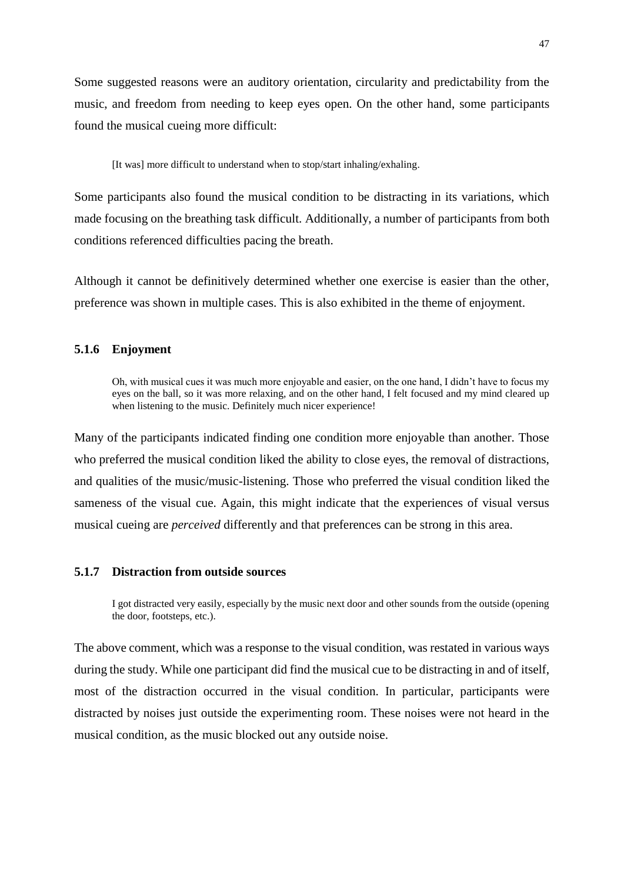Some suggested reasons were an auditory orientation, circularity and predictability from the music, and freedom from needing to keep eyes open. On the other hand, some participants found the musical cueing more difficult:

> [It was] more difficult to understand when to stop/start inhaling/exhaling.

Some participants also found the musical condition to be distracting in its variations, which made focusing on the breathing task difficult. Additionally, a number of participants from both conditions referenced difficulties pacing the breath.

Although it cannot be definitively determined whether one exercise is easier than the other, preference was shown in multiple cases. This is also exhibited in the theme of enjoyment.

### 5.1.6 Enjoyment

> Oh, with musical cues it was much more enjoyable and easier, on the one hand, I didn't have to focus my eyes on the ball, so it was more relaxing, and on the other hand, I felt focused and my mind cleared up when listening to the music. Definitely much nicer experience!

Many of the participants indicated finding one condition more enjoyable than another. Those who preferred the musical condition liked the ability to close eyes, the removal of distractions, and qualities of the music/music-listening. Those who preferred the visual condition liked the sameness of the visual cue. Again, this might indicate that the experiences of visual versus musical cueing are *perceived* differently and that preferences can be strong in this area.

### 5.1.7 Distraction from outside sources

> I got distracted very easily, especially by the music next door and other sounds from the outside (opening the door, footsteps, etc.).

The above comment, which was a response to the visual condition, was restated in various ways during the study. While one participant did find the musical cue to be distracting in and of itself, most of the distraction occurred in the visual condition. In particular, participants were distracted by noises just outside the experimenting room. These noises were not heard in the musical condition, as the music blocked out any outside noise.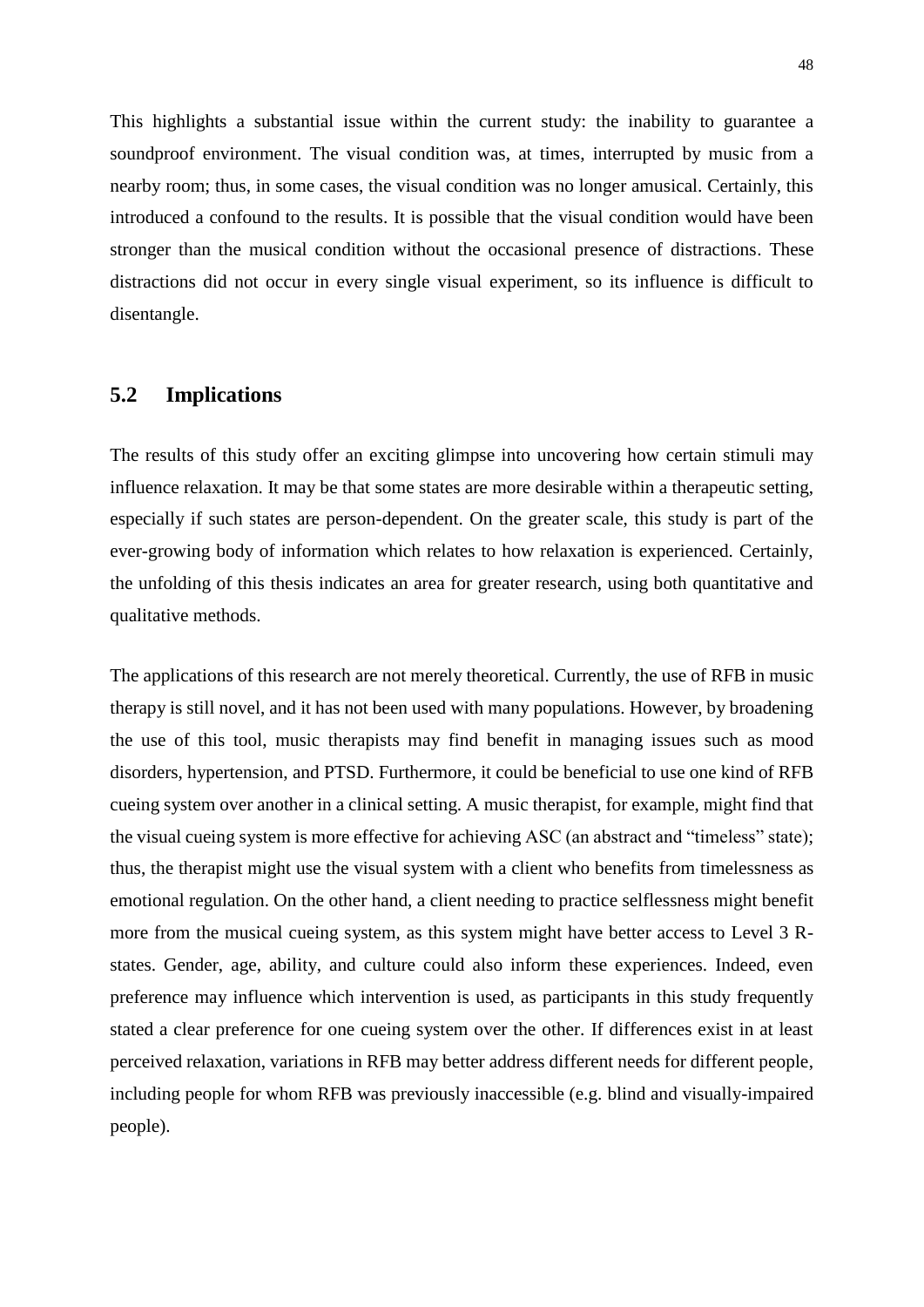This highlights a substantial issue within the current study: the inability to guarantee a soundproof environment. The visual condition was, at times, interrupted by music from a nearby room; thus, in some cases, the visual condition was no longer amusical. Certainly, this introduced a confound to the results. It is possible that the visual condition would have been stronger than the musical condition without the occasional presence of distractions. These distractions did not occur in every single visual experiment, so its influence is difficult to disentangle.

## 5.2 Implications

The results of this study offer an exciting glimpse into uncovering how certain stimuli may influence relaxation. It may be that some states are more desirable within a therapeutic setting, especially if such states are person-dependent. On the greater scale, this study is part of the ever-growing body of information which relates to how relaxation is experienced. Certainly, the unfolding of this thesis indicates an area for greater research, using both quantitative and qualitative methods.

The applications of this research are not merely theoretical. Currently, the use of RFB in music therapy is still novel, and it has not been used with many populations. However, by broadening the use of this tool, music therapists may find benefit in managing issues such as mood disorders, hypertension, and PTSD. Furthermore, it could be beneficial to use one kind of RFB cueing system over another in a clinical setting. A music therapist, for example, might find that the visual cueing system is more effective for achieving ASC (an abstract and "timeless" state); thus, the therapist might use the visual system with a client who benefits from timelessness as emotional regulation. On the other hand, a client needing to practice selflessness might benefit more from the musical cueing system, as this system might have better access to Level 3 R-states. Gender, age, ability, and culture could also inform these experiences. Indeed, even preference may influence which intervention is used, as participants in this study frequently stated a clear preference for one cueing system over the other. If differences exist in at least perceived relaxation, variations in RFB may better address different needs for different people, including people for whom RFB was previously inaccessible (e.g. blind and visually-impaired people).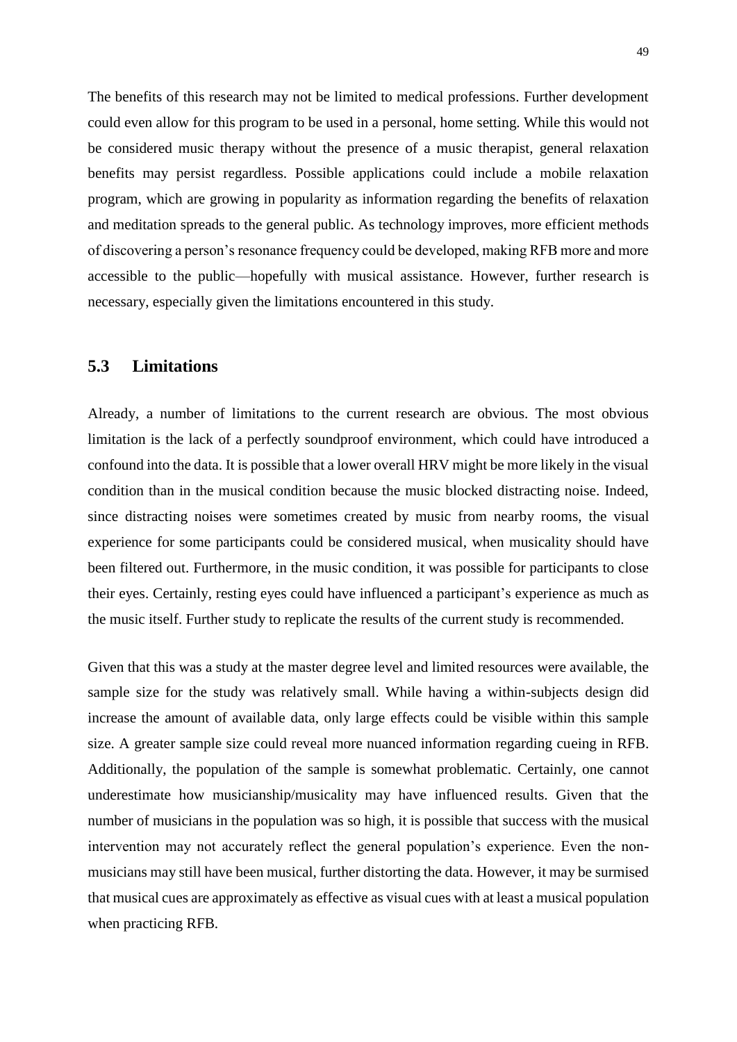The benefits of this research may not be limited to medical professions. Further development could even allow for this program to be used in a personal, home setting. While this would not be considered music therapy without the presence of a music therapist, general relaxation benefits may persist regardless. Possible applications could include a mobile relaxation program, which are growing in popularity as information regarding the benefits of relaxation and meditation spreads to the general public. As technology improves, more efficient methods of discovering a person's resonance frequency could be developed, making RFB more and more accessible to the public—hopefully with musical assistance. However, further research is necessary, especially given the limitations encountered in this study.

## 5.3 Limitations

Already, a number of limitations to the current research are obvious. The most obvious limitation is the lack of a perfectly soundproof environment, which could have introduced a confound into the data. It is possible that a lower overall HRV might be more likely in the visual condition than in the musical condition because the music blocked distracting noise. Indeed, since distracting noises were sometimes created by music from nearby rooms, the visual experience for some participants could be considered musical, when musicality should have been filtered out. Furthermore, in the music condition, it was possible for participants to close their eyes. Certainly, resting eyes could have influenced a participant's experience as much as the music itself. Further study to replicate the results of the current study is recommended.

Given that this was a study at the master degree level and limited resources were available, the sample size for the study was relatively small. While having a within-subjects design did increase the amount of available data, only large effects could be visible within this sample size. A greater sample size could reveal more nuanced information regarding cueing in RFB. Additionally, the population of the sample is somewhat problematic. Certainly, one cannot underestimate how musicianship/musicality may have influenced results. Given that the number of musicians in the population was so high, it is possible that success with the musical intervention may not accurately reflect the general population's experience. Even the non-musicians may still have been musical, further distorting the data. However, it may be surmised that musical cues are approximately as effective as visual cues with at least a musical population when practicing RFB.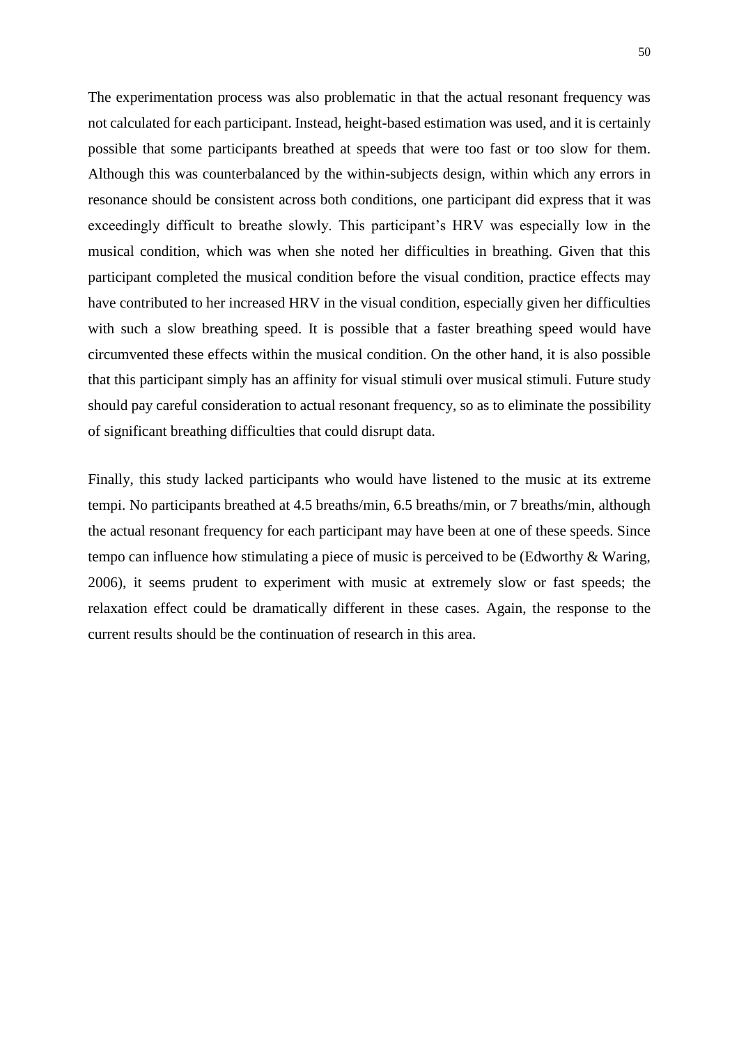The experimentation process was also problematic in that the actual resonant frequency was not calculated for each participant. Instead, height-based estimation was used, and it is certainly possible that some participants breathed at speeds that were too fast or too slow for them. Although this was counterbalanced by the within-subjects design, within which any errors in resonance should be consistent across both conditions, one participant did express that it was exceedingly difficult to breathe slowly. This participant's HRV was especially low in the musical condition, which was when she noted her difficulties in breathing. Given that this participant completed the musical condition before the visual condition, practice effects may have contributed to her increased HRV in the visual condition, especially given her difficulties with such a slow breathing speed. It is possible that a faster breathing speed would have circumvented these effects within the musical condition. On the other hand, it is also possible that this participant simply has an affinity for visual stimuli over musical stimuli. Future study should pay careful consideration to actual resonant frequency, so as to eliminate the possibility of significant breathing difficulties that could disrupt data.

Finally, this study lacked participants who would have listened to the music at its extreme tempi. No participants breathed at 4.5 breaths/min, 6.5 breaths/min, or 7 breaths/min, although the actual resonant frequency for each participant may have been at one of these speeds. Since tempo can influence how stimulating a piece of music is perceived to be (Edworthy & Waring, 2006), it seems prudent to experiment with music at extremely slow or fast speeds; the relaxation effect could be dramatically different in these cases. Again, the response to the current results should be the continuation of research in this area.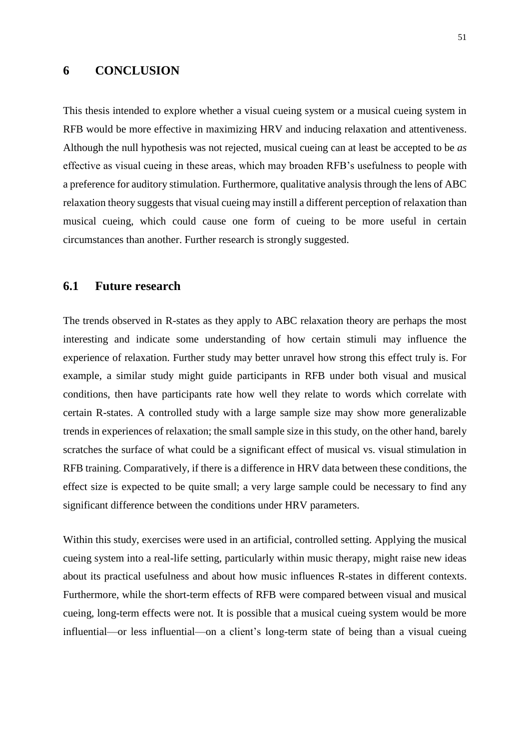# 6 CONCLUSION

This thesis intended to explore whether a visual cueing system or a musical cueing system in RFB would be more effective in maximizing HRV and inducing relaxation and attentiveness. Although the null hypothesis was not rejected, musical cueing can at least be accepted to be *as* effective as visual cueing in these areas, which may broaden RFB's usefulness to people with a preference for auditory stimulation. Furthermore, qualitative analysis through the lens of ABC relaxation theory suggests that visual cueing may instill a different perception of relaxation than musical cueing, which could cause one form of cueing to be more useful in certain circumstances than another. Further research is strongly suggested.

## 6.1 Future research

The trends observed in R-states as they apply to ABC relaxation theory are perhaps the most interesting and indicate some understanding of how certain stimuli may influence the experience of relaxation. Further study may better unravel how strong this effect truly is. For example, a similar study might guide participants in RFB under both visual and musical conditions, then have participants rate how well they relate to words which correlate with certain R-states. A controlled study with a large sample size may show more generalizable trends in experiences of relaxation; the small sample size in this study, on the other hand, barely scratches the surface of what could be a significant effect of musical vs. visual stimulation in RFB training. Comparatively, if there is a difference in HRV data between these conditions, the effect size is expected to be quite small; a very large sample could be necessary to find any significant difference between the conditions under HRV parameters.

Within this study, exercises were used in an artificial, controlled setting. Applying the musical cueing system into a real-life setting, particularly within music therapy, might raise new ideas about its practical usefulness and about how music influences R-states in different contexts. Furthermore, while the short-term effects of RFB were compared between visual and musical cueing, long-term effects were not. It is possible that a musical cueing system would be more influential—or less influential—on a client's long-term state of being than a visual cueing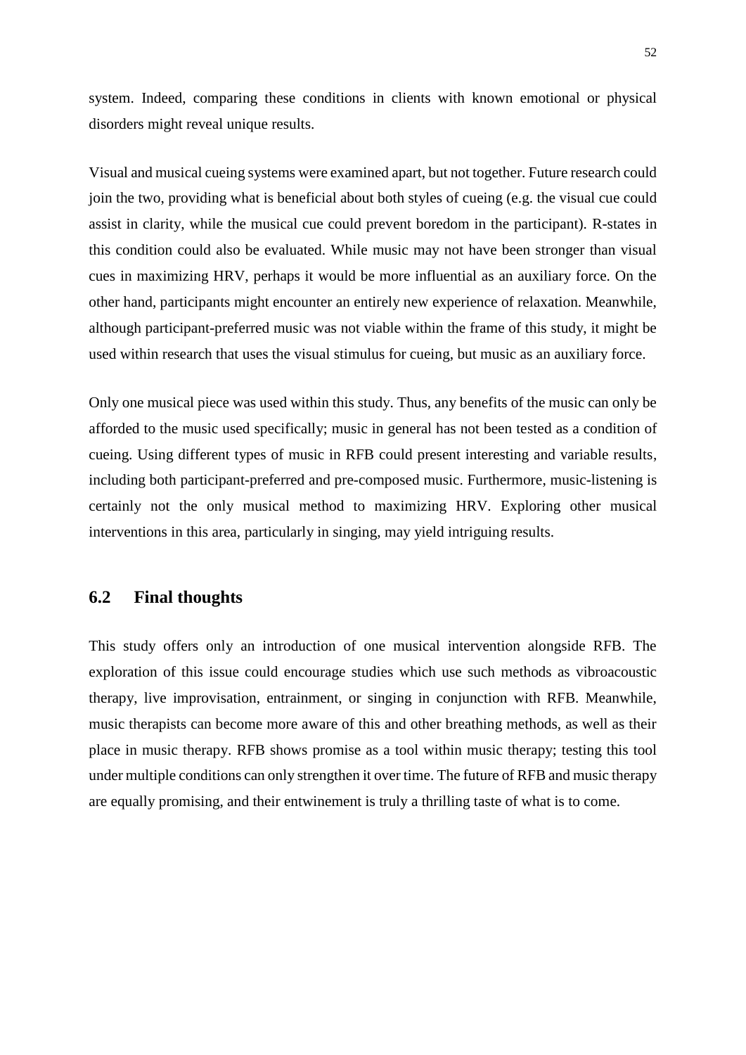system. Indeed, comparing these conditions in clients with known emotional or physical disorders might reveal unique results.

Visual and musical cueing systems were examined apart, but not together. Future research could join the two, providing what is beneficial about both styles of cueing (e.g. the visual cue could assist in clarity, while the musical cue could prevent boredom in the participant). R-states in this condition could also be evaluated. While music may not have been stronger than visual cues in maximizing HRV, perhaps it would be more influential as an auxiliary force. On the other hand, participants might encounter an entirely new experience of relaxation. Meanwhile, although participant-preferred music was not viable within the frame of this study, it might be used within research that uses the visual stimulus for cueing, but music as an auxiliary force.

Only one musical piece was used within this study. Thus, any benefits of the music can only be afforded to the music used specifically; music in general has not been tested as a condition of cueing. Using different types of music in RFB could present interesting and variable results, including both participant-preferred and pre-composed music. Furthermore, music-listening is certainly not the only musical method to maximizing HRV. Exploring other musical interventions in this area, particularly in singing, may yield intriguing results.

## 6.2 Final thoughts

This study offers only an introduction of one musical intervention alongside RFB. The exploration of this issue could encourage studies which use such methods as vibroacoustic therapy, live improvisation, entrainment, or singing in conjunction with RFB. Meanwhile, music therapists can become more aware of this and other breathing methods, as well as their place in music therapy. RFB shows promise as a tool within music therapy; testing this tool under multiple conditions can only strengthen it over time. The future of RFB and music therapy are equally promising, and their entwinement is truly a thrilling taste of what is to come.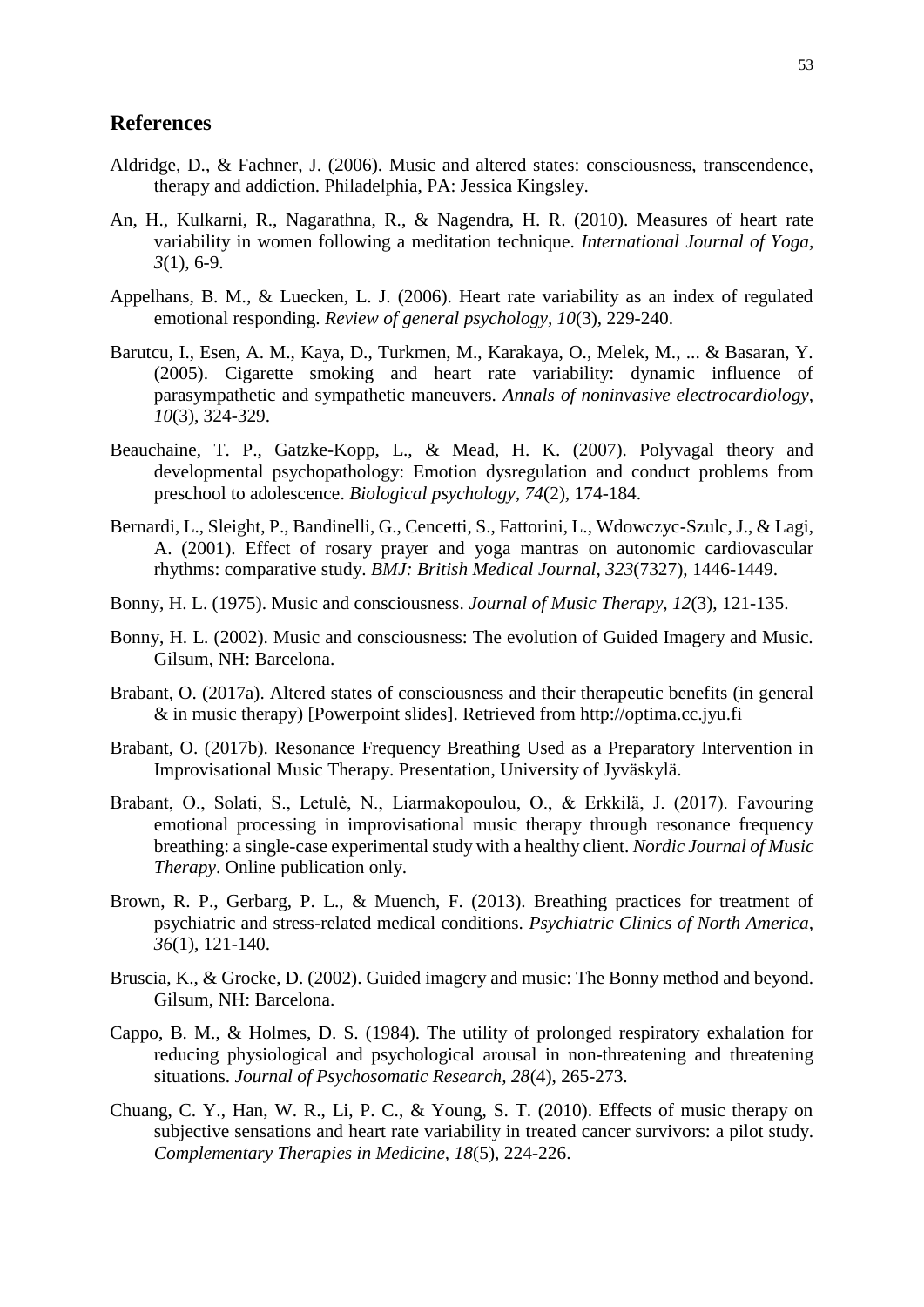## References

Aldridge, D., & Fachner, J. (2006). Music and altered states: consciousness, transcendence, therapy and addiction. Philadelphia, PA: Jessica Kingsley.

An, H., Kulkarni, R., Nagarathna, R., & Nagendra, H. R. (2010). Measures of heart rate variability in women following a meditation technique. *International Journal of Yoga, 3*(1), 6-9.

Appelhans, B. M., & Luecken, L. J. (2006). Heart rate variability as an index of regulated emotional responding. *Review of general psychology, 10*(3), 229-240.

Barutcu, I., Esen, A. M., Kaya, D., Turkmen, M., Karakaya, O., Melek, M., ... & Basaran, Y. (2005). Cigarette smoking and heart rate variability: dynamic influence of parasympathetic and sympathetic maneuvers. *Annals of noninvasive electrocardiology, 10*(3), 324-329.

Beauchaine, T. P., Gatzke-Kopp, L., & Mead, H. K. (2007). Polyvagal theory and developmental psychopathology: Emotion dysregulation and conduct problems from preschool to adolescence. *Biological psychology, 74*(2), 174-184.

Bernardi, L., Sleight, P., Bandinelli, G., Cencetti, S., Fattorini, L., Wdowczyc-Szulc, J., & Lagi, A. (2001). Effect of rosary prayer and yoga mantras on autonomic cardiovascular rhythms: comparative study. *BMJ: British Medical Journal, 323*(7327), 1446-1449.

Bonny, H. L. (1975). Music and consciousness. *Journal of Music Therapy, 12*(3), 121-135.

Bonny, H. L. (2002). Music and consciousness: The evolution of Guided Imagery and Music. Gilsum, NH: Barcelona.

Brabant, O. (2017a). Altered states of consciousness and their therapeutic benefits (in general & in music therapy) [Powerpoint slides]. Retrieved from http://optima.cc.jyu.fi

Brabant, O. (2017b). Resonance Frequency Breathing Used as a Preparatory Intervention in Improvisational Music Therapy. Presentation, University of Jyväskylä.

Brabant, O., Solati, S., Letulė, N., Liarmakopoulou, O., & Erkkilä, J. (2017). Favouring emotional processing in improvisational music therapy through resonance frequency breathing: a single-case experimental study with a healthy client. *Nordic Journal of Music Therapy*. Online publication only.

Brown, R. P., Gerbarg, P. L., & Muench, F. (2013). Breathing practices for treatment of psychiatric and stress-related medical conditions. *Psychiatric Clinics of North America, 36*(1), 121-140.

Bruscia, K., & Grocke, D. (2002). Guided imagery and music: The Bonny method and beyond. Gilsum, NH: Barcelona.

Cappo, B. M., & Holmes, D. S. (1984). The utility of prolonged respiratory exhalation for reducing physiological and psychological arousal in non-threatening and threatening situations. *Journal of Psychosomatic Research, 28*(4), 265-273.

Chuang, C. Y., Han, W. R., Li, P. C., & Young, S. T. (2010). Effects of music therapy on subjective sensations and heart rate variability in treated cancer survivors: a pilot study. *Complementary Therapies in Medicine, 18*(5), 224-226.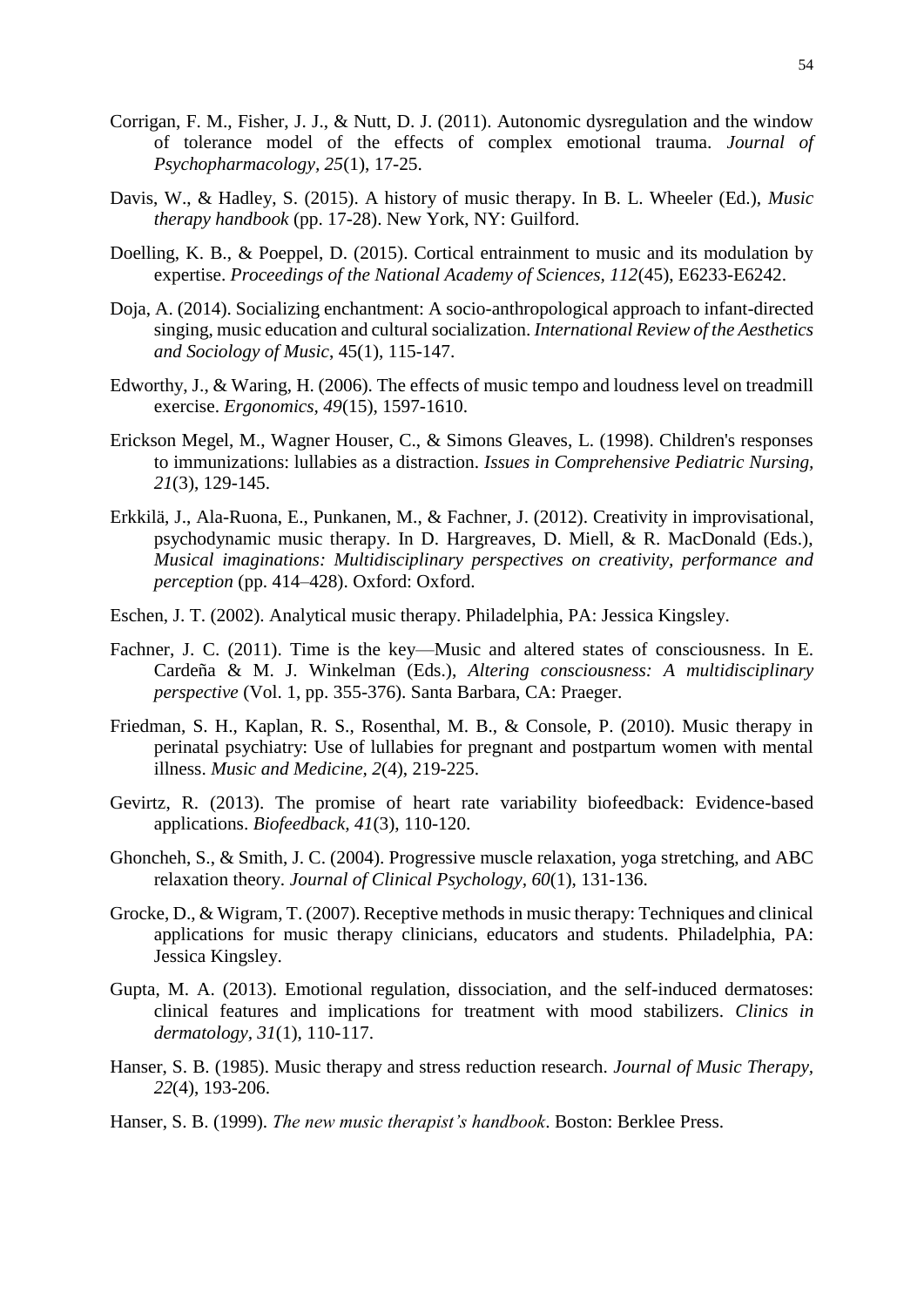Corrigan, F. M., Fisher, J. J., & Nutt, D. J. (2011). Autonomic dysregulation and the window of tolerance model of the effects of complex emotional trauma. *Journal of Psychopharmacology, 25*(1), 17-25.

Davis, W., & Hadley, S. (2015). A history of music therapy. In B. L. Wheeler (Ed.), *Music therapy handbook* (pp. 17-28). New York, NY: Guilford.

Doelling, K. B., & Poeppel, D. (2015). Cortical entrainment to music and its modulation by expertise. *Proceedings of the National Academy of Sciences, 112*(45), E6233-E6242.

Doja, A. (2014). Socializing enchantment: A socio-anthropological approach to infant-directed singing, music education and cultural socialization. *International Review of the Aesthetics and Sociology of Music*, 45(1), 115-147.

Edworthy, J., & Waring, H. (2006). The effects of music tempo and loudness level on treadmill exercise. *Ergonomics, 49*(15), 1597-1610.

Erickson Megel, M., Wagner Houser, C., & Simons Gleaves, L. (1998). Children's responses to immunizations: lullabies as a distraction. *Issues in Comprehensive Pediatric Nursing, 21*(3), 129-145.

Erkkilä, J., Ala-Ruona, E., Punkanen, M., & Fachner, J. (2012). Creativity in improvisational, psychodynamic music therapy. In D. Hargreaves, D. Miell, & R. MacDonald (Eds.), *Musical imaginations: Multidisciplinary perspectives on creativity, performance and perception* (pp. 414–428). Oxford: Oxford.

Eschen, J. T. (2002). Analytical music therapy. Philadelphia, PA: Jessica Kingsley.

Fachner, J. C. (2011). Time is the key—Music and altered states of consciousness. In E. Cardeña & M. J. Winkelman (Eds.), *Altering consciousness: A multidisciplinary perspective* (Vol. 1, pp. 355-376). Santa Barbara, CA: Praeger.

Friedman, S. H., Kaplan, R. S., Rosenthal, M. B., & Console, P. (2010). Music therapy in perinatal psychiatry: Use of lullabies for pregnant and postpartum women with mental illness. *Music and Medicine, 2*(4), 219-225.

Gevirtz, R. (2013). The promise of heart rate variability biofeedback: Evidence-based applications. *Biofeedback, 41*(3), 110-120.

Ghoncheh, S., & Smith, J. C. (2004). Progressive muscle relaxation, yoga stretching, and ABC relaxation theory. *Journal of Clinical Psychology, 60*(1), 131-136.

Grocke, D., & Wigram, T. (2007). Receptive methods in music therapy: Techniques and clinical applications for music therapy clinicians, educators and students. Philadelphia, PA: Jessica Kingsley.

Gupta, M. A. (2013). Emotional regulation, dissociation, and the self-induced dermatoses: clinical features and implications for treatment with mood stabilizers. *Clinics in dermatology, 31*(1), 110-117.

Hanser, S. B. (1985). Music therapy and stress reduction research. *Journal of Music Therapy, 22*(4), 193-206.

Hanser, S. B. (1999). *The new music therapist's handbook*. Boston: Berklee Press.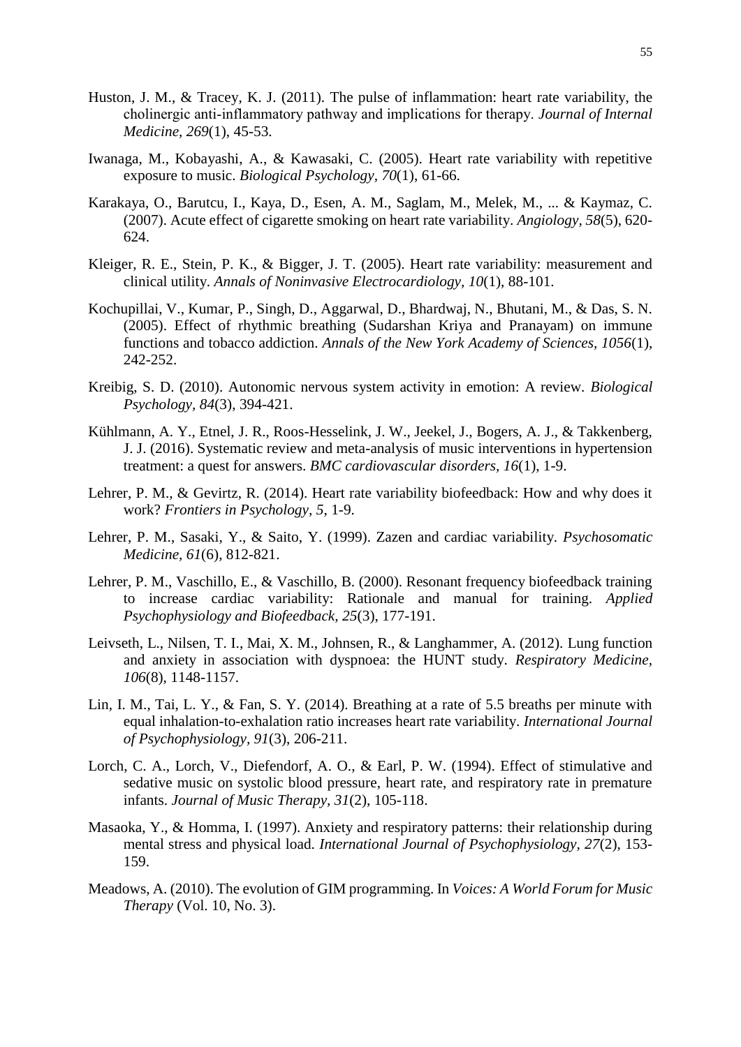Huston, J. M., & Tracey, K. J. (2011). The pulse of inflammation: heart rate variability, the cholinergic anti-inflammatory pathway and implications for therapy. *Journal of Internal Medicine, 269*(1), 45-53.

Iwanaga, M., Kobayashi, A., & Kawasaki, C. (2005). Heart rate variability with repetitive exposure to music. *Biological Psychology, 70*(1), 61-66.

Karakaya, O., Barutcu, I., Kaya, D., Esen, A. M., Saglam, M., Melek, M., ... & Kaymaz, C. (2007). Acute effect of cigarette smoking on heart rate variability. *Angiology, 58*(5), 620-624.

Kleiger, R. E., Stein, P. K., & Bigger, J. T. (2005). Heart rate variability: measurement and clinical utility. *Annals of Noninvasive Electrocardiology, 10*(1), 88-101.

Kochupillai, V., Kumar, P., Singh, D., Aggarwal, D., Bhardwaj, N., Bhutani, M., & Das, S. N. (2005). Effect of rhythmic breathing (Sudarshan Kriya and Pranayam) on immune functions and tobacco addiction. *Annals of the New York Academy of Sciences, 1056*(1), 242-252.

Kreibig, S. D. (2010). Autonomic nervous system activity in emotion: A review. *Biological Psychology, 84*(3), 394-421.

Kühlmann, A. Y., Etnel, J. R., Roos-Hesselink, J. W., Jeekel, J., Bogers, A. J., & Takkenberg, J. J. (2016). Systematic review and meta-analysis of music interventions in hypertension treatment: a quest for answers. *BMC cardiovascular disorders, 16*(1), 1-9.

Lehrer, P. M., & Gevirtz, R. (2014). Heart rate variability biofeedback: How and why does it work? *Frontiers in Psychology, 5*, 1-9.

Lehrer, P. M., Sasaki, Y., & Saito, Y. (1999). Zazen and cardiac variability. *Psychosomatic Medicine, 61*(6), 812-821.

Lehrer, P. M., Vaschillo, E., & Vaschillo, B. (2000). Resonant frequency biofeedback training to increase cardiac variability: Rationale and manual for training. *Applied Psychophysiology and Biofeedback, 25*(3), 177-191.

Leivseth, L., Nilsen, T. I., Mai, X. M., Johnsen, R., & Langhammer, A. (2012). Lung function and anxiety in association with dyspnoea: the HUNT study. *Respiratory Medicine, 106*(8), 1148-1157.

Lin, I. M., Tai, L. Y., & Fan, S. Y. (2014). Breathing at a rate of 5.5 breaths per minute with equal inhalation-to-exhalation ratio increases heart rate variability. *International Journal of Psychophysiology, 91*(3), 206-211.

Lorch, C. A., Lorch, V., Diefendorf, A. O., & Earl, P. W. (1994). Effect of stimulative and sedative music on systolic blood pressure, heart rate, and respiratory rate in premature infants. *Journal of Music Therapy, 31*(2), 105-118.

Masaoka, Y., & Homma, I. (1997). Anxiety and respiratory patterns: their relationship during mental stress and physical load. *International Journal of Psychophysiology, 27*(2), 153-159.

Meadows, A. (2010). The evolution of GIM programming. In *Voices: A World Forum for Music Therapy* (Vol. 10, No. 3).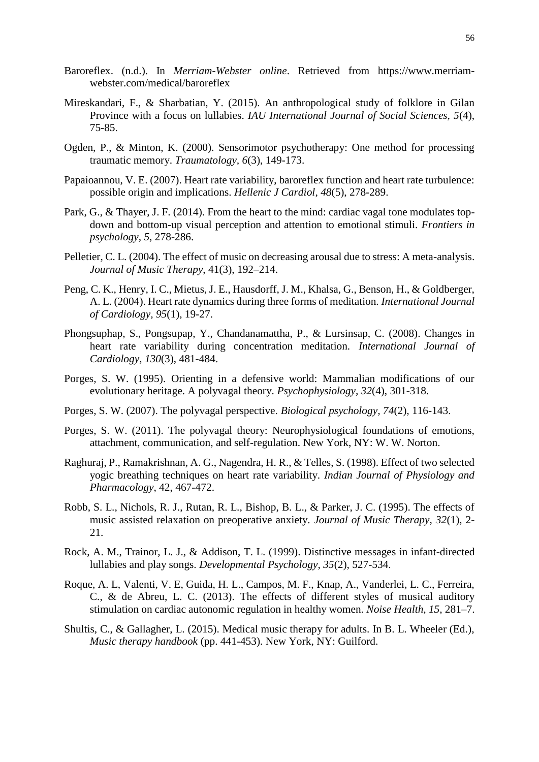Baroreflex. (n.d.). In *Merriam-Webster online*. Retrieved from https://www.merriam-webster.com/medical/baroreflex

Mireskandari, F., & Sharbatian, Y. (2015). An anthropological study of folklore in Gilan Province with a focus on lullabies. *IAU International Journal of Social Sciences, 5*(4), 75-85.

Ogden, P., & Minton, K. (2000). Sensorimotor psychotherapy: One method for processing traumatic memory. *Traumatology, 6*(3), 149-173.

Papaioannou, V. E. (2007). Heart rate variability, baroreflex function and heart rate turbulence: possible origin and implications. *Hellenic J Cardiol*, *48*(5), 278-289.

Park, G., & Thayer, J. F. (2014). From the heart to the mind: cardiac vagal tone modulates top-down and bottom-up visual perception and attention to emotional stimuli. *Frontiers in psychology, 5*, 278-286.

Pelletier, C. L. (2004). The effect of music on decreasing arousal due to stress: A meta-analysis. *Journal of Music Therapy*, 41(3), 192–214.

Peng, C. K., Henry, I. C., Mietus, J. E., Hausdorff, J. M., Khalsa, G., Benson, H., & Goldberger, A. L. (2004). Heart rate dynamics during three forms of meditation. *International Journal of Cardiology, 95*(1), 19-27.

Phongsuphap, S., Pongsupap, Y., Chandanamattha, P., & Lursinsap, C. (2008). Changes in heart rate variability during concentration meditation. *International Journal of Cardiology, 130*(3), 481-484.

Porges, S. W. (1995). Orienting in a defensive world: Mammalian modifications of our evolutionary heritage. A polyvagal theory. *Psychophysiology, 32*(4), 301-318.

Porges, S. W. (2007). The polyvagal perspective. *Biological psychology, 74*(2), 116-143.

Porges, S. W. (2011). The polyvagal theory: Neurophysiological foundations of emotions, attachment, communication, and self-regulation. New York, NY: W. W. Norton.

Raghuraj, P., Ramakrishnan, A. G., Nagendra, H. R., & Telles, S. (1998). Effect of two selected yogic breathing techniques on heart rate variability. *Indian Journal of Physiology and Pharmacology*, 42, 467-472.

Robb, S. L., Nichols, R. J., Rutan, R. L., Bishop, B. L., & Parker, J. C. (1995). The effects of music assisted relaxation on preoperative anxiety. *Journal of Music Therapy, 32*(1), 2-21.

Rock, A. M., Trainor, L. J., & Addison, T. L. (1999). Distinctive messages in infant-directed lullabies and play songs. *Developmental Psychology, 35*(2), 527-534.

Roque, A. L, Valenti, V. E, Guida, H. L., Campos, M. F., Knap, A., Vanderlei, L. C., Ferreira, C., & de Abreu, L. C. (2013). The effects of different styles of musical auditory stimulation on cardiac autonomic regulation in healthy women. *Noise Health, 15*, 281–7.

Shultis, C., & Gallagher, L. (2015). Medical music therapy for adults. In B. L. Wheeler (Ed.), *Music therapy handbook* (pp. 441-453). New York, NY: Guilford.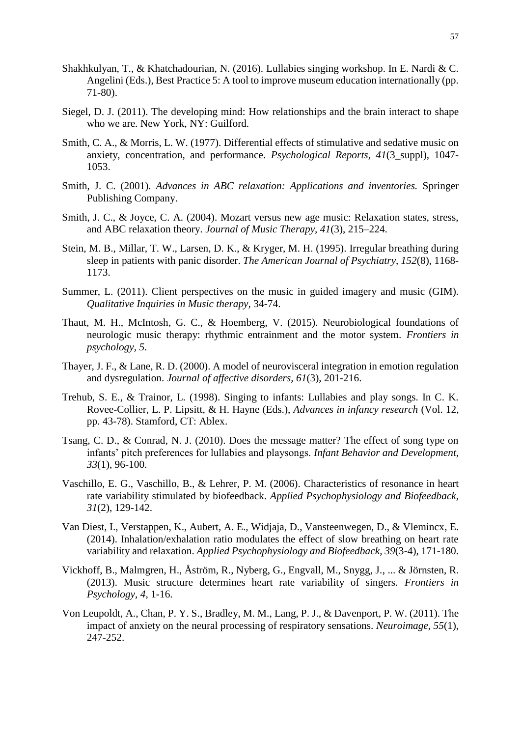Shakhkulyan, T., & Khatchadourian, N. (2016). Lullabies singing workshop. In E. Nardi & C. Angelini (Eds.), Best Practice 5: A tool to improve museum education internationally (pp. 71-80).

Siegel, D. J. (2011). The developing mind: How relationships and the brain interact to shape who we are. New York, NY: Guilford.

Smith, C. A., & Morris, L. W. (1977). Differential effects of stimulative and sedative music on anxiety, concentration, and performance. *Psychological Reports, 41*(3_suppl), 1047-1053.

Smith, J. C. (2001). *Advances in ABC relaxation: Applications and inventories.* Springer Publishing Company.

Smith, J. C., & Joyce, C. A. (2004). Mozart versus new age music: Relaxation states, stress, and ABC relaxation theory. *Journal of Music Therapy, 41*(3), 215–224.

Stein, M. B., Millar, T. W., Larsen, D. K., & Kryger, M. H. (1995). Irregular breathing during sleep in patients with panic disorder. *The American Journal of Psychiatry, 152*(8), 1168-1173.

Summer, L. (2011). Client perspectives on the music in guided imagery and music (GIM). *Qualitative Inquiries in Music therapy*, 34-74.

Thaut, M. H., McIntosh, G. C., & Hoemberg, V. (2015). Neurobiological foundations of neurologic music therapy: rhythmic entrainment and the motor system. *Frontiers in psychology, 5*.

Thayer, J. F., & Lane, R. D. (2000). A model of neurovisceral integration in emotion regulation and dysregulation. *Journal of affective disorders, 61*(3), 201-216.

Trehub, S. E., & Trainor, L. (1998). Singing to infants: Lullabies and play songs. In C. K. Rovee-Collier, L. P. Lipsitt, & H. Hayne (Eds.), *Advances in infancy research* (Vol. 12, pp. 43-78). Stamford, CT: Ablex.

Tsang, C. D., & Conrad, N. J. (2010). Does the message matter? The effect of song type on infants' pitch preferences for lullabies and playsongs. *Infant Behavior and Development, 33*(1), 96-100.

Vaschillo, E. G., Vaschillo, B., & Lehrer, P. M. (2006). Characteristics of resonance in heart rate variability stimulated by biofeedback. *Applied Psychophysiology and Biofeedback, 31*(2), 129-142.

Van Diest, I., Verstappen, K., Aubert, A. E., Widjaja, D., Vansteenwegen, D., & Vlemincx, E. (2014). Inhalation/exhalation ratio modulates the effect of slow breathing on heart rate variability and relaxation. *Applied Psychophysiology and Biofeedback, 39*(3-4), 171-180.

Vickhoff, B., Malmgren, H., Åström, R., Nyberg, G., Engvall, M., Snygg, J., ... & Jörnsten, R. (2013). Music structure determines heart rate variability of singers. *Frontiers in Psychology, 4*, 1-16.

Von Leupoldt, A., Chan, P. Y. S., Bradley, M. M., Lang, P. J., & Davenport, P. W. (2011). The impact of anxiety on the neural processing of respiratory sensations. *Neuroimage, 55*(1), 247-252.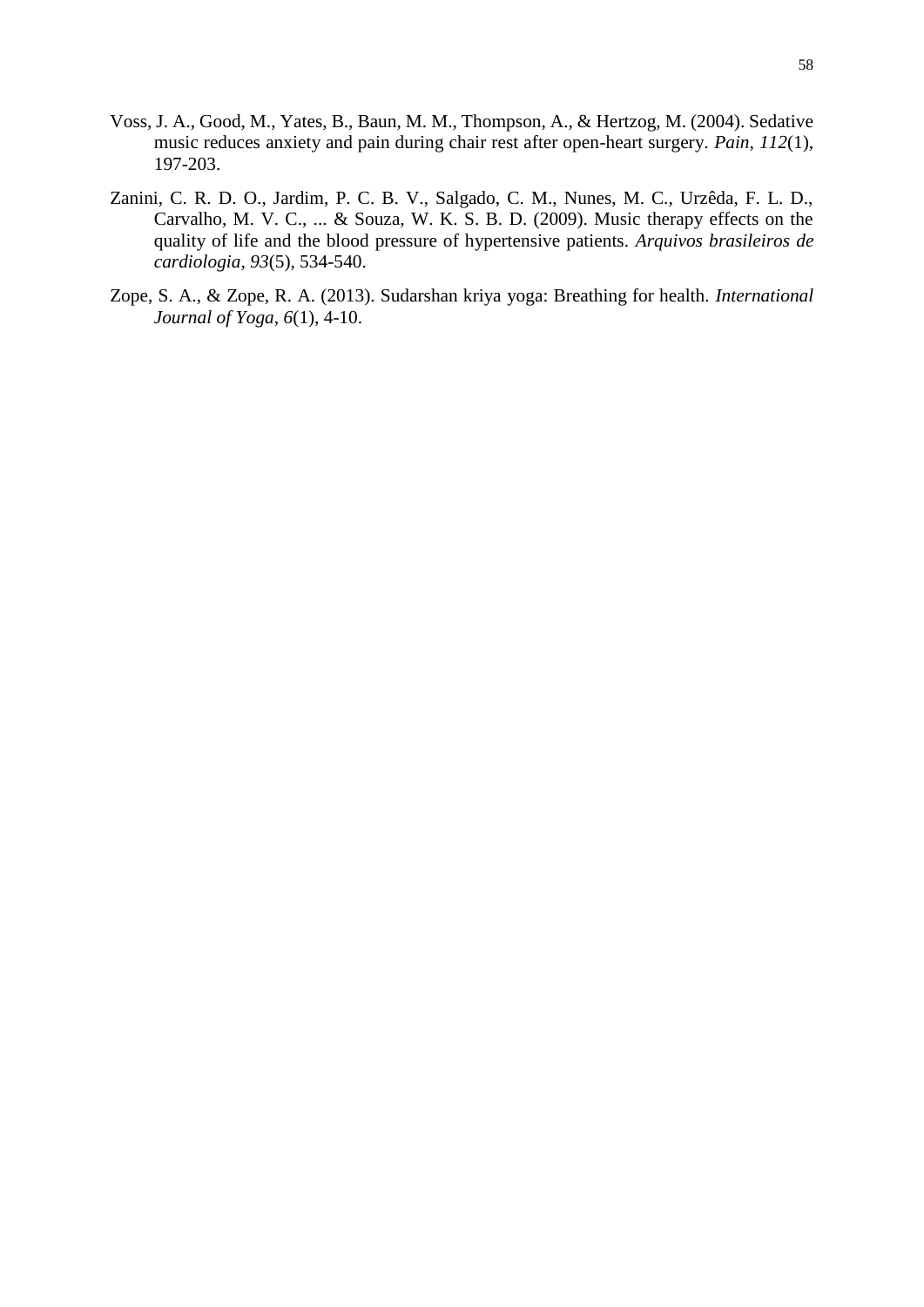Voss, J. A., Good, M., Yates, B., Baun, M. M., Thompson, A., & Hertzog, M. (2004). Sedative music reduces anxiety and pain during chair rest after open-heart surgery. *Pain, 112*(1), 197-203.

Zanini, C. R. D. O., Jardim, P. C. B. V., Salgado, C. M., Nunes, M. C., Urzêda, F. L. D., Carvalho, M. V. C., ... & Souza, W. K. S. B. D. (2009). Music therapy effects on the quality of life and the blood pressure of hypertensive patients. *Arquivos brasileiros de cardiologia, 93*(5), 534-540.

Zope, S. A., & Zope, R. A. (2013). Sudarshan kriya yoga: Breathing for health. *International Journal of Yoga*, *6*(1), 4-10.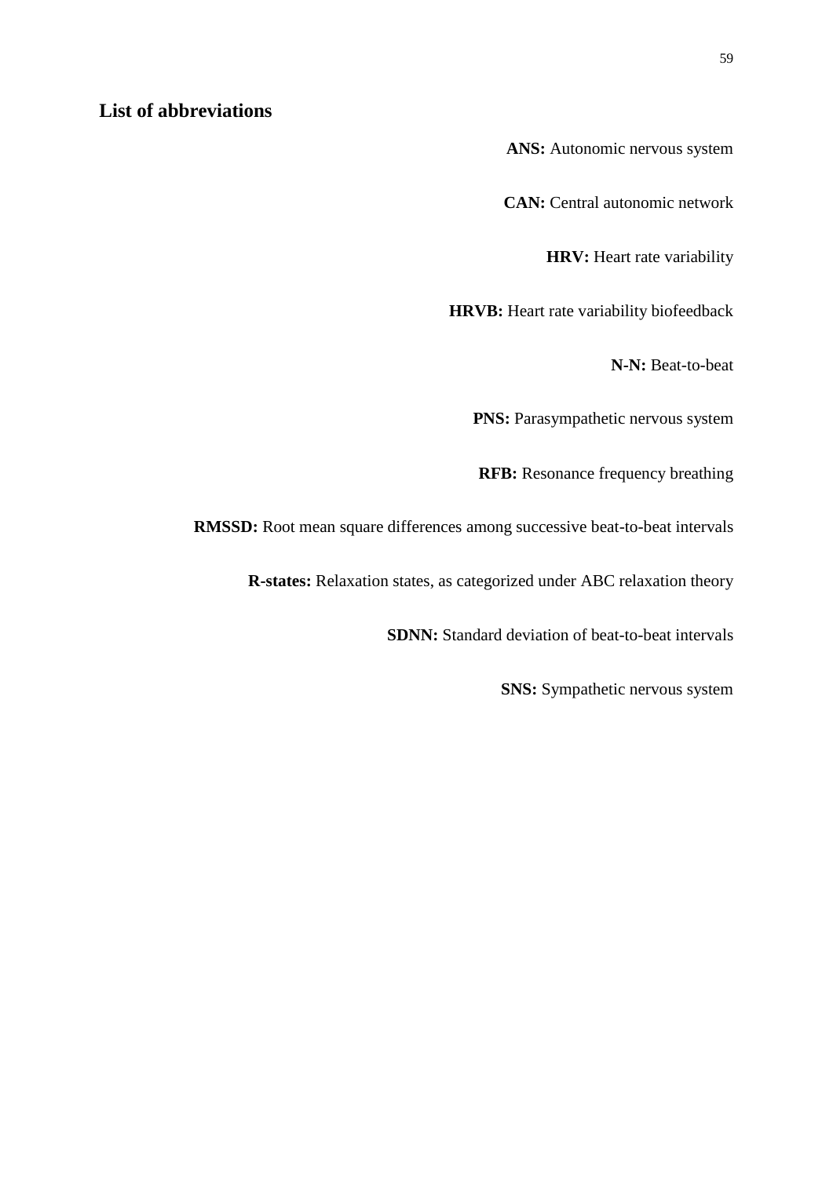## List of abbreviations

**ANS:** Autonomic nervous system

**CAN:** Central autonomic network

**HRV:** Heart rate variability

**HRVB:** Heart rate variability biofeedback

**N-N:** Beat-to-beat

**PNS:** Parasympathetic nervous system

**RFB:** Resonance frequency breathing

**RMSSD:** Root mean square differences among successive beat-to-beat intervals

**R-states:** Relaxation states, as categorized under ABC relaxation theory

**SDNN:** Standard deviation of beat-to-beat intervals

**SNS:** Sympathetic nervous system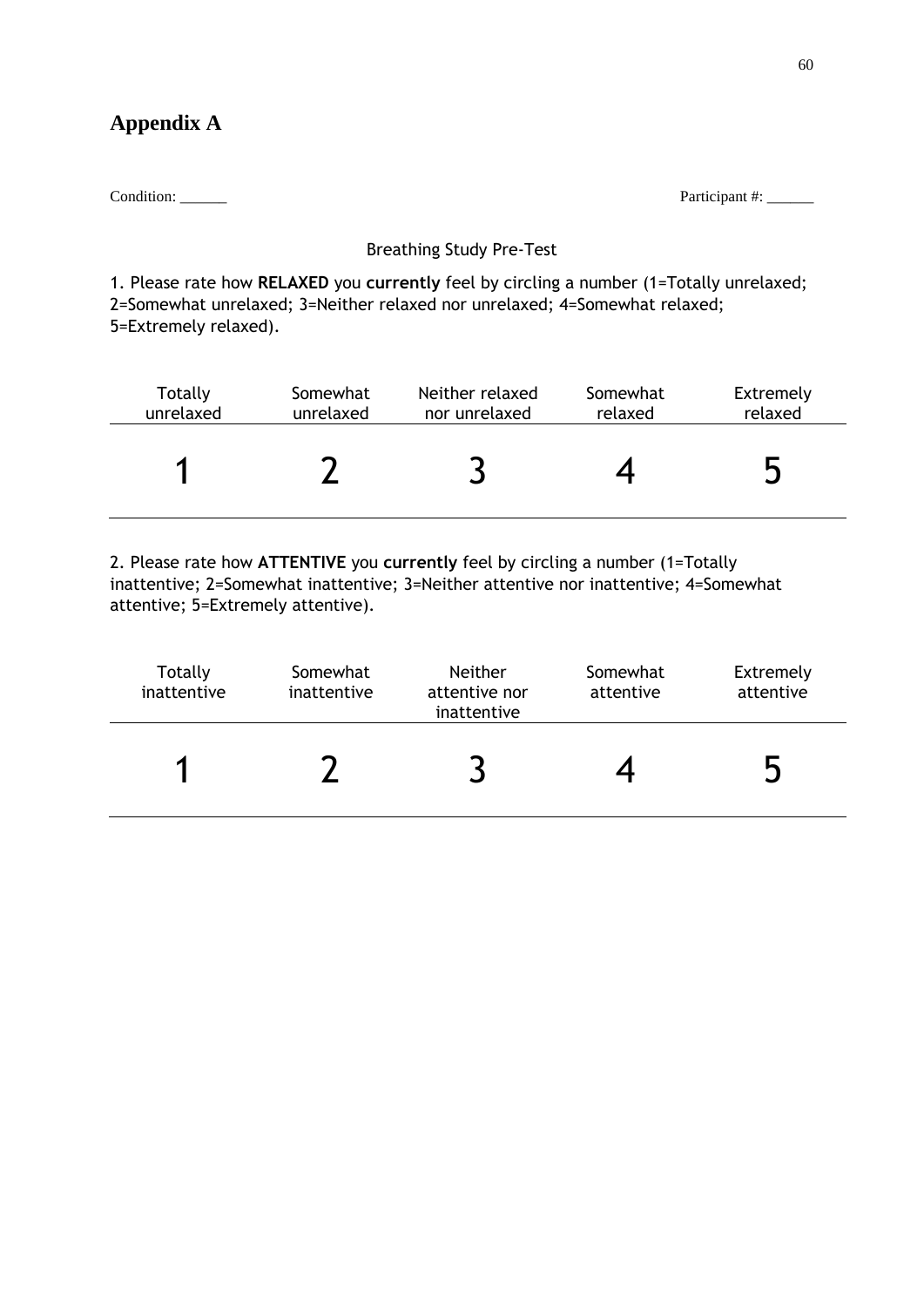# Appendix A

Condition: ______ Participant #: ______

Breathing Study Pre-Test

1. Please rate how **RELAXED** you **currently** feel by circling a number (1=Totally unrelaxed; 2=Somewhat unrelaxed; 3=Neither relaxed nor unrelaxed; 4=Somewhat relaxed; 5=Extremely relaxed).

| Totally unrelaxed | Somewhat unrelaxed | Neither relaxed nor unrelaxed | Somewhat relaxed | Extremely relaxed |
|---|---|---|---|---|
| 1 | 2 | 3 | 4 | 5 |

2. Please rate how **ATTENTIVE** you **currently** feel by circling a number (1=Totally inattentive; 2=Somewhat inattentive; 3=Neither attentive nor inattentive; 4=Somewhat attentive; 5=Extremely attentive).

| Totally inattentive | Somewhat inattentive | Neither attentive nor inattentive | Somewhat attentive | Extremely attentive |
|---|---|---|---|---|
| 1 | 2 | 3 | 4 | 5 |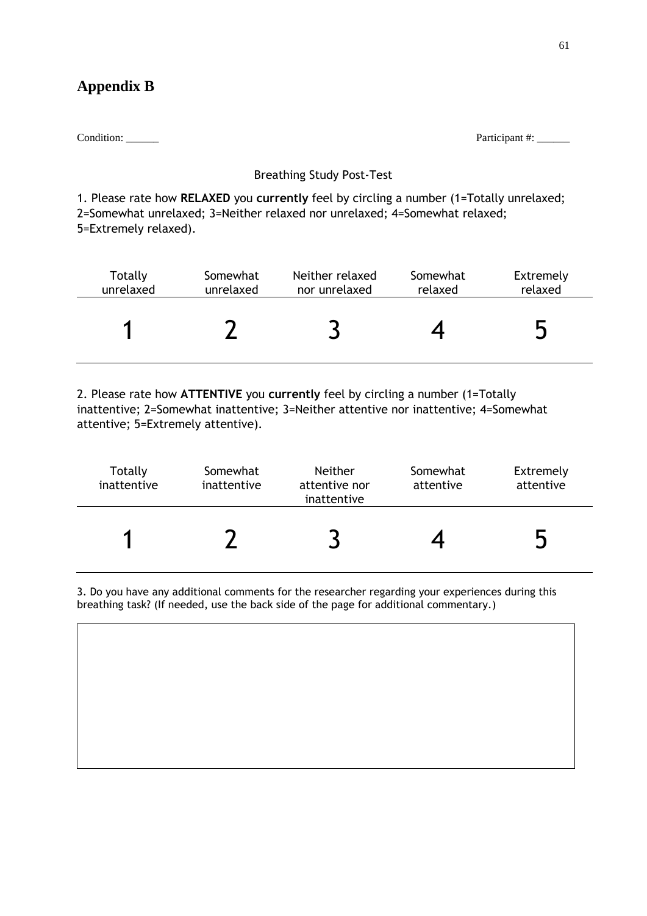# Appendix B

Condition: ______ Participant #: ______

Breathing Study Post-Test

1. Please rate how **RELAXED** you **currently** feel by circling a number (1=Totally unrelaxed; 2=Somewhat unrelaxed; 3=Neither relaxed nor unrelaxed; 4=Somewhat relaxed; 5=Extremely relaxed).

| Totally unrelaxed | Somewhat unrelaxed | Neither relaxed nor unrelaxed | Somewhat relaxed | Extremely relaxed |
|---|---|---|---|---|
| 1 | 2 | 3 | 4 | 5 |

2. Please rate how **ATTENTIVE** you **currently** feel by circling a number (1=Totally inattentive; 2=Somewhat inattentive; 3=Neither attentive nor inattentive; 4=Somewhat attentive; 5=Extremely attentive).

| Totally inattentive | Somewhat inattentive | Neither attentive nor inattentive | Somewhat attentive | Extremely attentive |
|---|---|---|---|---|
| 1 | 2 | 3 | 4 | 5 |

3. Do you have any additional comments for the researcher regarding your experiences during this breathing task? (If needed, use the back side of the page for additional commentary.)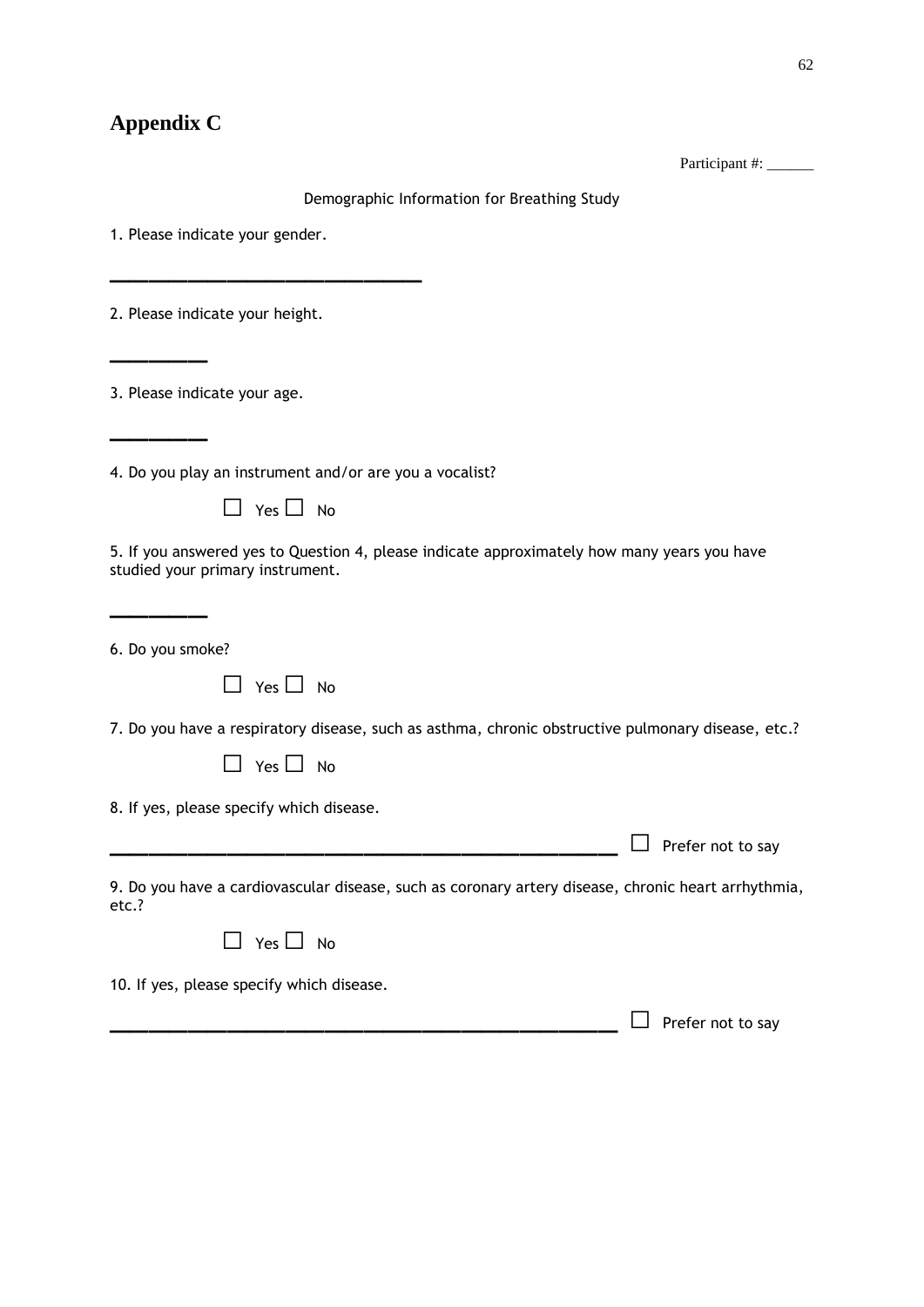# Appendix C

Participant #: ______

Demographic Information for Breathing Study

1. Please indicate your gender.

________________________________

2. Please indicate your height.

__________

3. Please indicate your age.

__________

4. Do you play an instrument and/or are you a vocalist?

☐ Yes ☐ No

5. If you answered yes to Question 4, please indicate approximately how many years you have studied your primary instrument.

__________

6. Do you smoke?

☐ Yes ☐ No

7. Do you have a respiratory disease, such as asthma, chronic obstructive pulmonary disease, etc.?

☐ Yes ☐ No

8. If yes, please specify which disease.

____________________________________________________ ☐ Prefer not to say

9. Do you have a cardiovascular disease, such as coronary artery disease, chronic heart arrhythmia, etc.?

☐ Yes ☐ No

10. If yes, please specify which disease.

____________________________________________________ ☐ Prefer not to say